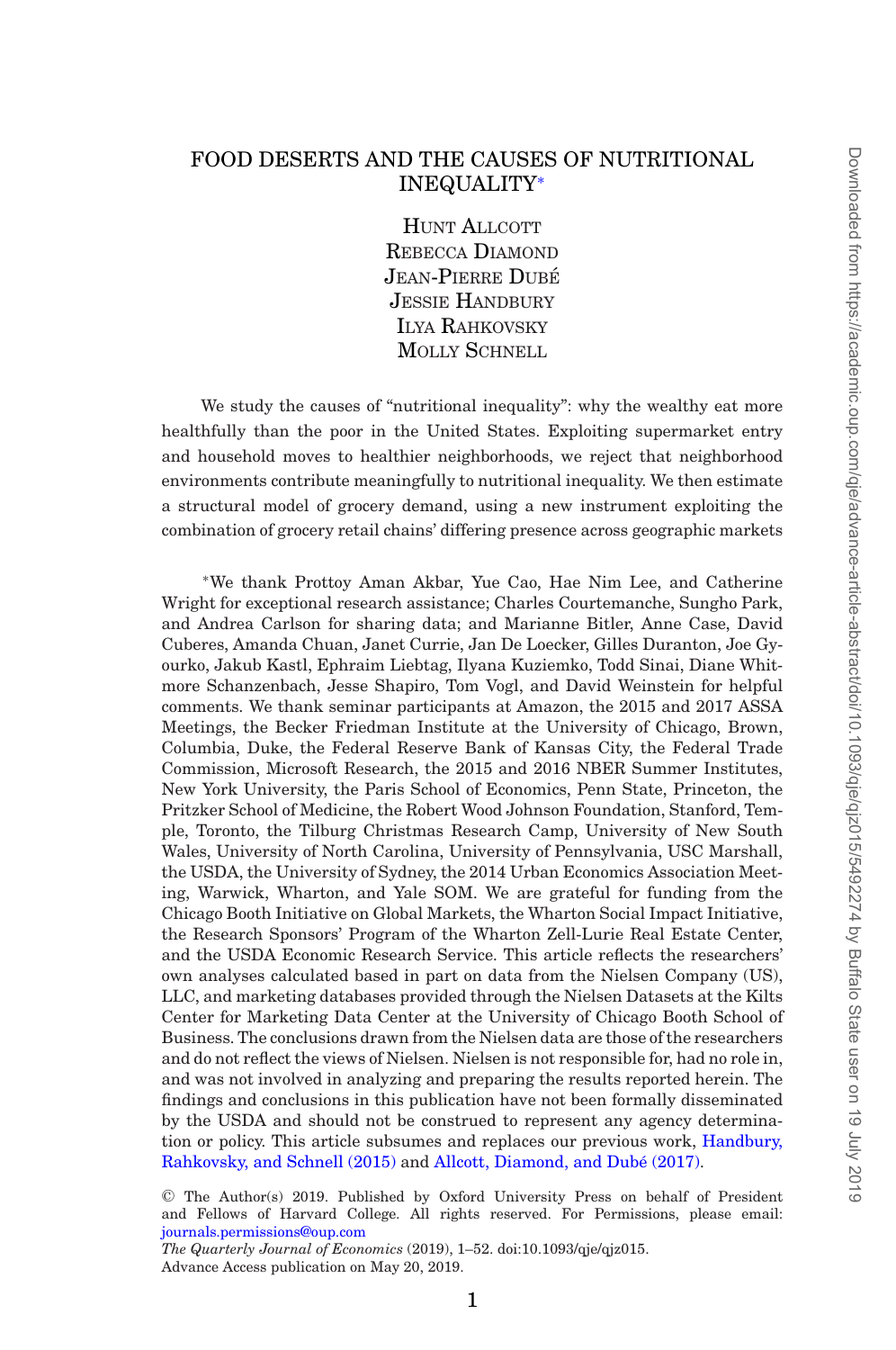# FOOD DESERTS AND THE CAUSES OF NUTRITIONAL INEQUALITY*

HUNT ALLCOTT
REBECCA DIAMOND
JEAN-PIERRE DUBÉ
JESSIE HANDBURY
ILYA RAHKOVSKY
MOLLY SCHNELL

We study the causes of "nutritional inequality": why the wealthy eat more healthfully than the poor in the United States. Exploiting supermarket entry and household moves to healthier neighborhoods, we reject that neighborhood environments contribute meaningfully to nutritional inequality. We then estimate a structural model of grocery demand, using a new instrument exploiting the combination of grocery retail chains' differing presence across geographic markets

*We thank Prottoy Aman Akbar, Yue Cao, Hae Nim Lee, and Catherine Wright for exceptional research assistance; Charles Courtemanche, Sungho Park, and Andrea Carlson for sharing data; and Marianne Bitler, Anne Case, David Cuberes, Amanda Chuan, Janet Currie, Jan De Loecker, Gilles Duranton, Joe Gyourko, Jakub Kastl, Ephraim Liebtag, Ilyana Kuziemko, Todd Sinai, Diane Whitmore Schanzenbach, Jesse Shapiro, Tom Vogl, and David Weinstein for helpful comments. We thank seminar participants at Amazon, the 2015 and 2017 ASSA Meetings, the Becker Friedman Institute at the University of Chicago, Brown, Columbia, Duke, the Federal Reserve Bank of Kansas City, the Federal Trade Commission, Microsoft Research, the 2015 and 2016 NBER Summer Institutes, New York University, the Paris School of Economics, Penn State, Princeton, the Pritzker School of Medicine, the Robert Wood Johnson Foundation, Stanford, Temple, Toronto, the Tilburg Christmas Research Camp, University of New South Wales, University of North Carolina, University of Pennsylvania, USC Marshall, the USDA, the University of Sydney, the 2014 Urban Economics Association Meeting, Warwick, Wharton, and Yale SOM. We are grateful for funding from the Chicago Booth Initiative on Global Markets, the Wharton Social Impact Initiative, the Research Sponsors' Program of the Wharton Zell-Lurie Real Estate Center, and the USDA Economic Research Service. This article reflects the researchers' own analyses calculated based in part on data from the Nielsen Company (US), LLC, and marketing databases provided through the Nielsen Datasets at the Kilts Center for Marketing Data Center at the University of Chicago Booth School of Business. The conclusions drawn from the Nielsen data are those of the researchers and do not reflect the views of Nielsen. Nielsen is not responsible for, had no role in, and was not involved in analyzing and preparing the results reported herein. The findings and conclusions in this publication have not been formally disseminated by the USDA and should not be construed to represent any agency determination or policy. This article subsumes and replaces our previous work, Handbury, Rahkovsky, and Schnell (2015) and Allcott, Diamond, and Dubé (2017).

© The Author(s) 2019. Published by Oxford University Press on behalf of President and Fellows of Harvard College. All rights reserved. For Permissions, please email: journals.permissions@oup.com

*The Quarterly Journal of Economics* (2019), 1–52. doi:10.1093/qje/qjz015.
Advance Access publication on May 20, 2019.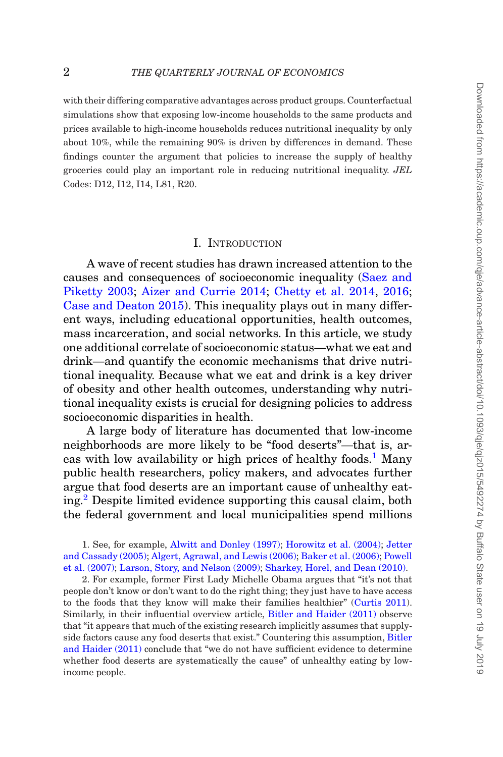with their differing comparative advantages across product groups. Counterfactual simulations show that exposing low-income households to the same products and prices available to high-income households reduces nutritional inequality by only about 10%, while the remaining 90% is driven by differences in demand. These findings counter the argument that policies to increase the supply of healthy groceries could play an important role in reducing nutritional inequality. *JEL* Codes: D12, I12, I14, L81, R20.

## I. Introduction

A wave of recent studies has drawn increased attention to the causes and consequences of socioeconomic inequality (Saez and Piketty 2003; Aizer and Currie 2014; Chetty et al. 2014, 2016; Case and Deaton 2015). This inequality plays out in many different ways, including educational opportunities, health outcomes, mass incarceration, and social networks. In this article, we study one additional correlate of socioeconomic status—what we eat and drink—and quantify the economic mechanisms that drive nutritional inequality. Because what we eat and drink is a key driver of obesity and other health outcomes, understanding why nutritional inequality exists is crucial for designing policies to address socioeconomic disparities in health.

A large body of literature has documented that low-income neighborhoods are more likely to be "food deserts"—that is, areas with low availability or high prices of healthy foods.[1] Many public health researchers, policy makers, and advocates further argue that food deserts are an important cause of unhealthy eating.[2] Despite limited evidence supporting this causal claim, both the federal government and local municipalities spend millions

1. See, for example, Alwitt and Donley (1997); Horowitz et al. (2004); Jetter and Cassady (2005); Algert, Agrawal, and Lewis (2006); Baker et al. (2006); Powell et al. (2007); Larson, Story, and Nelson (2009); Sharkey, Horel, and Dean (2010).

2. For example, former First Lady Michelle Obama argues that "it's not that people don't know or don't want to do the right thing; they just have to have access to the foods that they know will make their families healthier" (Curtis 2011). Similarly, in their influential overview article, Bitler and Haider (2011) observe that "it appears that much of the existing research implicitly assumes that supply-side factors cause any food deserts that exist." Countering this assumption, Bitler and Haider (2011) conclude that "we do not have sufficient evidence to determine whether food deserts are systematically the cause" of unhealthy eating by low-income people.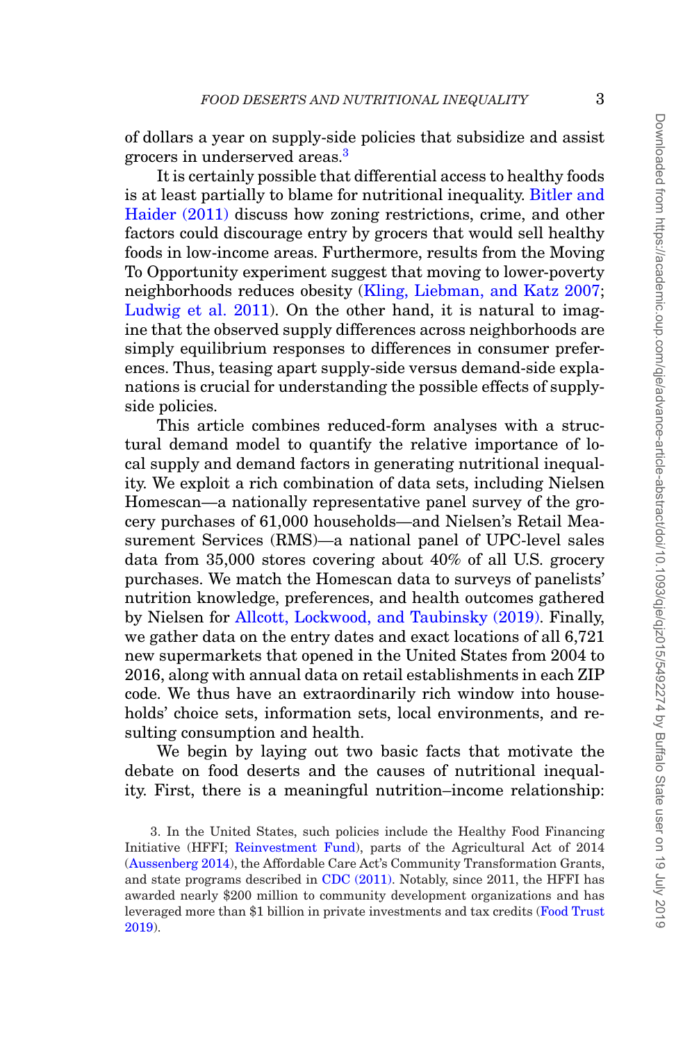of dollars a year on supply-side policies that subsidize and assist grocers in underserved areas.[3]

It is certainly possible that differential access to healthy foods is at least partially to blame for nutritional inequality. Bitler and Haider (2011) discuss how zoning restrictions, crime, and other factors could discourage entry by grocers that would sell healthy foods in low-income areas. Furthermore, results from the Moving To Opportunity experiment suggest that moving to lower-poverty neighborhoods reduces obesity (Kling, Liebman, and Katz 2007; Ludwig et al. 2011). On the other hand, it is natural to imagine that the observed supply differences across neighborhoods are simply equilibrium responses to differences in consumer preferences. Thus, teasing apart supply-side versus demand-side explanations is crucial for understanding the possible effects of supply-side policies.

This article combines reduced-form analyses with a structural demand model to quantify the relative importance of local supply and demand factors in generating nutritional inequality. We exploit a rich combination of data sets, including Nielsen Homescan—a nationally representative panel survey of the grocery purchases of 61,000 households—and Nielsen's Retail Measurement Services (RMS)—a national panel of UPC-level sales data from 35,000 stores covering about 40% of all U.S. grocery purchases. We match the Homescan data to surveys of panelists' nutrition knowledge, preferences, and health outcomes gathered by Nielsen for Allcott, Lockwood, and Taubinsky (2019). Finally, we gather data on the entry dates and exact locations of all 6,721 new supermarkets that opened in the United States from 2004 to 2016, along with annual data on retail establishments in each ZIP code. We thus have an extraordinarily rich window into households' choice sets, information sets, local environments, and resulting consumption and health.

We begin by laying out two basic facts that motivate the debate on food deserts and the causes of nutritional inequality. First, there is a meaningful nutrition–income relationship:

3. In the United States, such policies include the Healthy Food Financing Initiative (HFFI; Reinvestment Fund), parts of the Agricultural Act of 2014 (Aussenberg 2014), the Affordable Care Act's Community Transformation Grants, and state programs described in CDC (2011). Notably, since 2011, the HFFI has awarded nearly $200 million to community development organizations and has leveraged more than $1 billion in private investments and tax credits (Food Trust 2019).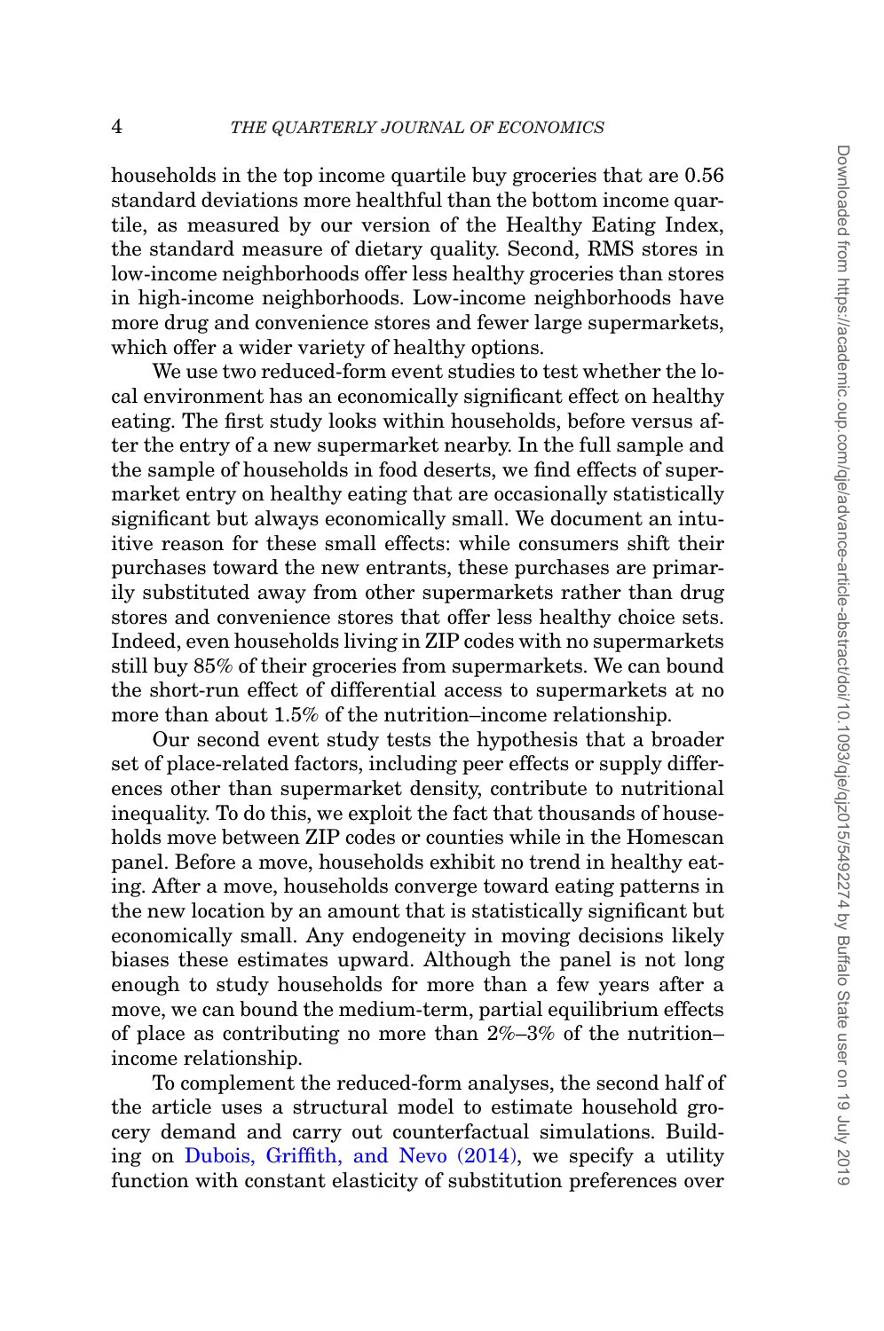households in the top income quartile buy groceries that are 0.56 standard deviations more healthful than the bottom income quartile, as measured by our version of the Healthy Eating Index, the standard measure of dietary quality. Second, RMS stores in low-income neighborhoods offer less healthy groceries than stores in high-income neighborhoods. Low-income neighborhoods have more drug and convenience stores and fewer large supermarkets, which offer a wider variety of healthy options.

We use two reduced-form event studies to test whether the local environment has an economically significant effect on healthy eating. The first study looks within households, before versus after the entry of a new supermarket nearby. In the full sample and the sample of households in food deserts, we find effects of supermarket entry on healthy eating that are occasionally statistically significant but always economically small. We document an intuitive reason for these small effects: while consumers shift their purchases toward the new entrants, these purchases are primarily substituted away from other supermarkets rather than drug stores and convenience stores that offer less healthy choice sets. Indeed, even households living in ZIP codes with no supermarkets still buy 85% of their groceries from supermarkets. We can bound the short-run effect of differential access to supermarkets at no more than about 1.5% of the nutrition–income relationship.

Our second event study tests the hypothesis that a broader set of place-related factors, including peer effects or supply differences other than supermarket density, contribute to nutritional inequality. To do this, we exploit the fact that thousands of households move between ZIP codes or counties while in the Homescan panel. Before a move, households exhibit no trend in healthy eating. After a move, households converge toward eating patterns in the new location by an amount that is statistically significant but economically small. Any endogeneity in moving decisions likely biases these estimates upward. Although the panel is not long enough to study households for more than a few years after a move, we can bound the medium-term, partial equilibrium effects of place as contributing no more than 2%–3% of the nutrition–income relationship.

To complement the reduced-form analyses, the second half of the article uses a structural model to estimate household grocery demand and carry out counterfactual simulations. Building on Dubois, Griffith, and Nevo (2014), we specify a utility function with constant elasticity of substitution preferences over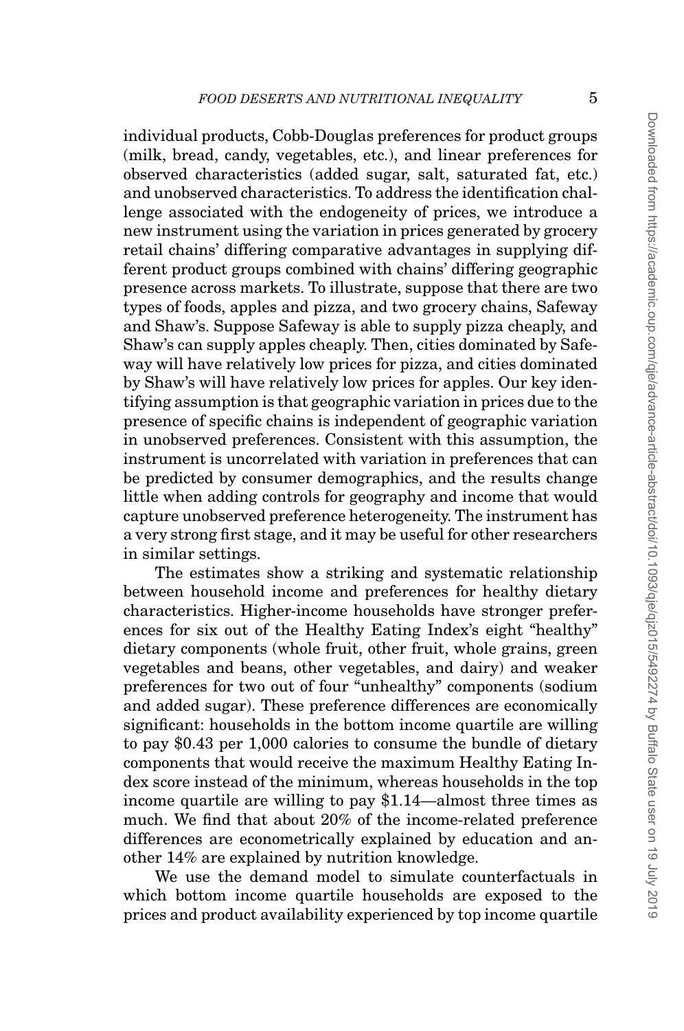individual products, Cobb-Douglas preferences for product groups (milk, bread, candy, vegetables, etc.), and linear preferences for observed characteristics (added sugar, salt, saturated fat, etc.) and unobserved characteristics. To address the identification challenge associated with the endogeneity of prices, we introduce a new instrument using the variation in prices generated by grocery retail chains' differing comparative advantages in supplying different product groups combined with chains' differing geographic presence across markets. To illustrate, suppose that there are two types of foods, apples and pizza, and two grocery chains, Safeway and Shaw's. Suppose Safeway is able to supply pizza cheaply, and Shaw's can supply apples cheaply. Then, cities dominated by Safeway will have relatively low prices for pizza, and cities dominated by Shaw's will have relatively low prices for apples. Our key identifying assumption is that geographic variation in prices due to the presence of specific chains is independent of geographic variation in unobserved preferences. Consistent with this assumption, the instrument is uncorrelated with variation in preferences that can be predicted by consumer demographics, and the results change little when adding controls for geography and income that would capture unobserved preference heterogeneity. The instrument has a very strong first stage, and it may be useful for other researchers in similar settings.

The estimates show a striking and systematic relationship between household income and preferences for healthy dietary characteristics. Higher-income households have stronger preferences for six out of the Healthy Eating Index's eight "healthy" dietary components (whole fruit, other fruit, whole grains, green vegetables and beans, other vegetables, and dairy) and weaker preferences for two out of four "unhealthy" components (sodium and added sugar). These preference differences are economically significant: households in the bottom income quartile are willing to pay \$0.43 per 1,000 calories to consume the bundle of dietary components that would receive the maximum Healthy Eating Index score instead of the minimum, whereas households in the top income quartile are willing to pay \$1.14—almost three times as much. We find that about 20% of the income-related preference differences are econometrically explained by education and another 14% are explained by nutrition knowledge.

We use the demand model to simulate counterfactuals in which bottom income quartile households are exposed to the prices and product availability experienced by top income quartile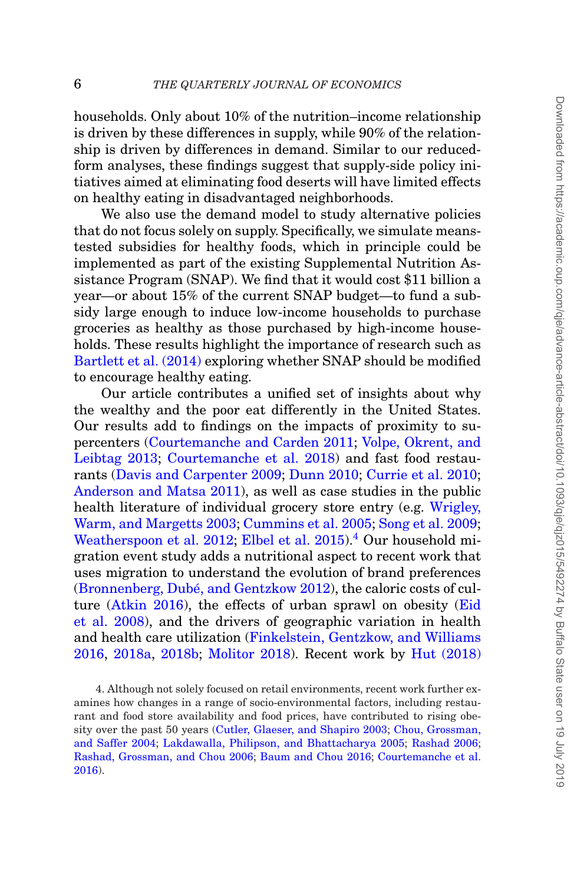households. Only about 10% of the nutrition–income relationship is driven by these differences in supply, while 90% of the relationship is driven by differences in demand. Similar to our reduced-form analyses, these findings suggest that supply-side policy initiatives aimed at eliminating food deserts will have limited effects on healthy eating in disadvantaged neighborhoods.

We also use the demand model to study alternative policies that do not focus solely on supply. Specifically, we simulate means-tested subsidies for healthy foods, which in principle could be implemented as part of the existing Supplemental Nutrition Assistance Program (SNAP). We find that it would cost $11 billion a year—or about 15% of the current SNAP budget—to fund a subsidy large enough to induce low-income households to purchase groceries as healthy as those purchased by high-income households. These results highlight the importance of research such as Bartlett et al. (2014) exploring whether SNAP should be modified to encourage healthy eating.

Our article contributes a unified set of insights about why the wealthy and the poor eat differently in the United States. Our results add to findings on the impacts of proximity to supercenters (Courtemanche and Carden 2011; Volpe, Okrent, and Leibtag 2013; Courtemanche et al. 2018) and fast food restaurants (Davis and Carpenter 2009; Dunn 2010; Currie et al. 2010; Anderson and Matsa 2011), as well as case studies in the public health literature of individual grocery store entry (e.g. Wrigley, Warm, and Margetts 2003; Cummins et al. 2005; Song et al. 2009; Weatherspoon et al. 2012; Elbel et al. 2015).[4] Our household migration event study adds a nutritional aspect to recent work that uses migration to understand the evolution of brand preferences (Bronnenberg, Dubé, and Gentzkow 2012), the caloric costs of culture (Atkin 2016), the effects of urban sprawl on obesity (Eid et al. 2008), and the drivers of geographic variation in health and health care utilization (Finkelstein, Gentzkow, and Williams 2016, 2018a, 2018b; Molitor 2018). Recent work by Hut (2018)

4. Although not solely focused on retail environments, recent work further examines how changes in a range of socio-environmental factors, including restaurant and food store availability and food prices, have contributed to rising obesity over the past 50 years (Cutler, Glaeser, and Shapiro 2003; Chou, Grossman, and Saffer 2004; Lakdawalla, Philipson, and Bhattacharya 2005; Rashad 2006; Rashad, Grossman, and Chou 2006; Baum and Chou 2016; Courtemanche et al. 2016).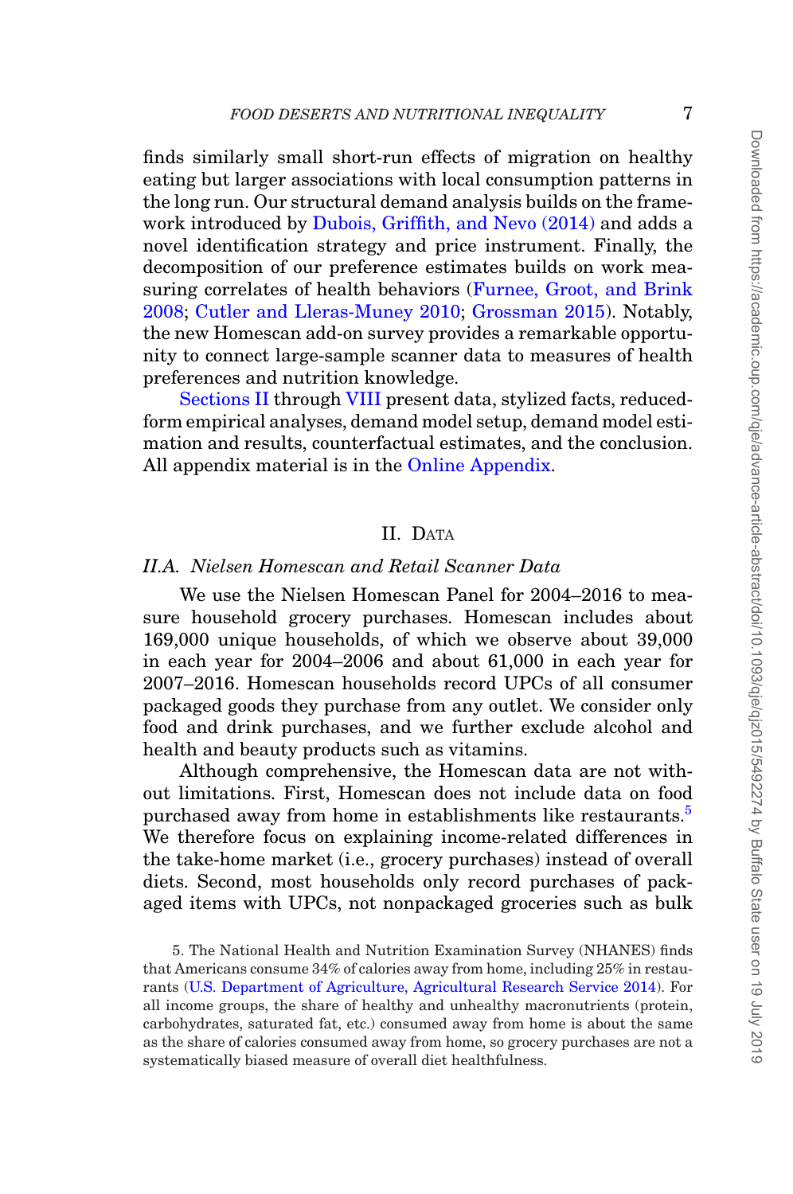finds similarly small short-run effects of migration on healthy eating but larger associations with local consumption patterns in the long run. Our structural demand analysis builds on the framework introduced by Dubois, Griffith, and Nevo (2014) and adds a novel identification strategy and price instrument. Finally, the decomposition of our preference estimates builds on work measuring correlates of health behaviors (Furnee, Groot, and Brink 2008; Cutler and Lleras-Muney 2010; Grossman 2015). Notably, the new Homescan add-on survey provides a remarkable opportunity to connect large-sample scanner data to measures of health preferences and nutrition knowledge.

Sections II through VIII present data, stylized facts, reduced-form empirical analyses, demand model setup, demand model estimation and results, counterfactual estimates, and the conclusion. All appendix material is in the Online Appendix.

## II. Data

### II.A. Nielsen Homescan and Retail Scanner Data

We use the Nielsen Homescan Panel for 2004–2016 to measure household grocery purchases. Homescan includes about 169,000 unique households, of which we observe about 39,000 in each year for 2004–2006 and about 61,000 in each year for 2007–2016. Homescan households record UPCs of all consumer packaged goods they purchase from any outlet. We consider only food and drink purchases, and we further exclude alcohol and health and beauty products such as vitamins.

Although comprehensive, the Homescan data are not without limitations. First, Homescan does not include data on food purchased away from home in establishments like restaurants.[5] We therefore focus on explaining income-related differences in the take-home market (i.e., grocery purchases) instead of overall diets. Second, most households only record purchases of packaged items with UPCs, not nonpackaged groceries such as bulk

5. The National Health and Nutrition Examination Survey (NHANES) finds that Americans consume 34% of calories away from home, including 25% in restaurants (U.S. Department of Agriculture, Agricultural Research Service 2014). For all income groups, the share of healthy and unhealthy macronutrients (protein, carbohydrates, saturated fat, etc.) consumed away from home is about the same as the share of calories consumed away from home, so grocery purchases are not a systematically biased measure of overall diet healthfulness.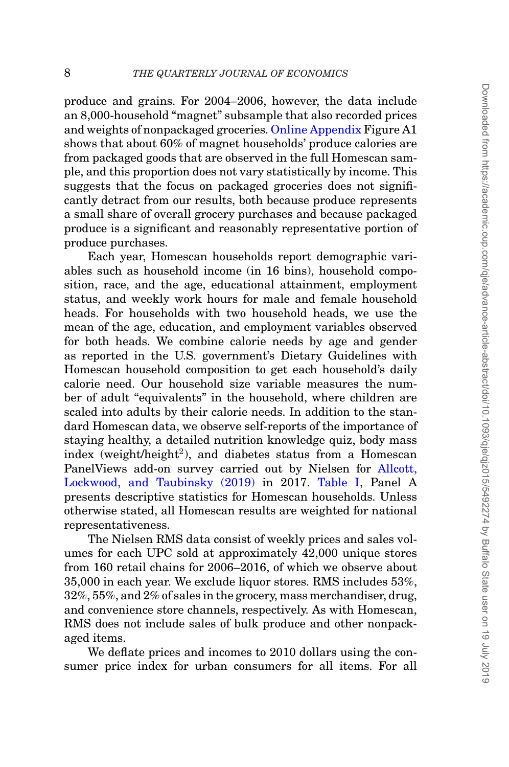produce and grains. For 2004–2006, however, the data include an 8,000-household "magnet" subsample that also recorded prices and weights of nonpackaged groceries. Online Appendix Figure A1 shows that about 60% of magnet households' produce calories are from packaged goods that are observed in the full Homescan sample, and this proportion does not vary statistically by income. This suggests that the focus on packaged groceries does not significantly detract from our results, both because produce represents a small share of overall grocery purchases and because packaged produce is a significant and reasonably representative portion of produce purchases.

Each year, Homescan households report demographic variables such as household income (in 16 bins), household composition, race, and the age, educational attainment, employment status, and weekly work hours for male and female household heads. For households with two household heads, we use the mean of the age, education, and employment variables observed for both heads. We combine calorie needs by age and gender as reported in the U.S. government's Dietary Guidelines with Homescan household composition to get each household's daily calorie need. Our household size variable measures the number of adult "equivalents" in the household, where children are scaled into adults by their calorie needs. In addition to the standard Homescan data, we observe self-reports of the importance of staying healthy, a detailed nutrition knowledge quiz, body mass index (weight/height$^2$), and diabetes status from a Homescan PanelViews add-on survey carried out by Nielsen for Allcott, Lockwood, and Taubinsky (2019) in 2017. Table I, Panel A presents descriptive statistics for Homescan households. Unless otherwise stated, all Homescan results are weighted for national representativeness.

The Nielsen RMS data consist of weekly prices and sales volumes for each UPC sold at approximately 42,000 unique stores from 160 retail chains for 2006–2016, of which we observe about 35,000 in each year. We exclude liquor stores. RMS includes 53%, 32%, 55%, and 2% of sales in the grocery, mass merchandiser, drug, and convenience store channels, respectively. As with Homescan, RMS does not include sales of bulk produce and other nonpackaged items.

We deflate prices and incomes to 2010 dollars using the consumer price index for urban consumers for all items. For all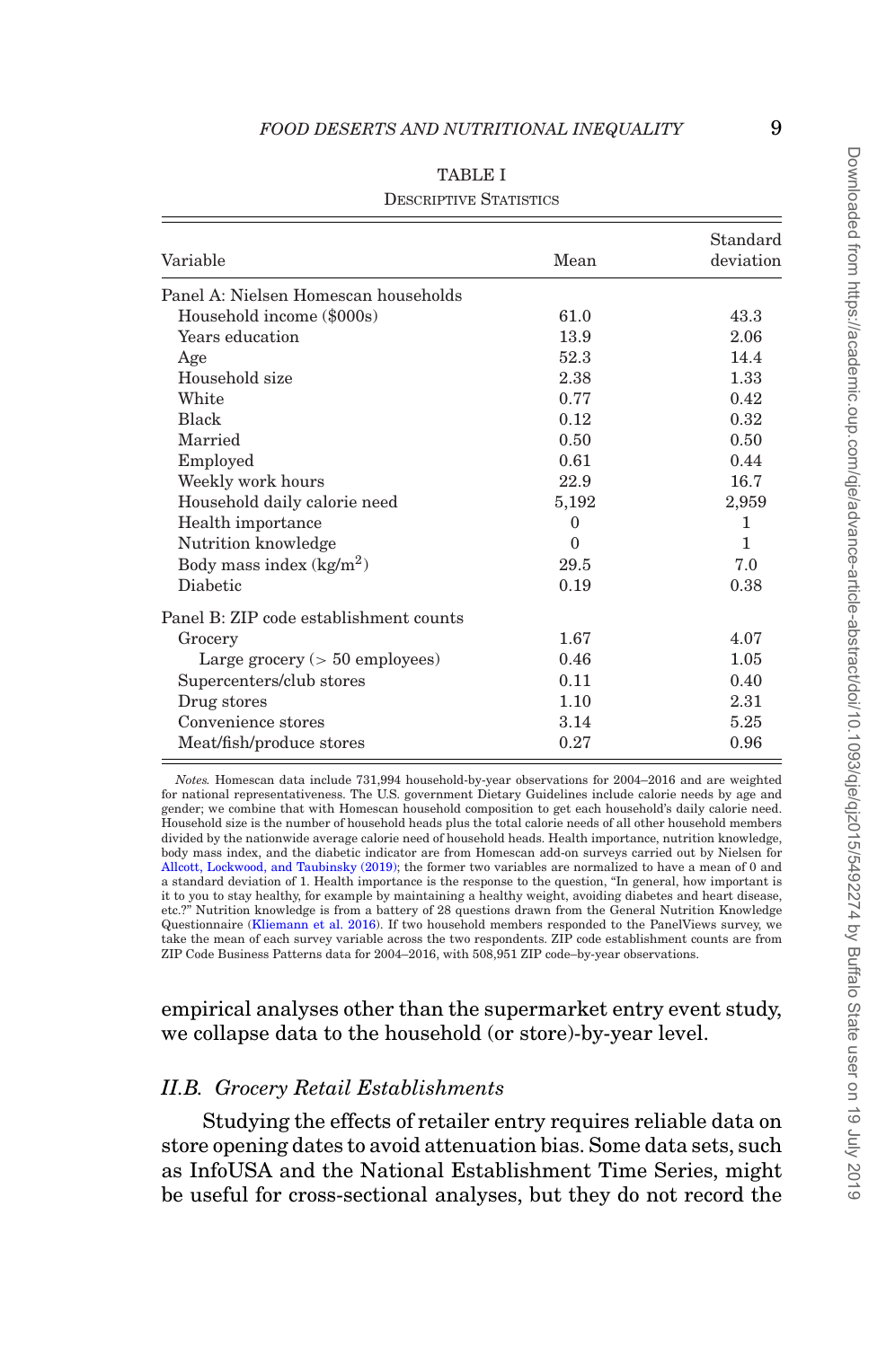TABLE I

DESCRIPTIVE STATISTICS

| Variable | Mean | Standard deviation |
|---|---|---|
| Panel A: Nielsen Homescan households | | |
| Household income ($000s) | 61.0 | 43.3 |
| Years education | 13.9 | 2.06 |
| Age | 52.3 | 14.4 |
| Household size | 2.38 | 1.33 |
| White | 0.77 | 0.42 |
| Black | 0.12 | 0.32 |
| Married | 0.50 | 0.50 |
| Employed | 0.61 | 0.44 |
| Weekly work hours | 22.9 | 16.7 |
| Household daily calorie need | 5,192 | 2,959 |
| Health importance | 0 | 1 |
| Nutrition knowledge | 0 | 1 |
| Body mass index (kg/m$^2$) | 29.5 | 7.0 |
| Diabetic | 0.19 | 0.38 |
| Panel B: ZIP code establishment counts | | |
| Grocery | 1.67 | 4.07 |
| Large grocery (> 50 employees) | 0.46 | 1.05 |
| Supercenters/club stores | 0.11 | 0.40 |
| Drug stores | 1.10 | 2.31 |
| Convenience stores | 3.14 | 5.25 |
| Meat/fish/produce stores | 0.27 | 0.96 |

*Notes.* Homescan data include 731,994 household-by-year observations for 2004–2016 and are weighted for national representativeness. The U.S. government Dietary Guidelines include calorie needs by age and gender; we combine that with Homescan household composition to get each household's daily calorie need. Household size is the number of household heads plus the total calorie needs of all other household members divided by the nationwide average calorie need of household heads. Health importance, nutrition knowledge, body mass index, and the diabetic indicator are from Homescan add-on surveys carried out by Nielsen for Allcott, Lockwood, and Taubinsky (2019); the former two variables are normalized to have a mean of 0 and a standard deviation of 1. Health importance is the response to the question, "In general, how important is it to you to stay healthy, for example by maintaining a healthy weight, avoiding diabetes and heart disease, etc.?" Nutrition knowledge is from a battery of 28 questions drawn from the General Nutrition Knowledge Questionnaire (Kliemann et al. 2016). If two household members responded to the PanelViews survey, we take the mean of each survey variable across the two respondents. ZIP code establishment counts are from ZIP Code Business Patterns data for 2004–2016, with 508,951 ZIP code–by-year observations.

empirical analyses other than the supermarket entry event study, we collapse data to the household (or store)-by-year level.

### *II.B. Grocery Retail Establishments*

Studying the effects of retailer entry requires reliable data on store opening dates to avoid attenuation bias. Some data sets, such as InfoUSA and the National Establishment Time Series, might be useful for cross-sectional analyses, but they do not record the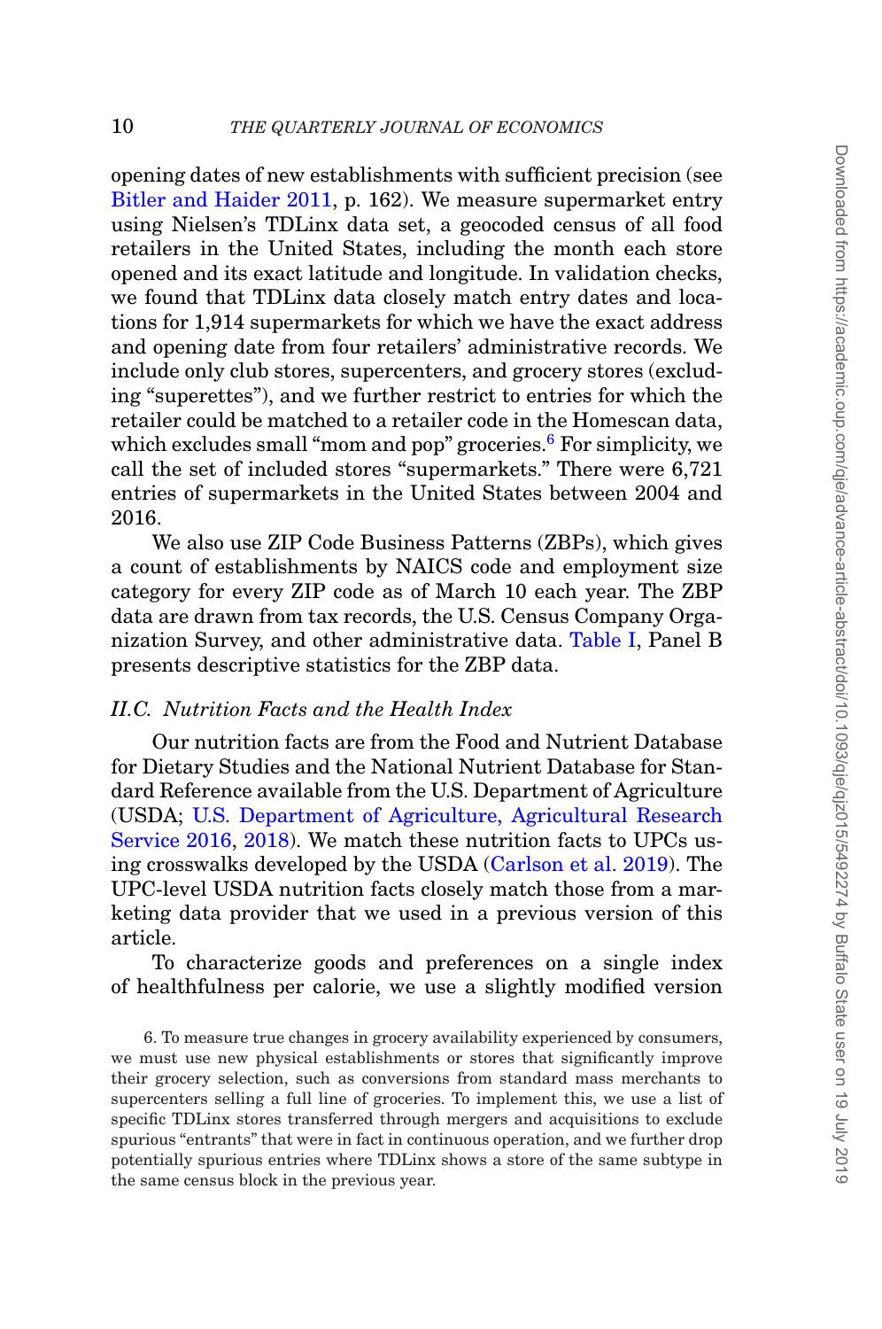opening dates of new establishments with sufficient precision (see Bitler and Haider 2011, p. 162). We measure supermarket entry using Nielsen's TDLinx data set, a geocoded census of all food retailers in the United States, including the month each store opened and its exact latitude and longitude. In validation checks, we found that TDLinx data closely match entry dates and locations for 1,914 supermarkets for which we have the exact address and opening date from four retailers' administrative records. We include only club stores, supercenters, and grocery stores (excluding "superettes"), and we further restrict to entries for which the retailer could be matched to a retailer code in the Homescan data, which excludes small "mom and pop" groceries.[6] For simplicity, we call the set of included stores "supermarkets." There were 6,721 entries of supermarkets in the United States between 2004 and 2016.

We also use ZIP Code Business Patterns (ZBPs), which gives a count of establishments by NAICS code and employment size category for every ZIP code as of March 10 each year. The ZBP data are drawn from tax records, the U.S. Census Company Organization Survey, and other administrative data. Table I, Panel B presents descriptive statistics for the ZBP data.

### II.C. Nutrition Facts and the Health Index

Our nutrition facts are from the Food and Nutrient Database for Dietary Studies and the National Nutrient Database for Standard Reference available from the U.S. Department of Agriculture (USDA; U.S. Department of Agriculture, Agricultural Research Service 2016, 2018). We match these nutrition facts to UPCs using crosswalks developed by the USDA (Carlson et al. 2019). The UPC-level USDA nutrition facts closely match those from a marketing data provider that we used in a previous version of this article.

To characterize goods and preferences on a single index of healthfulness per calorie, we use a slightly modified version

6. To measure true changes in grocery availability experienced by consumers, we must use new physical establishments or stores that significantly improve their grocery selection, such as conversions from standard mass merchants to supercenters selling a full line of groceries. To implement this, we use a list of specific TDLinx stores transferred through mergers and acquisitions to exclude spurious "entrants" that were in fact in continuous operation, and we further drop potentially spurious entries where TDLinx shows a store of the same subtype in the same census block in the previous year.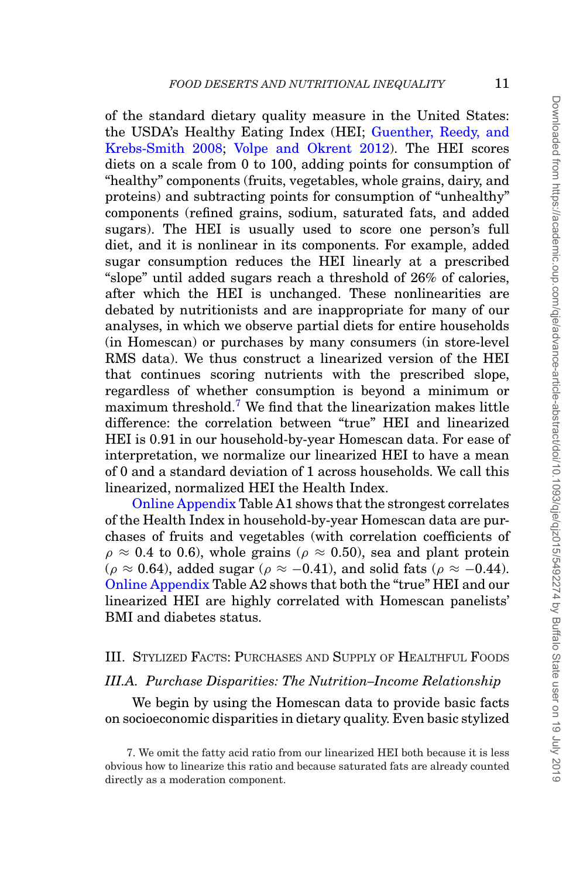of the standard dietary quality measure in the United States: the USDA's Healthy Eating Index (HEI; Guenther, Reedy, and Krebs-Smith 2008; Volpe and Okrent 2012). The HEI scores diets on a scale from 0 to 100, adding points for consumption of "healthy" components (fruits, vegetables, whole grains, dairy, and proteins) and subtracting points for consumption of "unhealthy" components (refined grains, sodium, saturated fats, and added sugars). The HEI is usually used to score one person's full diet, and it is nonlinear in its components. For example, added sugar consumption reduces the HEI linearly at a prescribed "slope" until added sugars reach a threshold of 26% of calories, after which the HEI is unchanged. These nonlinearities are debated by nutritionists and are inappropriate for many of our analyses, in which we observe partial diets for entire households (in Homescan) or purchases by many consumers (in store-level RMS data). We thus construct a linearized version of the HEI that continues scoring nutrients with the prescribed slope, regardless of whether consumption is beyond a minimum or maximum threshold.[7] We find that the linearization makes little difference: the correlation between "true" HEI and linearized HEI is 0.91 in our household-by-year Homescan data. For ease of interpretation, we normalize our linearized HEI to have a mean of 0 and a standard deviation of 1 across households. We call this linearized, normalized HEI the Health Index.

Online Appendix Table A1 shows that the strongest correlates of the Health Index in household-by-year Homescan data are purchases of fruits and vegetables (with correlation coefficients of $\rho \approx 0.4$ to 0.6), whole grains ($\rho \approx 0.50$), sea and plant protein ($\rho \approx 0.64$), added sugar ($\rho \approx -0.41$), and solid fats ($\rho \approx -0.44$). Online Appendix Table A2 shows that both the "true" HEI and our linearized HEI are highly correlated with Homescan panelists' BMI and diabetes status.

## III. Stylized Facts: Purchases and Supply of Healthful Foods

### III.A. *Purchase Disparities: The Nutrition–Income Relationship*

We begin by using the Homescan data to provide basic facts on socioeconomic disparities in dietary quality. Even basic stylized

7. We omit the fatty acid ratio from our linearized HEI both because it is less obvious how to linearize this ratio and because saturated fats are already counted directly as a moderation component.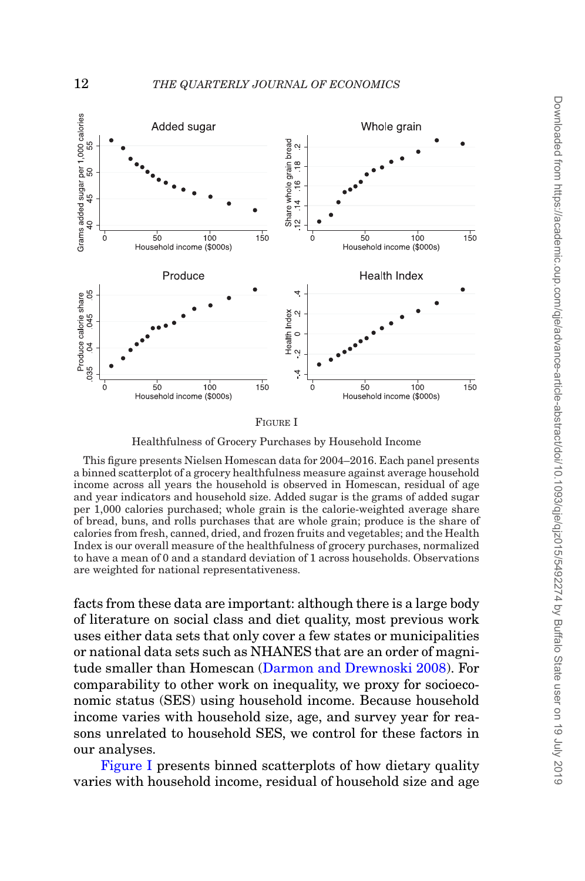FIGURE I

Healthfulness of Grocery Purchases by Household Income

This figure presents Nielsen Homescan data for 2004–2016. Each panel presents a binned scatterplot of a grocery healthfulness measure against average household income across all years the household is observed in Homescan, residual of age and year indicators and household size. Added sugar is the grams of added sugar per 1,000 calories purchased; whole grain is the calorie-weighted average share of bread, buns, and rolls purchases that are whole grain; produce is the share of calories from fresh, canned, dried, and frozen fruits and vegetables; and the Health Index is our overall measure of the healthfulness of grocery purchases, normalized to have a mean of 0 and a standard deviation of 1 across households. Observations are weighted for national representativeness.

facts from these data are important: although there is a large body of literature on social class and diet quality, most previous work uses either data sets that only cover a few states or municipalities or national data sets such as NHANES that are an order of magnitude smaller than Homescan (Darmon and Drewnoski 2008). For comparability to other work on inequality, we proxy for socioeconomic status (SES) using household income. Because household income varies with household size, age, and survey year for reasons unrelated to household SES, we control for these factors in our analyses.

Figure I presents binned scatterplots of how dietary quality varies with household income, residual of household size and age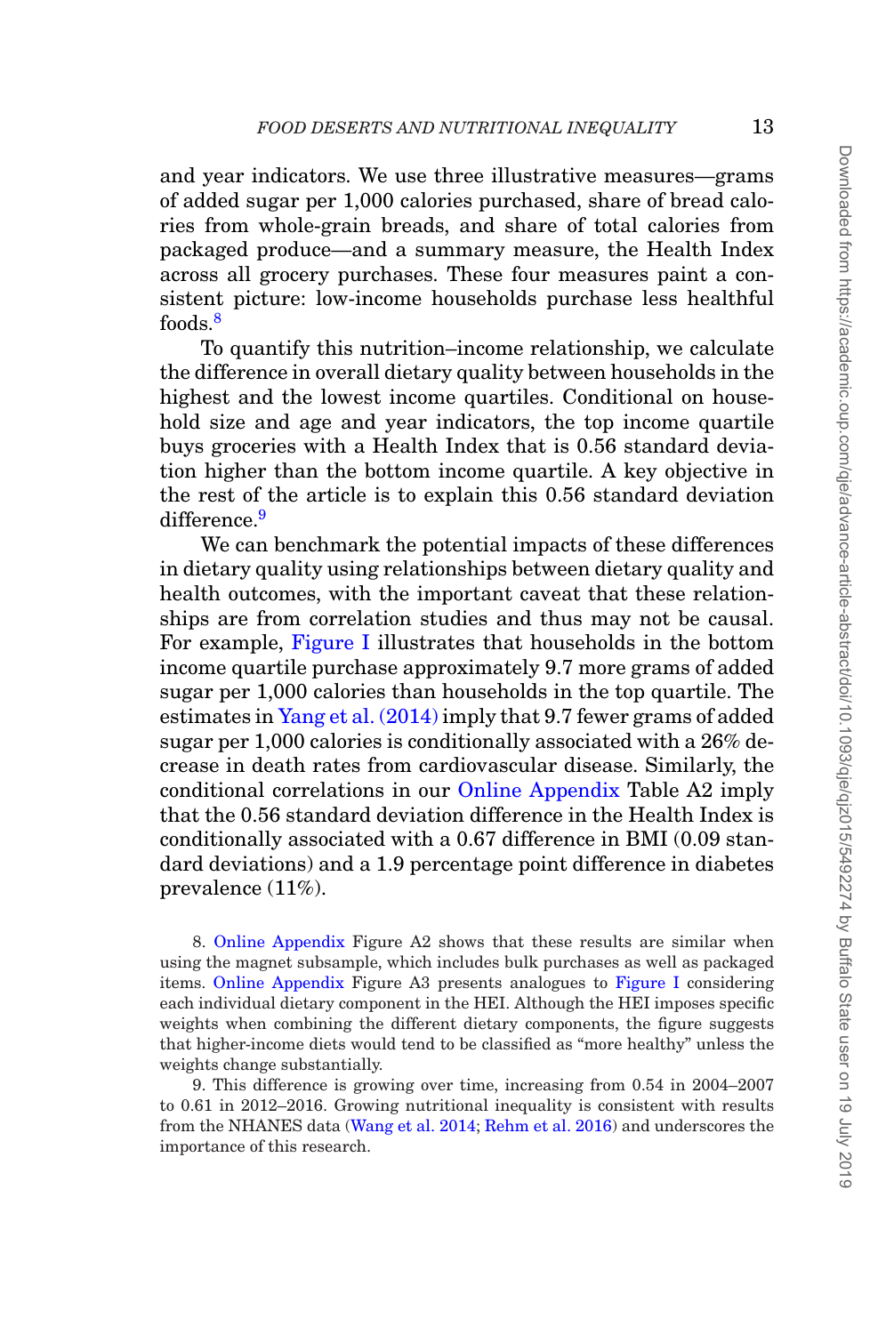and year indicators. We use three illustrative measures—grams of added sugar per 1,000 calories purchased, share of bread calories from whole-grain breads, and share of total calories from packaged produce—and a summary measure, the Health Index across all grocery purchases. These four measures paint a consistent picture: low-income households purchase less healthful foods.[8]

To quantify this nutrition–income relationship, we calculate the difference in overall dietary quality between households in the highest and the lowest income quartiles. Conditional on household size and age and year indicators, the top income quartile buys groceries with a Health Index that is 0.56 standard deviation higher than the bottom income quartile. A key objective in the rest of the article is to explain this 0.56 standard deviation difference.[9]

We can benchmark the potential impacts of these differences in dietary quality using relationships between dietary quality and health outcomes, with the important caveat that these relationships are from correlation studies and thus may not be causal. For example, Figure I illustrates that households in the bottom income quartile purchase approximately 9.7 more grams of added sugar per 1,000 calories than households in the top quartile. The estimates in Yang et al. (2014) imply that 9.7 fewer grams of added sugar per 1,000 calories is conditionally associated with a 26% decrease in death rates from cardiovascular disease. Similarly, the conditional correlations in our Online Appendix Table A2 imply that the 0.56 standard deviation difference in the Health Index is conditionally associated with a 0.67 difference in BMI (0.09 standard deviations) and a 1.9 percentage point difference in diabetes prevalence (11%).

8. Online Appendix Figure A2 shows that these results are similar when using the magnet subsample, which includes bulk purchases as well as packaged items. Online Appendix Figure A3 presents analogues to Figure I considering each individual dietary component in the HEI. Although the HEI imposes specific weights when combining the different dietary components, the figure suggests that higher-income diets would tend to be classified as "more healthy" unless the weights change substantially.

9. This difference is growing over time, increasing from 0.54 in 2004–2007 to 0.61 in 2012–2016. Growing nutritional inequality is consistent with results from the NHANES data (Wang et al. 2014; Rehm et al. 2016) and underscores the importance of this research.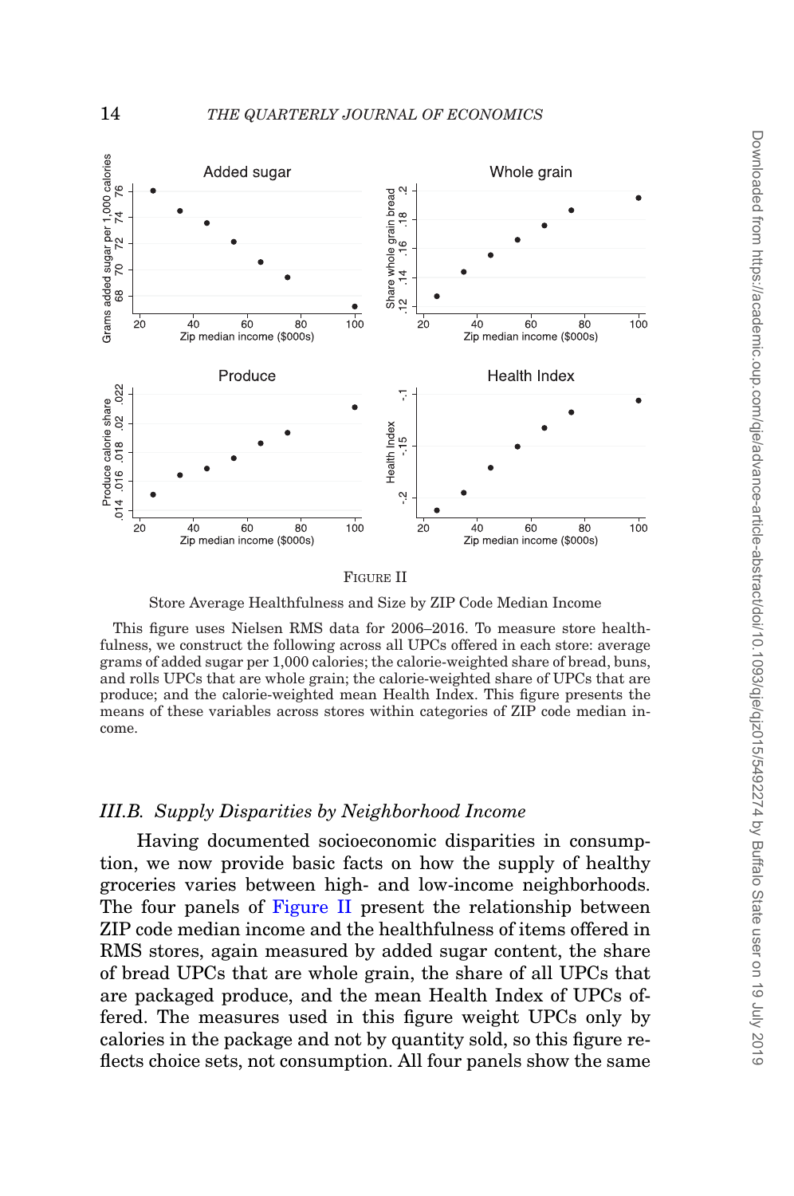FIGURE II

Store Average Healthfulness and Size by ZIP Code Median Income

This figure uses Nielsen RMS data for 2006–2016. To measure store healthfulness, we construct the following across all UPCs offered in each store: average grams of added sugar per 1,000 calories; the calorie-weighted share of bread, buns, and rolls UPCs that are whole grain; the calorie-weighted share of UPCs that are produce; and the calorie-weighted mean Health Index. This figure presents the means of these variables across stores within categories of ZIP code median income.

### *III.B. Supply Disparities by Neighborhood Income*

Having documented socioeconomic disparities in consumption, we now provide basic facts on how the supply of healthy groceries varies between high- and low-income neighborhoods. The four panels of Figure II present the relationship between ZIP code median income and the healthfulness of items offered in RMS stores, again measured by added sugar content, the share of bread UPCs that are whole grain, the share of all UPCs that are packaged produce, and the mean Health Index of UPCs offered. The measures used in this figure weight UPCs only by calories in the package and not by quantity sold, so this figure reflects choice sets, not consumption. All four panels show the same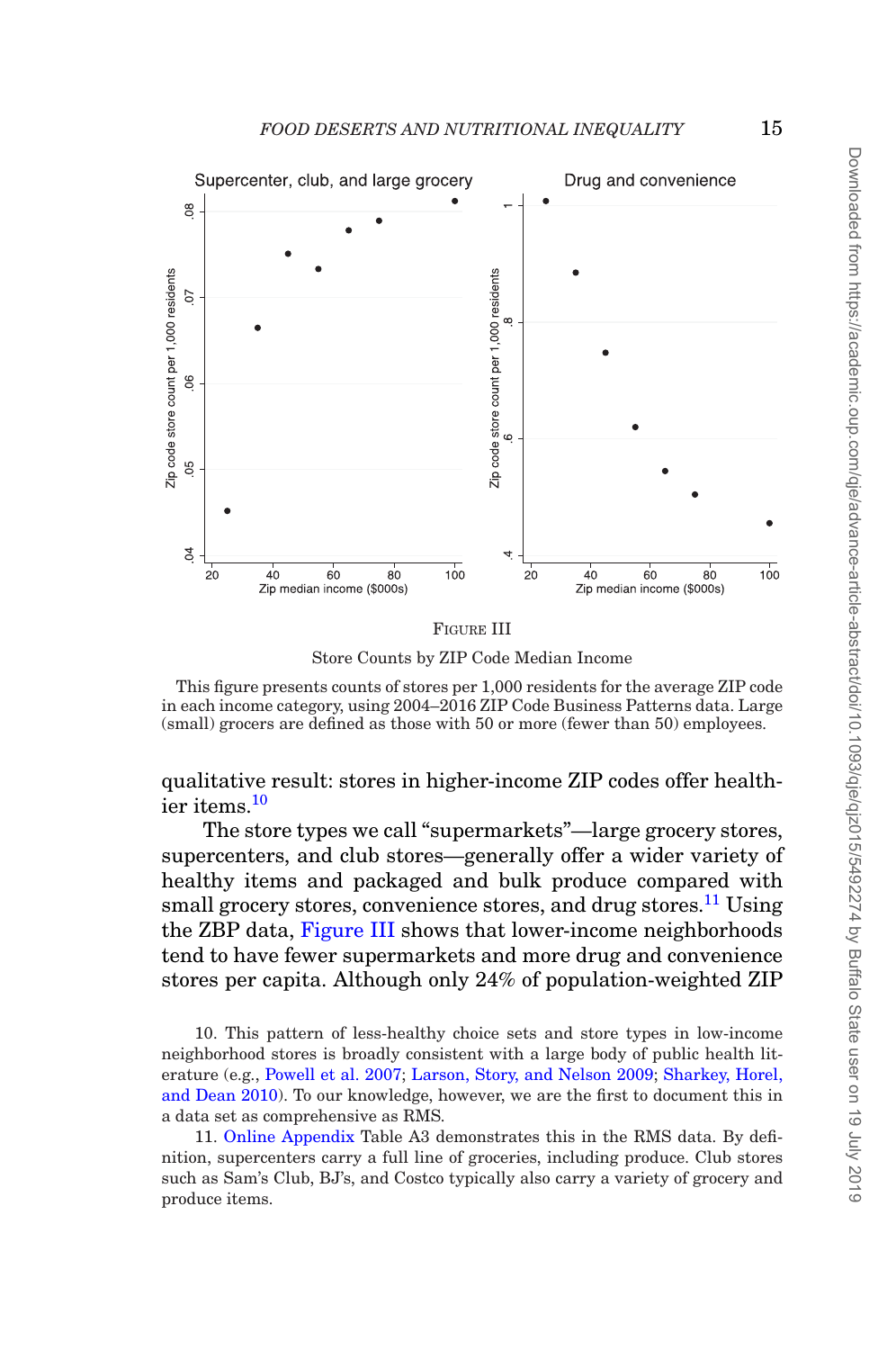FIGURE III

Store Counts by ZIP Code Median Income

This figure presents counts of stores per 1,000 residents for the average ZIP code in each income category, using 2004–2016 ZIP Code Business Patterns data. Large (small) grocers are defined as those with 50 or more (fewer than 50) employees.

qualitative result: stores in higher-income ZIP codes offer healthier items.[10]

The store types we call "supermarkets"—large grocery stores, supercenters, and club stores—generally offer a wider variety of healthy items and packaged and bulk produce compared with small grocery stores, convenience stores, and drug stores.[11] Using the ZBP data, Figure III shows that lower-income neighborhoods tend to have fewer supermarkets and more drug and convenience stores per capita. Although only 24% of population-weighted ZIP

10. This pattern of less-healthy choice sets and store types in low-income neighborhood stores is broadly consistent with a large body of public health literature (e.g., Powell et al. 2007; Larson, Story, and Nelson 2009; Sharkey, Horel, and Dean 2010). To our knowledge, however, we are the first to document this in a data set as comprehensive as RMS.

11. Online Appendix Table A3 demonstrates this in the RMS data. By definition, supercenters carry a full line of groceries, including produce. Club stores such as Sam's Club, BJ's, and Costco typically also carry a variety of grocery and produce items.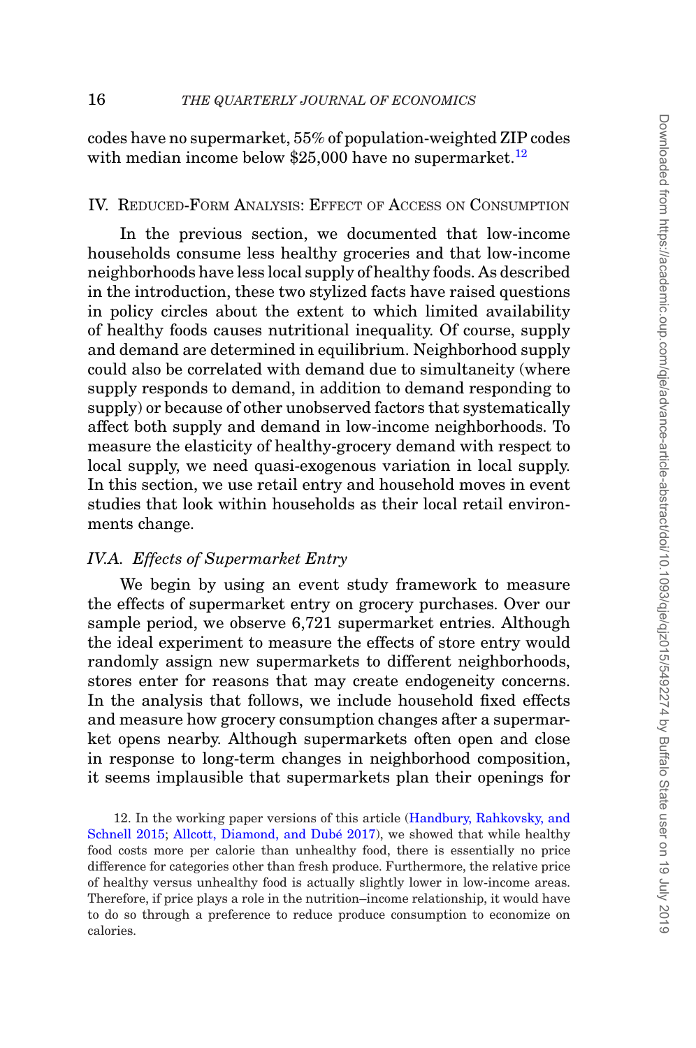codes have no supermarket, 55% of population-weighted ZIP codes with median income below $25,000 have no supermarket.[12]

## IV. Reduced-Form Analysis: Effect of Access on Consumption

In the previous section, we documented that low-income households consume less healthy groceries and that low-income neighborhoods have less local supply of healthy foods. As described in the introduction, these two stylized facts have raised questions in policy circles about the extent to which limited availability of healthy foods causes nutritional inequality. Of course, supply and demand are determined in equilibrium. Neighborhood supply could also be correlated with demand due to simultaneity (where supply responds to demand, in addition to demand responding to supply) or because of other unobserved factors that systematically affect both supply and demand in low-income neighborhoods. To measure the elasticity of healthy-grocery demand with respect to local supply, we need quasi-exogenous variation in local supply. In this section, we use retail entry and household moves in event studies that look within households as their local retail environments change.

### *IV.A. Effects of Supermarket Entry*

We begin by using an event study framework to measure the effects of supermarket entry on grocery purchases. Over our sample period, we observe 6,721 supermarket entries. Although the ideal experiment to measure the effects of store entry would randomly assign new supermarkets to different neighborhoods, stores enter for reasons that may create endogeneity concerns. In the analysis that follows, we include household fixed effects and measure how grocery consumption changes after a supermarket opens nearby. Although supermarkets often open and close in response to long-term changes in neighborhood composition, it seems implausible that supermarkets plan their openings for

12. In the working paper versions of this article (Handbury, Rahkovsky, and Schnell 2015; Allcott, Diamond, and Dubé 2017), we showed that while healthy food costs more per calorie than unhealthy food, there is essentially no price difference for categories other than fresh produce. Furthermore, the relative price of healthy versus unhealthy food is actually slightly lower in low-income areas. Therefore, if price plays a role in the nutrition–income relationship, it would have to do so through a preference to reduce produce consumption to economize on calories.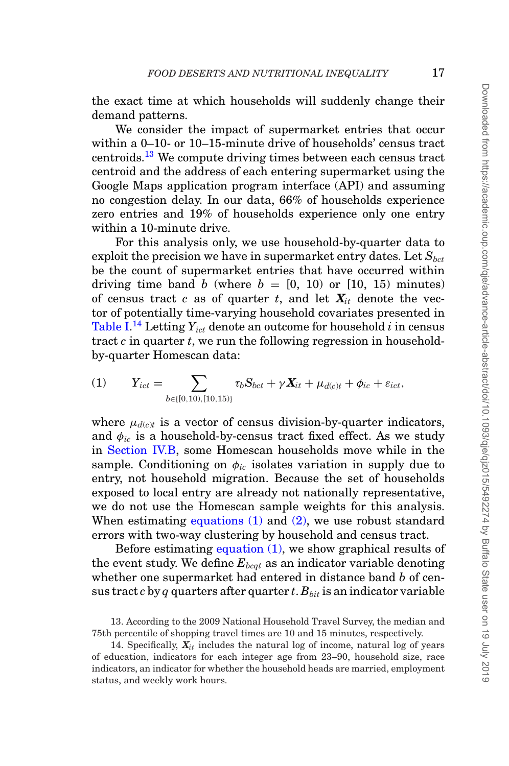the exact time at which households will suddenly change their demand patterns.

We consider the impact of supermarket entries that occur within a 0–10- or 10–15-minute drive of households' census tract centroids.[13] We compute driving times between each census tract centroid and the address of each entering supermarket using the Google Maps application program interface (API) and assuming no congestion delay. In our data, 66% of households experience zero entries and 19% of households experience only one entry within a 10-minute drive.

For this analysis only, we use household-by-quarter data to exploit the precision we have in supermarket entry dates. Let $S_{bct}$ be the count of supermarket entries that have occurred within driving time band $b$ (where $b$ = [0, 10) or [10, 15) minutes) of census tract $c$ as of quarter $t$, and let $\boldsymbol{X}_{it}$ denote the vector of potentially time-varying household covariates presented in Table I.[14] Letting $Y_{ict}$ denote an outcome for household $i$ in census tract $c$ in quarter $t$, we run the following regression in household-by-quarter Homescan data:

$$(1) \qquad Y_{ict} = \sum_{b \in \{[0,10),[10,15)\}} \tau_b S_{bct} + \gamma \boldsymbol{X}_{it} + \mu_{d(c)t} + \phi_{ic} + \varepsilon_{ict},$$

where $\mu_{d(c)t}$ is a vector of census division-by-quarter indicators, and $\phi_{ic}$ is a household-by-census tract fixed effect. As we study in Section IV.B, some Homescan households move while in the sample. Conditioning on $\phi_{ic}$ isolates variation in supply due to entry, not household migration. Because the set of households exposed to local entry are already not nationally representative, we do not use the Homescan sample weights for this analysis. When estimating equations (1) and (2), we use robust standard errors with two-way clustering by household and census tract.

Before estimating equation (1), we show graphical results of the event study. We define $E_{bcqt}$ as an indicator variable denoting whether one supermarket had entered in distance band $b$ of census tract $c$ by $q$ quarters after quarter $t$. $B_{bit}$ is an indicator variable

13. According to the 2009 National Household Travel Survey, the median and 75th percentile of shopping travel times are 10 and 15 minutes, respectively.

14. Specifically, $\boldsymbol{X}_{it}$ includes the natural log of income, natural log of years of education, indicators for each integer age from 23–90, household size, race indicators, an indicator for whether the household heads are married, employment status, and weekly work hours.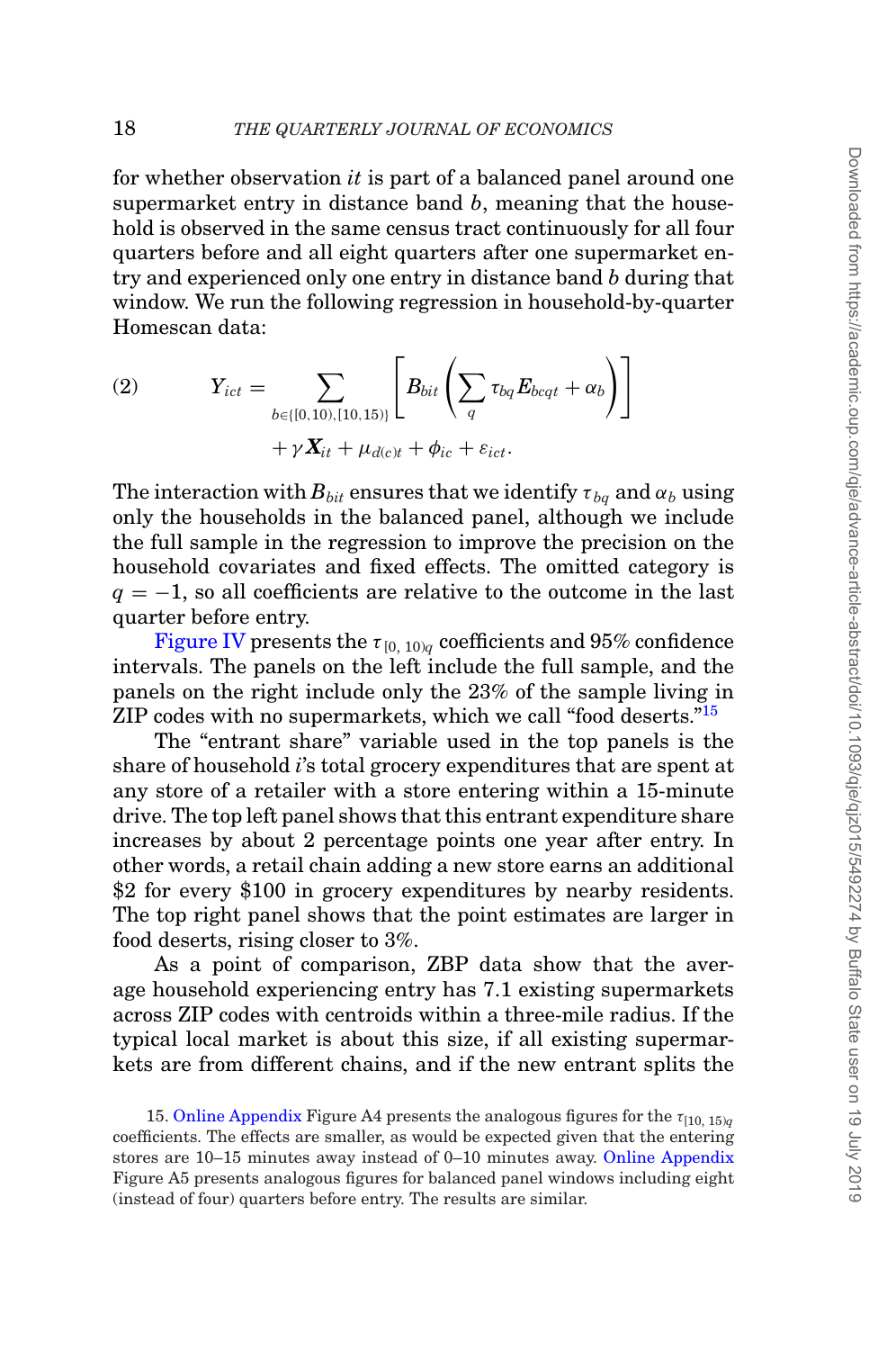for whether observation *it* is part of a balanced panel around one supermarket entry in distance band $b$, meaning that the household is observed in the same census tract continuously for all four quarters before and all eight quarters after one supermarket entry and experienced only one entry in distance band $b$ during that window. We run the following regression in household-by-quarter Homescan data:

$$Y_{ict} = \sum_{b \in \{[0,10),[10,15)\}} \left[ B_{bit} \left( \sum_{q} \tau_{bq} E_{bcqt} + \alpha_b \right) \right] + \gamma \boldsymbol{X}_{it} + \mu_{d(c)t} + \phi_{ic} + \varepsilon_{ict}. \tag{2}$$

The interaction with $B_{bit}$ ensures that we identify $\tau_{bq}$ and $\alpha_b$ using only the households in the balanced panel, although we include the full sample in the regression to improve the precision on the household covariates and fixed effects. The omitted category is $q = -1$, so all coefficients are relative to the outcome in the last quarter before entry.

Figure IV presents the $\tau_{[0,\,10)q}$ coefficients and 95% confidence intervals. The panels on the left include the full sample, and the panels on the right include only the 23% of the sample living in ZIP codes with no supermarkets, which we call "food deserts."[15]

The "entrant share" variable used in the top panels is the share of household *i*'s total grocery expenditures that are spent at any store of a retailer with a store entering within a 15-minute drive. The top left panel shows that this entrant expenditure share increases by about 2 percentage points one year after entry. In other words, a retail chain adding a new store earns an additional \$2 for every \$100 in grocery expenditures by nearby residents. The top right panel shows that the point estimates are larger in food deserts, rising closer to 3%.

As a point of comparison, ZBP data show that the average household experiencing entry has 7.1 existing supermarkets across ZIP codes with centroids within a three-mile radius. If the typical local market is about this size, if all existing supermarkets are from different chains, and if the new entrant splits the

15. Online Appendix Figure A4 presents the analogous figures for the $\tau_{[10,\,15)q}$ coefficients. The effects are smaller, as would be expected given that the entering stores are 10–15 minutes away instead of 0–10 minutes away. Online Appendix Figure A5 presents analogous figures for balanced panel windows including eight (instead of four) quarters before entry. The results are similar.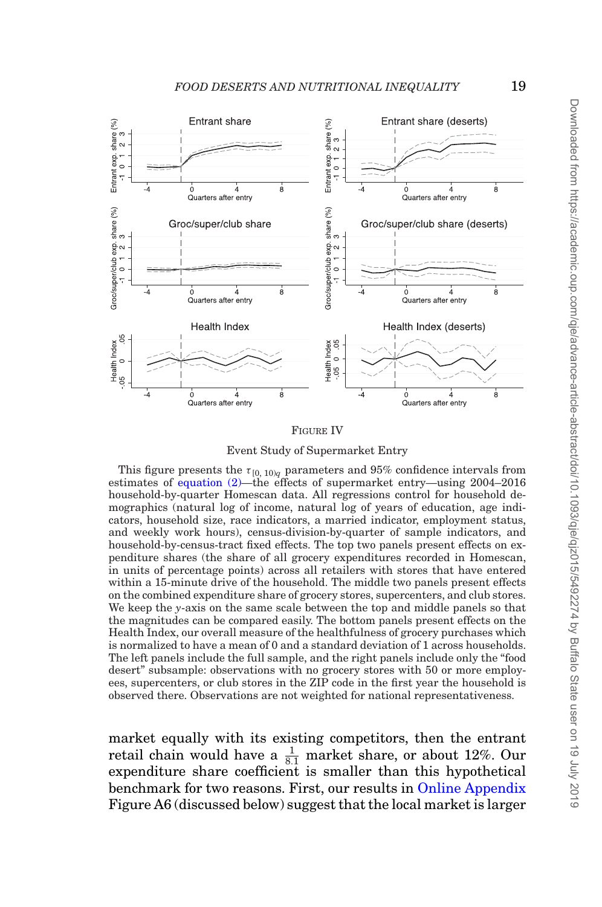FIGURE IV

Event Study of Supermarket Entry

This figure presents the $\tau_{[0,\,10)q}$ parameters and 95% confidence intervals from estimates of equation (2)—the effects of supermarket entry—using 2004–2016 household-by-quarter Homescan data. All regressions control for household demographics (natural log of income, natural log of years of education, age indicators, household size, race indicators, a married indicator, employment status, and weekly work hours), census-division-by-quarter of sample indicators, and household-by-census-tract fixed effects. The top two panels present effects on expenditure shares (the share of all grocery expenditures recorded in Homescan, in units of percentage points) across all retailers with stores that have entered within a 15-minute drive of the household. The middle two panels present effects on the combined expenditure share of grocery stores, supercenters, and club stores. We keep the $y$-axis on the same scale between the top and middle panels so that the magnitudes can be compared easily. The bottom panels present effects on the Health Index, our overall measure of the healthfulness of grocery purchases which is normalized to have a mean of 0 and a standard deviation of 1 across households. The left panels include the full sample, and the right panels include only the "food desert" subsample: observations with no grocery stores with 50 or more employees, supercenters, or club stores in the ZIP code in the first year the household is observed there. Observations are not weighted for national representativeness.

market equally with its existing competitors, then the entrant retail chain would have a $\frac{1}{8.1}$ market share, or about 12%. Our expenditure share coefficient is smaller than this hypothetical benchmark for two reasons. First, our results in Online Appendix Figure A6 (discussed below) suggest that the local market is larger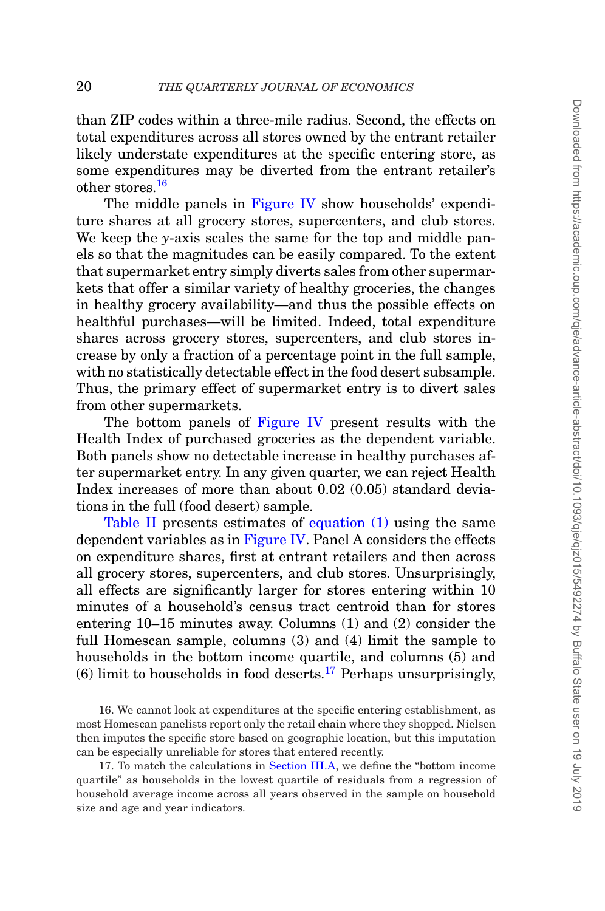than ZIP codes within a three-mile radius. Second, the effects on total expenditures across all stores owned by the entrant retailer likely understate expenditures at the specific entering store, as some expenditures may be diverted from the entrant retailer's other stores.[16]

The middle panels in Figure IV show households' expenditure shares at all grocery stores, supercenters, and club stores. We keep the *y*-axis scales the same for the top and middle panels so that the magnitudes can be easily compared. To the extent that supermarket entry simply diverts sales from other supermarkets that offer a similar variety of healthy groceries, the changes in healthy grocery availability—and thus the possible effects on healthful purchases—will be limited. Indeed, total expenditure shares across grocery stores, supercenters, and club stores increase by only a fraction of a percentage point in the full sample, with no statistically detectable effect in the food desert subsample. Thus, the primary effect of supermarket entry is to divert sales from other supermarkets.

The bottom panels of Figure IV present results with the Health Index of purchased groceries as the dependent variable. Both panels show no detectable increase in healthy purchases after supermarket entry. In any given quarter, we can reject Health Index increases of more than about 0.02 (0.05) standard deviations in the full (food desert) sample.

Table II presents estimates of equation (1) using the same dependent variables as in Figure IV. Panel A considers the effects on expenditure shares, first at entrant retailers and then across all grocery stores, supercenters, and club stores. Unsurprisingly, all effects are significantly larger for stores entering within 10 minutes of a household's census tract centroid than for stores entering 10–15 minutes away. Columns (1) and (2) consider the full Homescan sample, columns (3) and (4) limit the sample to households in the bottom income quartile, and columns (5) and (6) limit to households in food deserts.[17] Perhaps unsurprisingly,

16. We cannot look at expenditures at the specific entering establishment, as most Homescan panelists report only the retail chain where they shopped. Nielsen then imputes the specific store based on geographic location, but this imputation can be especially unreliable for stores that entered recently.

17. To match the calculations in Section III.A, we define the "bottom income quartile" as households in the lowest quartile of residuals from a regression of household average income across all years observed in the sample on household size and age and year indicators.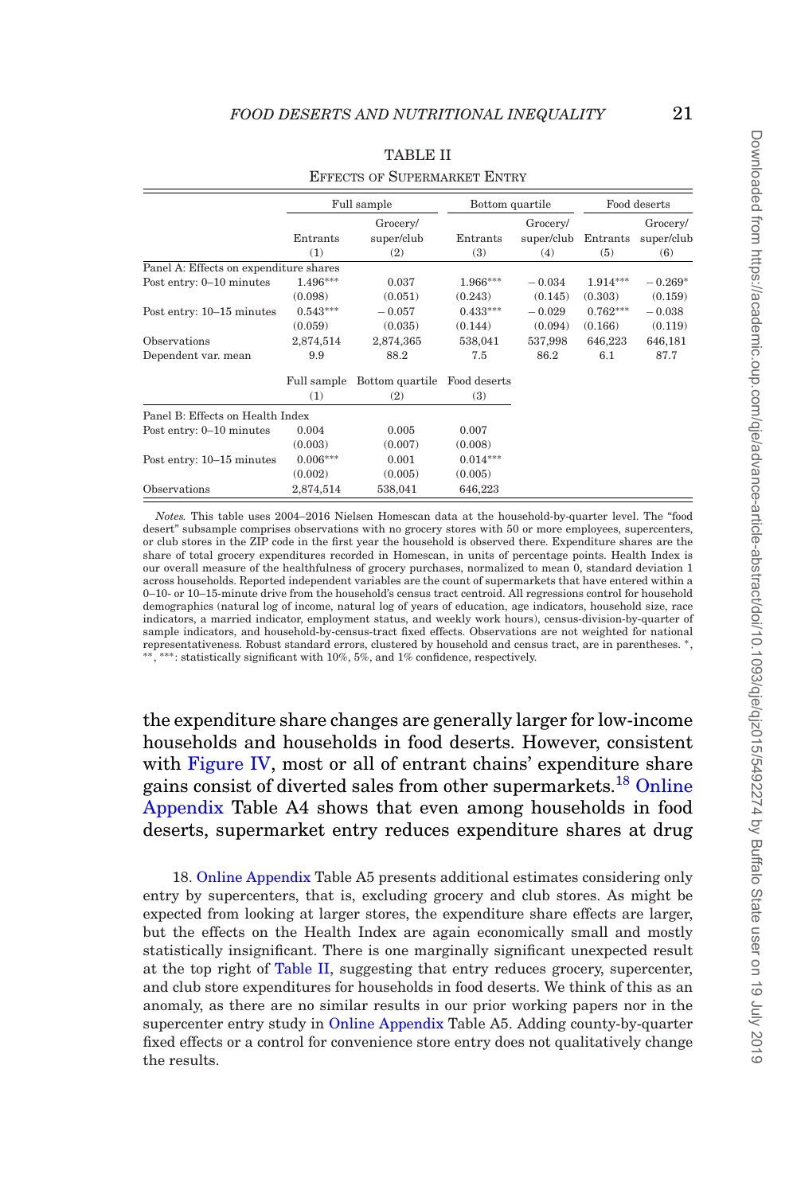TABLE II

EFFECTS OF SUPERMARKET ENTRY

| | Full sample | | Bottom quartile | | Food deserts | |
|---|---|---|---|---|---|---|
| | Entrants | Grocery/ super/club | Entrants | Grocery/ super/club | Entrants | Grocery/ super/club |
| | (1) | (2) | (3) | (4) | (5) | (6) |
| Panel A: Effects on expenditure shares | | | | | | |
| Post entry: 0–10 minutes | 1.496*** | 0.037 | 1.966*** | −0.034 | 1.914*** | −0.269* |
| | (0.098) | (0.051) | (0.243) | (0.145) | (0.303) | (0.159) |
| Post entry: 10–15 minutes | 0.543*** | −0.057 | 0.433*** | −0.029 | 0.762*** | −0.038 |
| | (0.059) | (0.035) | (0.144) | (0.094) | (0.166) | (0.119) |
| Observations | 2,874,514 | 2,874,365 | 538,041 | 537,998 | 646,223 | 646,181 |
| Dependent var. mean | 9.9 | 88.2 | 7.5 | 86.2 | 6.1 | 87.7 |

| | Full sample | Bottom quartile | Food deserts |
|---|---|---|---|
| | (1) | (2) | (3) |
| Panel B: Effects on Health Index | | | |
| Post entry: 0–10 minutes | 0.004 | 0.005 | 0.007 |
| | (0.003) | (0.007) | (0.008) |
| Post entry: 10–15 minutes | 0.006*** | 0.001 | 0.014*** |
| | (0.002) | (0.005) | (0.005) |
| Observations | 2,874,514 | 538,041 | 646,223 |

*Notes.* This table uses 2004–2016 Nielsen Homescan data at the household-by-quarter level. The "food desert" subsample comprises observations with no grocery stores with 50 or more employees, supercenters, or club stores in the ZIP code in the first year the household is observed there. Expenditure shares are the share of total grocery expenditures recorded in Homescan, in units of percentage points. Health Index is our overall measure of the healthfulness of grocery purchases, normalized to mean 0, standard deviation 1 across households. Reported independent variables are the count of supermarkets that have entered within a 0–10- or 10–15-minute drive from the household's census tract centroid. All regressions control for household demographics (natural log of income, natural log of years of education, age indicators, household size, race indicators, a married indicator, employment status, and weekly work hours), census-division-by-quarter of sample indicators, and household-by-census-tract fixed effects. Observations are not weighted for national representativeness. Robust standard errors, clustered by household and census tract, are in parentheses. *, **, ***: statistically significant with 10%, 5%, and 1% confidence, respectively.

the expenditure share changes are generally larger for low-income households and households in food deserts. However, consistent with Figure IV, most or all of entrant chains' expenditure share gains consist of diverted sales from other supermarkets.[18] Online Appendix Table A4 shows that even among households in food deserts, supermarket entry reduces expenditure shares at drug

18. Online Appendix Table A5 presents additional estimates considering only entry by supercenters, that is, excluding grocery and club stores. As might be expected from looking at larger stores, the expenditure share effects are larger, but the effects on the Health Index are again economically small and mostly statistically insignificant. There is one marginally significant unexpected result at the top right of Table II, suggesting that entry reduces grocery, supercenter, and club store expenditures for households in food deserts. We think of this as an anomaly, as there are no similar results in our prior working papers nor in the supercenter entry study in Online Appendix Table A5. Adding county-by-quarter fixed effects or a control for convenience store entry does not qualitatively change the results.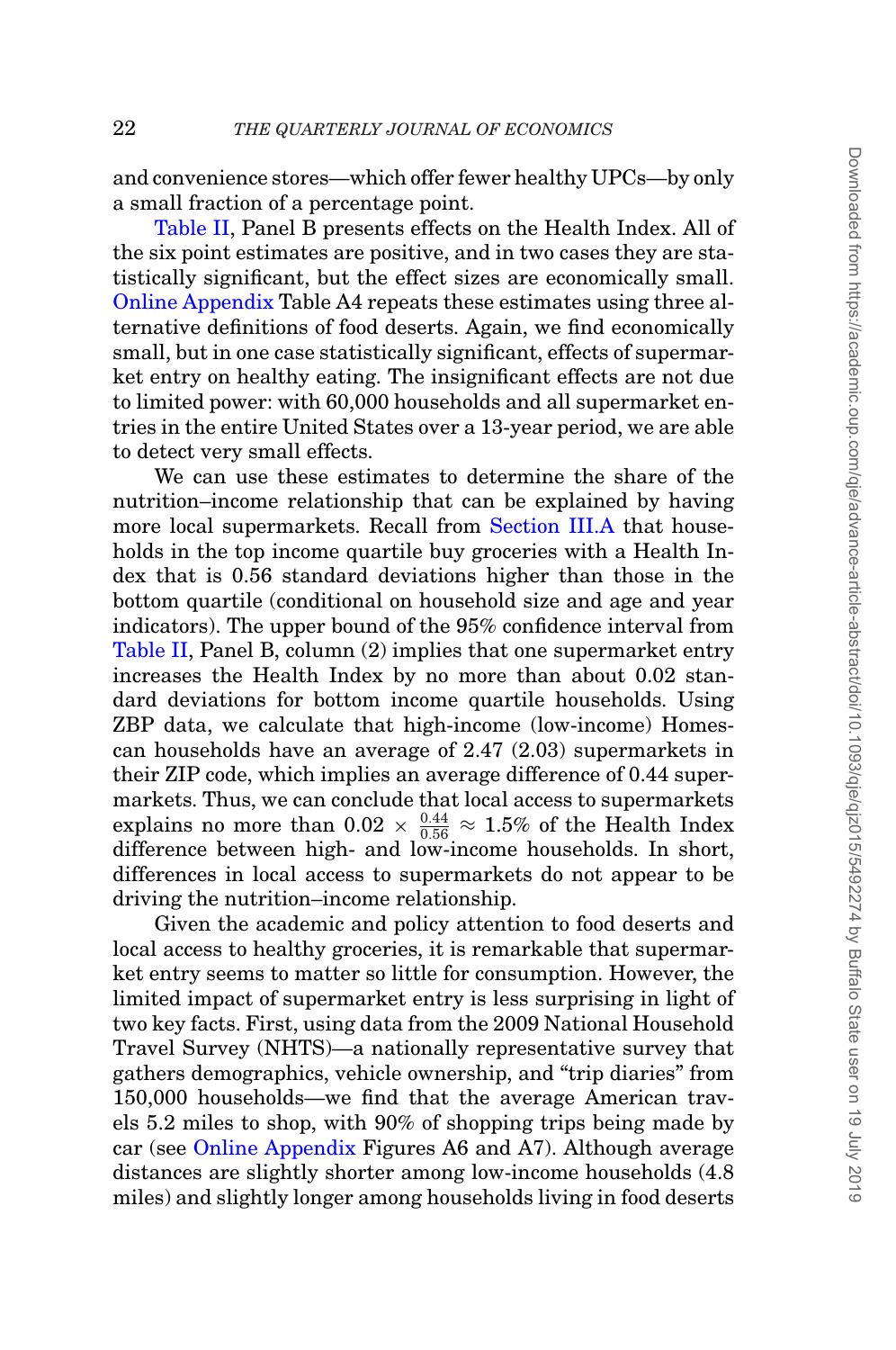and convenience stores—which offer fewer healthy UPCs—by only a small fraction of a percentage point.

Table II, Panel B presents effects on the Health Index. All of the six point estimates are positive, and in two cases they are statistically significant, but the effect sizes are economically small. Online Appendix Table A4 repeats these estimates using three alternative definitions of food deserts. Again, we find economically small, but in one case statistically significant, effects of supermarket entry on healthy eating. The insignificant effects are not due to limited power: with 60,000 households and all supermarket entries in the entire United States over a 13-year period, we are able to detect very small effects.

We can use these estimates to determine the share of the nutrition–income relationship that can be explained by having more local supermarkets. Recall from Section III.A that households in the top income quartile buy groceries with a Health Index that is 0.56 standard deviations higher than those in the bottom quartile (conditional on household size and age and year indicators). The upper bound of the 95% confidence interval from Table II, Panel B, column (2) implies that one supermarket entry increases the Health Index by no more than about 0.02 standard deviations for bottom income quartile households. Using ZBP data, we calculate that high-income (low-income) Homescan households have an average of 2.47 (2.03) supermarkets in their ZIP code, which implies an average difference of 0.44 supermarkets. Thus, we can conclude that local access to supermarkets explains no more than $0.02 \times \frac{0.44}{0.56} \approx 1.5\%$ of the Health Index difference between high- and low-income households. In short, differences in local access to supermarkets do not appear to be driving the nutrition–income relationship.

Given the academic and policy attention to food deserts and local access to healthy groceries, it is remarkable that supermarket entry seems to matter so little for consumption. However, the limited impact of supermarket entry is less surprising in light of two key facts. First, using data from the 2009 National Household Travel Survey (NHTS)—a nationally representative survey that gathers demographics, vehicle ownership, and "trip diaries" from 150,000 households—we find that the average American travels 5.2 miles to shop, with 90% of shopping trips being made by car (see Online Appendix Figures A6 and A7). Although average distances are slightly shorter among low-income households (4.8 miles) and slightly longer among households living in food deserts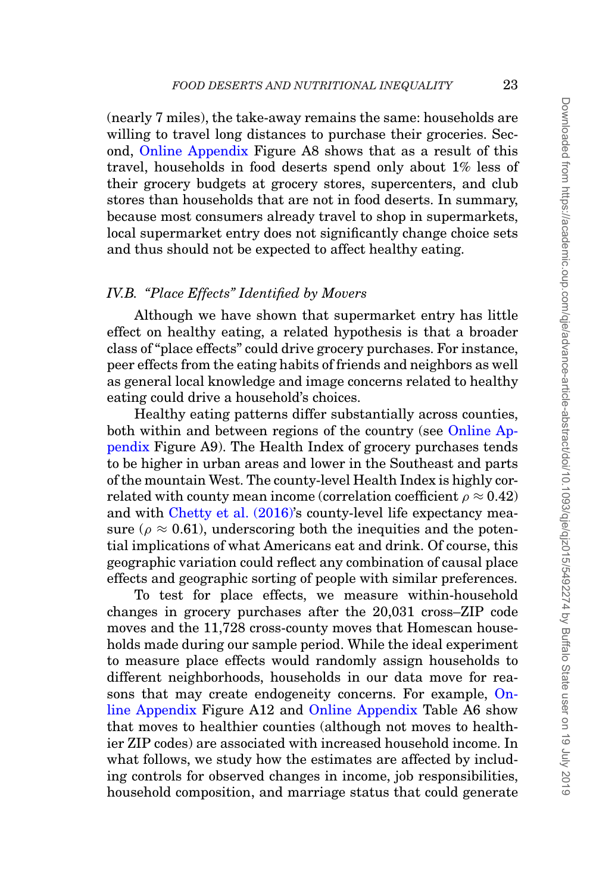(nearly 7 miles), the take-away remains the same: households are willing to travel long distances to purchase their groceries. Second, Online Appendix Figure A8 shows that as a result of this travel, households in food deserts spend only about 1% less of their grocery budgets at grocery stores, supercenters, and club stores than households that are not in food deserts. In summary, because most consumers already travel to shop in supermarkets, local supermarket entry does not significantly change choice sets and thus should not be expected to affect healthy eating.

### *IV.B. "Place Effects" Identified by Movers*

Although we have shown that supermarket entry has little effect on healthy eating, a related hypothesis is that a broader class of "place effects" could drive grocery purchases. For instance, peer effects from the eating habits of friends and neighbors as well as general local knowledge and image concerns related to healthy eating could drive a household's choices.

Healthy eating patterns differ substantially across counties, both within and between regions of the country (see Online Appendix Figure A9). The Health Index of grocery purchases tends to be higher in urban areas and lower in the Southeast and parts of the mountain West. The county-level Health Index is highly correlated with county mean income (correlation coefficient $\rho \approx 0.42$) and with Chetty et al. (2016)'s county-level life expectancy measure ($\rho \approx 0.61$), underscoring both the inequities and the potential implications of what Americans eat and drink. Of course, this geographic variation could reflect any combination of causal place effects and geographic sorting of people with similar preferences.

To test for place effects, we measure within-household changes in grocery purchases after the 20,031 cross–ZIP code moves and the 11,728 cross-county moves that Homescan households made during our sample period. While the ideal experiment to measure place effects would randomly assign households to different neighborhoods, households in our data move for reasons that may create endogeneity concerns. For example, Online Appendix Figure A12 and Online Appendix Table A6 show that moves to healthier counties (although not moves to healthier ZIP codes) are associated with increased household income. In what follows, we study how the estimates are affected by including controls for observed changes in income, job responsibilities, household composition, and marriage status that could generate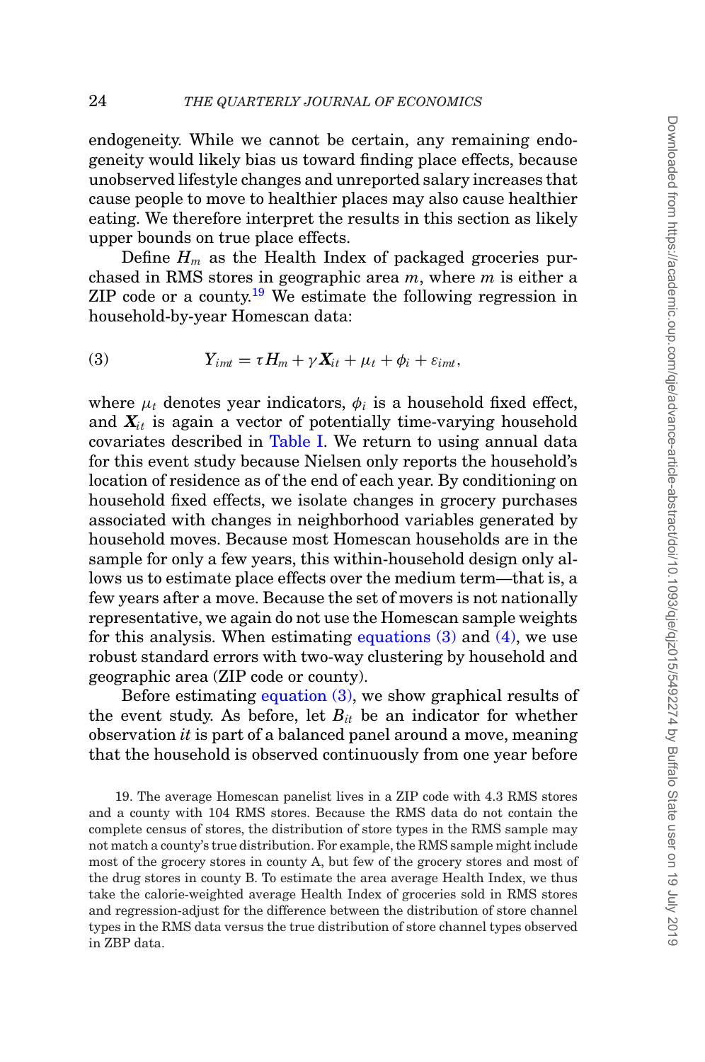endogeneity. While we cannot be certain, any remaining endogeneity would likely bias us toward finding place effects, because unobserved lifestyle changes and unreported salary increases that cause people to move to healthier places may also cause healthier eating. We therefore interpret the results in this section as likely upper bounds on true place effects.

Define $H_m$ as the Health Index of packaged groceries purchased in RMS stores in geographic area $m$, where $m$ is either a ZIP code or a county.[19] We estimate the following regression in household-by-year Homescan data:

$$Y_{imt} = \tau H_m + \gamma \boldsymbol{X}_{it} + \mu_t + \phi_i + \varepsilon_{imt}, \tag{3}$$

where $\mu_t$ denotes year indicators, $\phi_i$ is a household fixed effect, and $\boldsymbol{X}_{it}$ is again a vector of potentially time-varying household covariates described in Table I. We return to using annual data for this event study because Nielsen only reports the household's location of residence as of the end of each year. By conditioning on household fixed effects, we isolate changes in grocery purchases associated with changes in neighborhood variables generated by household moves. Because most Homescan households are in the sample for only a few years, this within-household design only allows us to estimate place effects over the medium term—that is, a few years after a move. Because the set of movers is not nationally representative, we again do not use the Homescan sample weights for this analysis. When estimating equations (3) and (4), we use robust standard errors with two-way clustering by household and geographic area (ZIP code or county).

Before estimating equation (3), we show graphical results of the event study. As before, let $B_{it}$ be an indicator for whether observation *it* is part of a balanced panel around a move, meaning that the household is observed continuously from one year before

19. The average Homescan panelist lives in a ZIP code with 4.3 RMS stores and a county with 104 RMS stores. Because the RMS data do not contain the complete census of stores, the distribution of store types in the RMS sample may not match a county's true distribution. For example, the RMS sample might include most of the grocery stores in county A, but few of the grocery stores and most of the drug stores in county B. To estimate the area average Health Index, we thus take the calorie-weighted average Health Index of groceries sold in RMS stores and regression-adjust for the difference between the distribution of store channel types in the RMS data versus the true distribution of store channel types observed in ZBP data.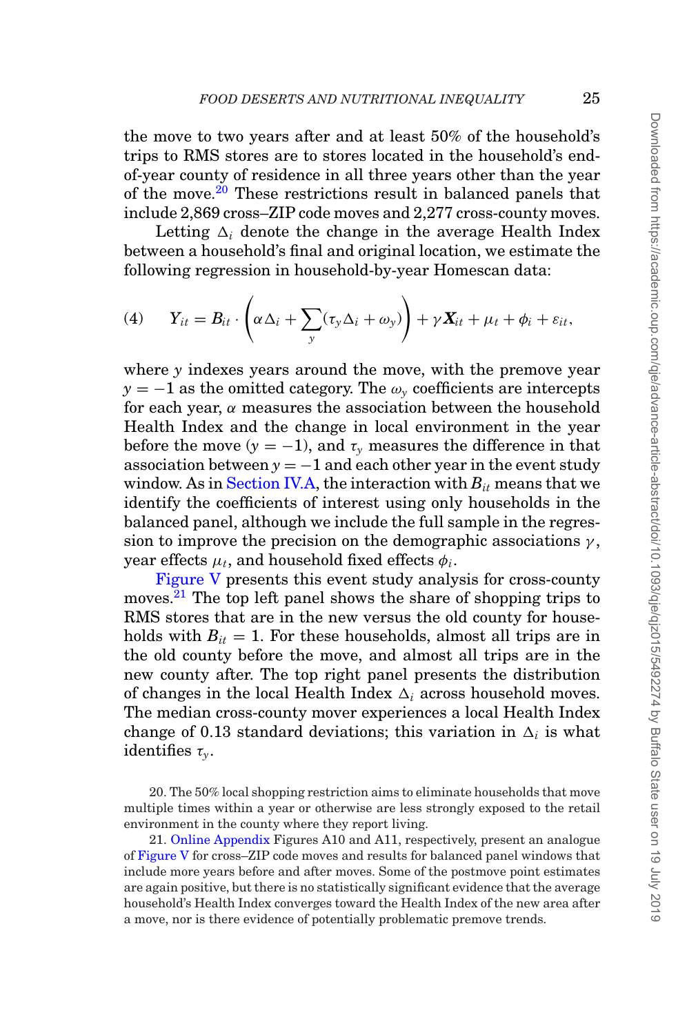the move to two years after and at least 50% of the household's trips to RMS stores are to stores located in the household's end-of-year county of residence in all three years other than the year of the move.[20] These restrictions result in balanced panels that include 2,869 cross–ZIP code moves and 2,277 cross-county moves.

Letting $\Delta_i$ denote the change in the average Health Index between a household's final and original location, we estimate the following regression in household-by-year Homescan data:

$$(4) \qquad Y_{it} = B_{it} \cdot \left( \alpha \Delta_i + \sum_{y} (\tau_y \Delta_i + \omega_y) \right) + \gamma \boldsymbol{X}_{it} + \mu_t + \phi_i + \varepsilon_{it},$$

where $y$ indexes years around the move, with the premove year $y = -1$ as the omitted category. The $\omega_y$ coefficients are intercepts for each year, $\alpha$ measures the association between the household Health Index and the change in local environment in the year before the move ($y = -1$), and $\tau_y$ measures the difference in that association between $y = -1$ and each other year in the event study window. As in Section IV.A, the interaction with $B_{it}$ means that we identify the coefficients of interest using only households in the balanced panel, although we include the full sample in the regression to improve the precision on the demographic associations $\gamma$, year effects $\mu_t$, and household fixed effects $\phi_i$.

Figure V presents this event study analysis for cross-county moves.[21] The top left panel shows the share of shopping trips to RMS stores that are in the new versus the old county for households with $B_{it} = 1$. For these households, almost all trips are in the old county before the move, and almost all trips are in the new county after. The top right panel presents the distribution of changes in the local Health Index $\Delta_i$ across household moves. The median cross-county mover experiences a local Health Index change of 0.13 standard deviations; this variation in $\Delta_i$ is what identifies $\tau_y$.

20. The 50% local shopping restriction aims to eliminate households that move multiple times within a year or otherwise are less strongly exposed to the retail environment in the county where they report living.

21. Online Appendix Figures A10 and A11, respectively, present an analogue of Figure V for cross–ZIP code moves and results for balanced panel windows that include more years before and after moves. Some of the postmove point estimates are again positive, but there is no statistically significant evidence that the average household's Health Index converges toward the Health Index of the new area after a move, nor is there evidence of potentially problematic premove trends.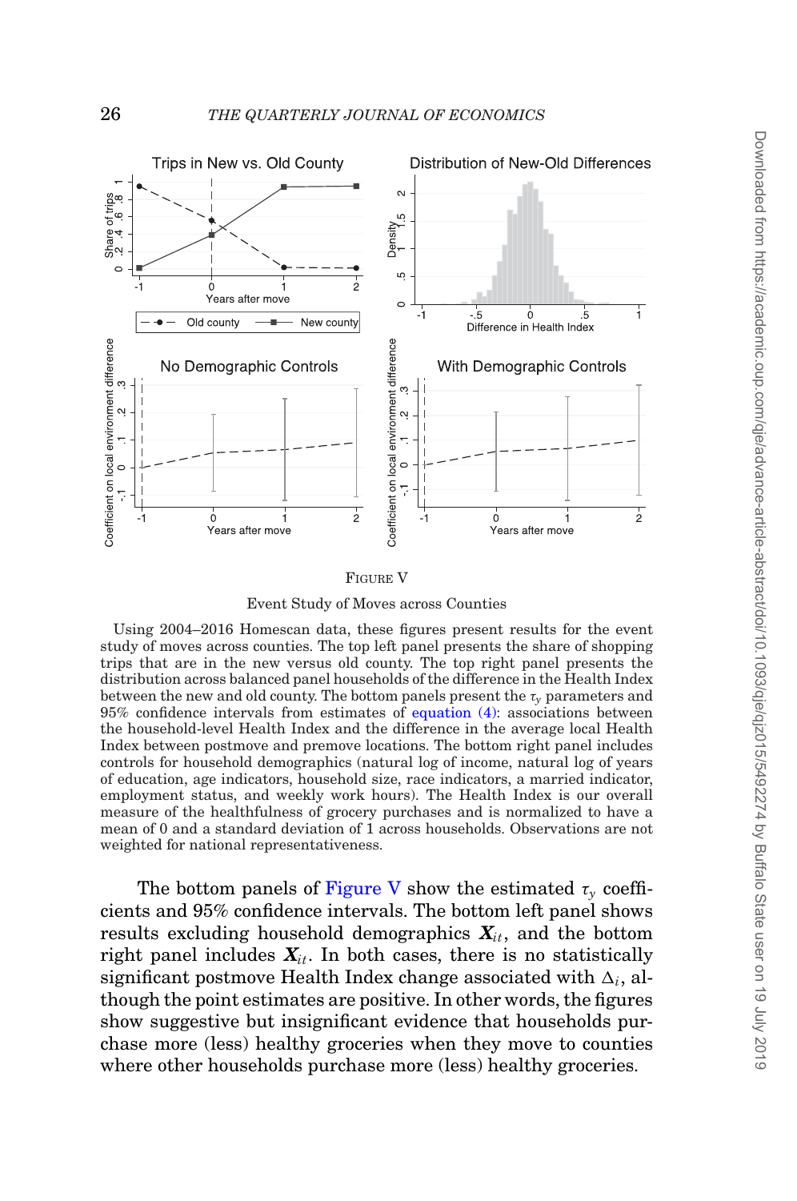FIGURE V

Event Study of Moves across Counties

Using 2004–2016 Homescan data, these figures present results for the event study of moves across counties. The top left panel presents the share of shopping trips that are in the new versus old county. The top right panel presents the distribution across balanced panel households of the difference in the Health Index between the new and old county. The bottom panels present the $\tau_y$ parameters and 95% confidence intervals from estimates of equation (4): associations between the household-level Health Index and the difference in the average local Health Index between postmove and premove locations. The bottom right panel includes controls for household demographics (natural log of income, natural log of years of education, age indicators, household size, race indicators, a married indicator, employment status, and weekly work hours). The Health Index is our overall measure of the healthfulness of grocery purchases and is normalized to have a mean of 0 and a standard deviation of 1 across households. Observations are not weighted for national representativeness.

The bottom panels of Figure V show the estimated $\tau_y$ coefficients and 95% confidence intervals. The bottom left panel shows results excluding household demographics $\boldsymbol{X}_{it}$, and the bottom right panel includes $\boldsymbol{X}_{it}$. In both cases, there is no statistically significant postmove Health Index change associated with $\Delta_i$, although the point estimates are positive. In other words, the figures show suggestive but insignificant evidence that households purchase more (less) healthy groceries when they move to counties where other households purchase more (less) healthy groceries.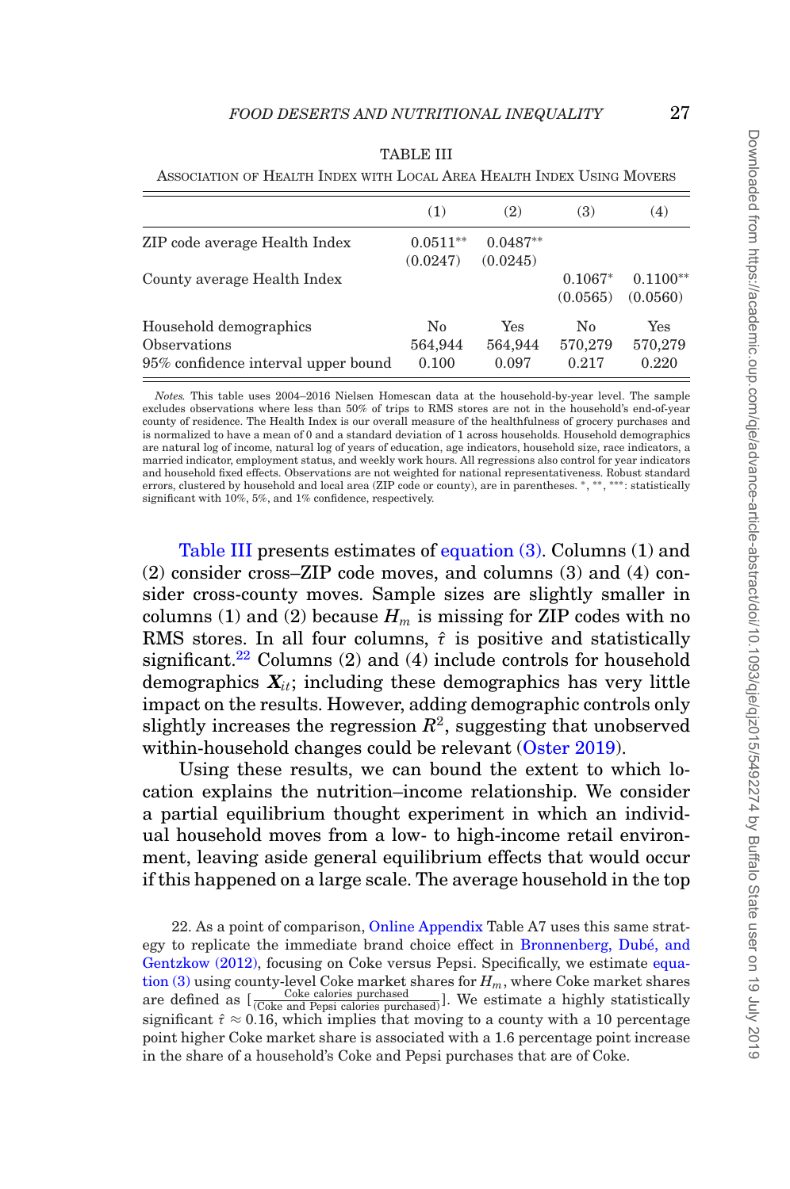TABLE III

Association of Health Index with Local Area Health Index Using Movers

| | (1) | (2) | (3) | (4) |
|---|---|---|---|---|
| ZIP code average Health Index | 0.0511** | 0.0487** | | |
| | (0.0247) | (0.0245) | | |
| County average Health Index | | | 0.1067* | 0.1100** |
| | | | (0.0565) | (0.0560) |
| Household demographics | No | Yes | No | Yes |
| Observations | 564,944 | 564,944 | 570,279 | 570,279 |
| 95% confidence interval upper bound | 0.100 | 0.097 | 0.217 | 0.220 |

*Notes.* This table uses 2004–2016 Nielsen Homescan data at the household-by-year level. The sample excludes observations where less than 50% of trips to RMS stores are not in the household's end-of-year county of residence. The Health Index is our overall measure of the healthfulness of grocery purchases and is normalized to have a mean of 0 and a standard deviation of 1 across households. Household demographics are natural log of income, natural log of years of education, age indicators, household size, race indicators, a married indicator, employment status, and weekly work hours. All regressions also control for year indicators and household fixed effects. Observations are not weighted for national representativeness. Robust standard errors, clustered by household and local area (ZIP code or county), are in parentheses. *, **, ***: statistically significant with 10%, 5%, and 1% confidence, respectively.

Table III presents estimates of equation (3). Columns (1) and (2) consider cross–ZIP code moves, and columns (3) and (4) consider cross-county moves. Sample sizes are slightly smaller in columns (1) and (2) because $H_m$ is missing for ZIP codes with no RMS stores. In all four columns, $\hat{\tau}$ is positive and statistically significant.[22] Columns (2) and (4) include controls for household demographics $\boldsymbol{X}_{it}$; including these demographics has very little impact on the results. However, adding demographic controls only slightly increases the regression $R^2$, suggesting that unobserved within-household changes could be relevant (Oster 2019).

Using these results, we can bound the extent to which location explains the nutrition–income relationship. We consider a partial equilibrium thought experiment in which an individual household moves from a low- to high-income retail environment, leaving aside general equilibrium effects that would occur if this happened on a large scale. The average household in the top

22. As a point of comparison, Online Appendix Table A7 uses this same strategy to replicate the immediate brand choice effect in Bronnenberg, Dubé, and Gentzkow (2012), focusing on Coke versus Pepsi. Specifically, we estimate equation (3) using county-level Coke market shares for $H_m$, where Coke market shares are defined as $[\frac{\text{Coke calories purchased}}{(\text{Coke and Pepsi calories purchased})}]$. We estimate a highly statistically significant $\hat{\tau} \approx 0.16$, which implies that moving to a county with a 10 percentage point higher Coke market share is associated with a 1.6 percentage point increase in the share of a household's Coke and Pepsi purchases that are of Coke.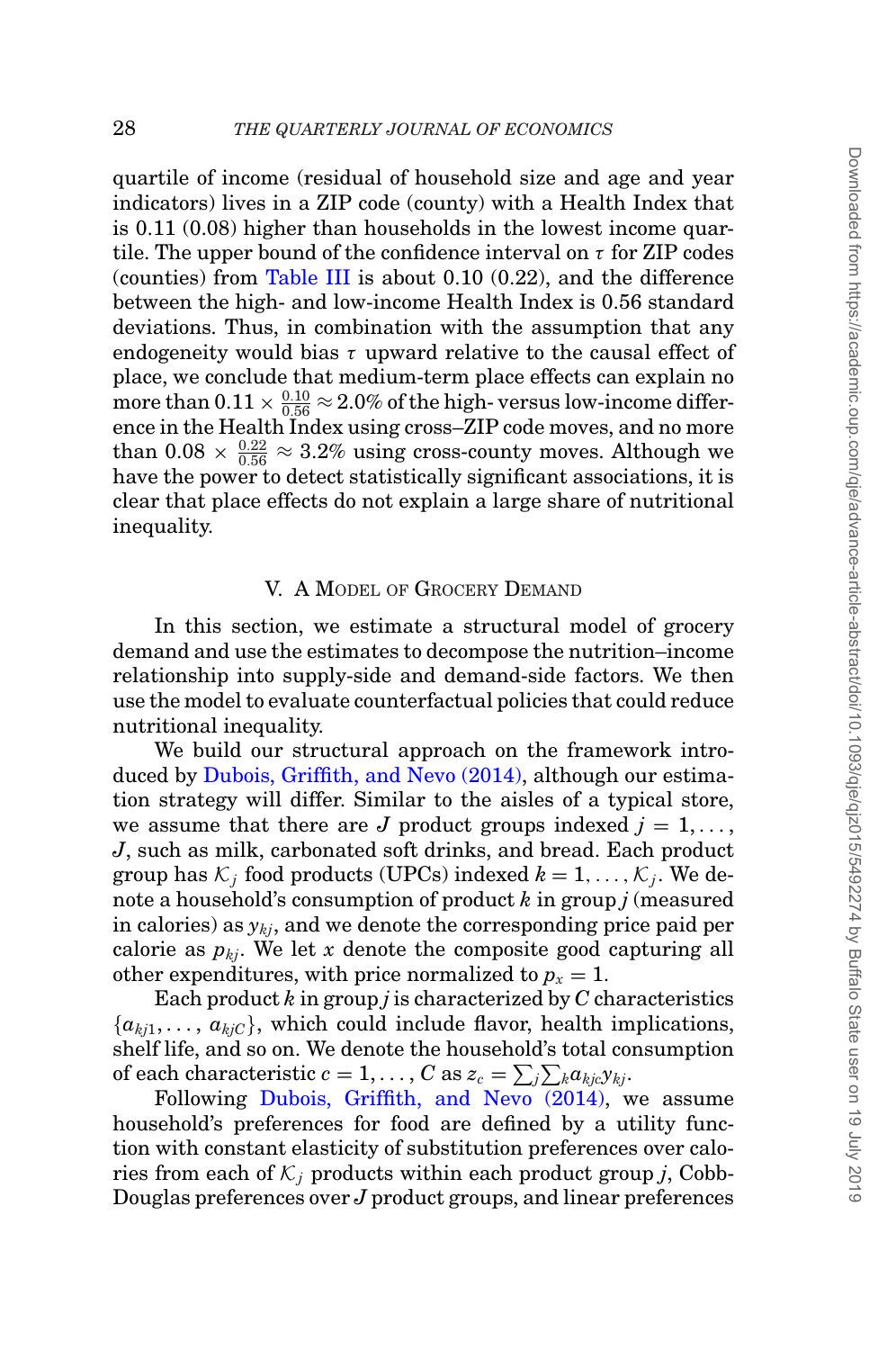quartile of income (residual of household size and age and year indicators) lives in a ZIP code (county) with a Health Index that is 0.11 (0.08) higher than households in the lowest income quartile. The upper bound of the confidence interval on $\tau$ for ZIP codes (counties) from Table III is about 0.10 (0.22), and the difference between the high- and low-income Health Index is 0.56 standard deviations. Thus, in combination with the assumption that any endogeneity would bias $\tau$ upward relative to the causal effect of place, we conclude that medium-term place effects can explain no more than $0.11 \times \frac{0.10}{0.56} \approx 2.0\%$ of the high- versus low-income difference in the Health Index using cross–ZIP code moves, and no more than $0.08 \times \frac{0.22}{0.56} \approx 3.2\%$ using cross-county moves. Although we have the power to detect statistically significant associations, it is clear that place effects do not explain a large share of nutritional inequality.

## V. A Model of Grocery Demand

In this section, we estimate a structural model of grocery demand and use the estimates to decompose the nutrition–income relationship into supply-side and demand-side factors. We then use the model to evaluate counterfactual policies that could reduce nutritional inequality.

We build our structural approach on the framework introduced by Dubois, Griffith, and Nevo (2014), although our estimation strategy will differ. Similar to the aisles of a typical store, we assume that there are $J$ product groups indexed $j = 1, \ldots, J$, such as milk, carbonated soft drinks, and bread. Each product group has $\mathcal{K}_j$ food products (UPCs) indexed $k = 1, \ldots, \mathcal{K}_j$. We denote a household's consumption of product $k$ in group $j$ (measured in calories) as $y_{kj}$, and we denote the corresponding price paid per calorie as $p_{kj}$. We let $x$ denote the composite good capturing all other expenditures, with price normalized to $p_x = 1$.

Each product $k$ in group $j$ is characterized by $C$ characteristics $\{a_{kj1}, \ldots, a_{kjC}\}$, which could include flavor, health implications, shelf life, and so on. We denote the household's total consumption of each characteristic $c = 1, \ldots, C$ as $z_c = \sum_j \sum_k a_{kjc} y_{kj}$.

Following Dubois, Griffith, and Nevo (2014), we assume household's preferences for food are defined by a utility function with constant elasticity of substitution preferences over calories from each of $\mathcal{K}_j$ products within each product group $j$, Cobb-Douglas preferences over $J$ product groups, and linear preferences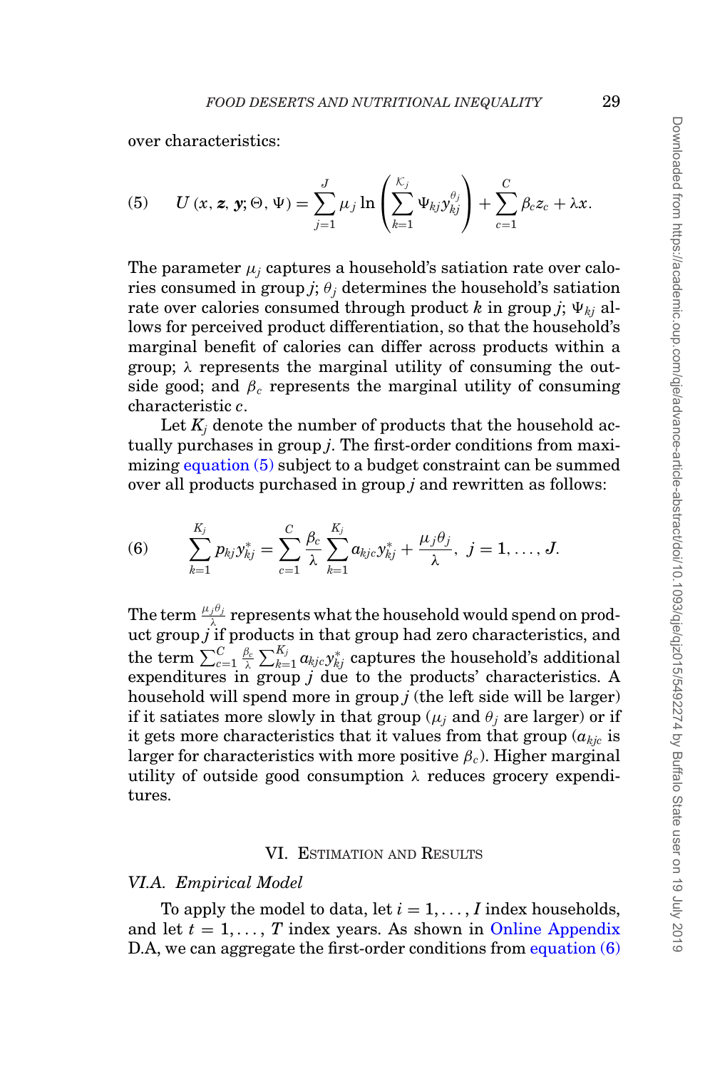over characteristics:

$$U\left(x, \boldsymbol{z}, \boldsymbol{y}; \Theta, \Psi\right) = \sum_{j=1}^{J} \mu_j \ln\left(\sum_{k=1}^{\mathcal{K}_j} \Psi_{kj} y_{kj}^{\theta_j}\right) + \sum_{c=1}^{C} \beta_c z_c + \lambda x. \tag{5}$$

The parameter $\mu_j$ captures a household's satiation rate over calories consumed in group $j$; $\theta_j$ determines the household's satiation rate over calories consumed through product $k$ in group $j$; $\Psi_{kj}$ allows for perceived product differentiation, so that the household's marginal benefit of calories can differ across products within a group; $\lambda$ represents the marginal utility of consuming the outside good; and $\beta_c$ represents the marginal utility of consuming characteristic $c$.

Let $K_j$ denote the number of products that the household actually purchases in group $j$. The first-order conditions from maximizing equation (5) subject to a budget constraint can be summed over all products purchased in group $j$ and rewritten as follows:

$$\sum_{k=1}^{K_j} p_{kj} y_{kj}^{*} = \sum_{c=1}^{C} \frac{\beta_c}{\lambda} \sum_{k=1}^{K_j} a_{kjc} y_{kj}^{*} + \frac{\mu_j \theta_j}{\lambda}, \ j = 1, \ldots, J. \tag{6}$$

The term $\frac{\mu_j \theta_j}{\lambda}$ represents what the household would spend on product group $j$ if products in that group had zero characteristics, and the term $\sum_{c=1}^{C} \frac{\beta_c}{\lambda} \sum_{k=1}^{K_j} a_{kjc} y_{kj}^{*}$ captures the household's additional expenditures in group $j$ due to the products' characteristics. A household will spend more in group $j$ (the left side will be larger) if it satiates more slowly in that group ($\mu_j$ and $\theta_j$ are larger) or if it gets more characteristics that it values from that group ($a_{kjc}$ is larger for characteristics with more positive $\beta_c$). Higher marginal utility of outside good consumption $\lambda$ reduces grocery expenditures.

## VI. Estimation and Results

### VI.A. Empirical Model

To apply the model to data, let $i = 1, \ldots, I$ index households, and let $t = 1, \ldots, T$ index years. As shown in Online Appendix D.A, we can aggregate the first-order conditions from equation (6)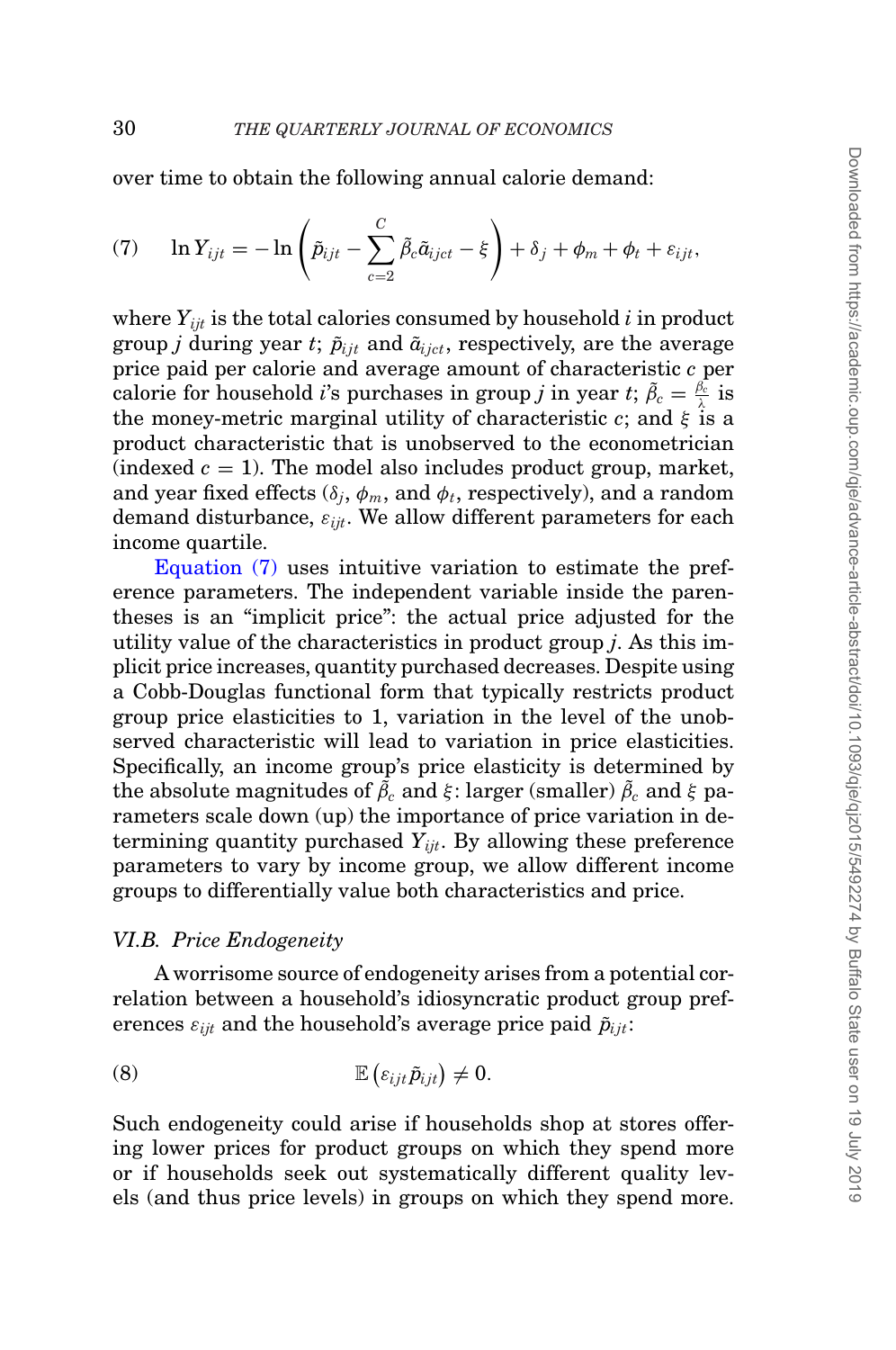over time to obtain the following annual calorie demand:

$$\text{(7)} \qquad \ln Y_{ijt} = -\ln\left(\tilde{p}_{ijt} - \sum_{c=2}^{C} \tilde{\beta}_c \tilde{a}_{ijct} - \xi\right) + \delta_j + \phi_m + \phi_t + \varepsilon_{ijt},$$

where $Y_{ijt}$ is the total calories consumed by household $i$ in product group $j$ during year $t$; $\tilde{p}_{ijt}$ and $\tilde{a}_{ijct}$, respectively, are the average price paid per calorie and average amount of characteristic $c$ per calorie for household $i$'s purchases in group $j$ in year $t$; $\tilde{\beta}_c = \frac{\beta_c}{\lambda}$ is the money-metric marginal utility of characteristic $c$; and $\xi$ is a product characteristic that is unobserved to the econometrician (indexed $c = 1$). The model also includes product group, market, and year fixed effects ($\delta_j$, $\phi_m$, and $\phi_t$, respectively), and a random demand disturbance, $\varepsilon_{ijt}$. We allow different parameters for each income quartile.

Equation (7) uses intuitive variation to estimate the preference parameters. The independent variable inside the parentheses is an "implicit price": the actual price adjusted for the utility value of the characteristics in product group $j$. As this implicit price increases, quantity purchased decreases. Despite using a Cobb-Douglas functional form that typically restricts product group price elasticities to 1, variation in the level of the unobserved characteristic will lead to variation in price elasticities. Specifically, an income group's price elasticity is determined by the absolute magnitudes of $\tilde{\beta}_c$ and $\xi$: larger (smaller) $\tilde{\beta}_c$ and $\xi$ parameters scale down (up) the importance of price variation in determining quantity purchased $Y_{ijt}$. By allowing these preference parameters to vary by income group, we allow different income groups to differentially value both characteristics and price.

### *VI.B. Price Endogeneity*

A worrisome source of endogeneity arises from a potential correlation between a household's idiosyncratic product group preferences $\varepsilon_{ijt}$ and the household's average price paid $\tilde{p}_{ijt}$:

$$\text{(8)} \qquad \mathbb{E}\left(\varepsilon_{ijt}\tilde{p}_{ijt}\right) \neq 0.$$

Such endogeneity could arise if households shop at stores offering lower prices for product groups on which they spend more or if households seek out systematically different quality levels (and thus price levels) in groups on which they spend more.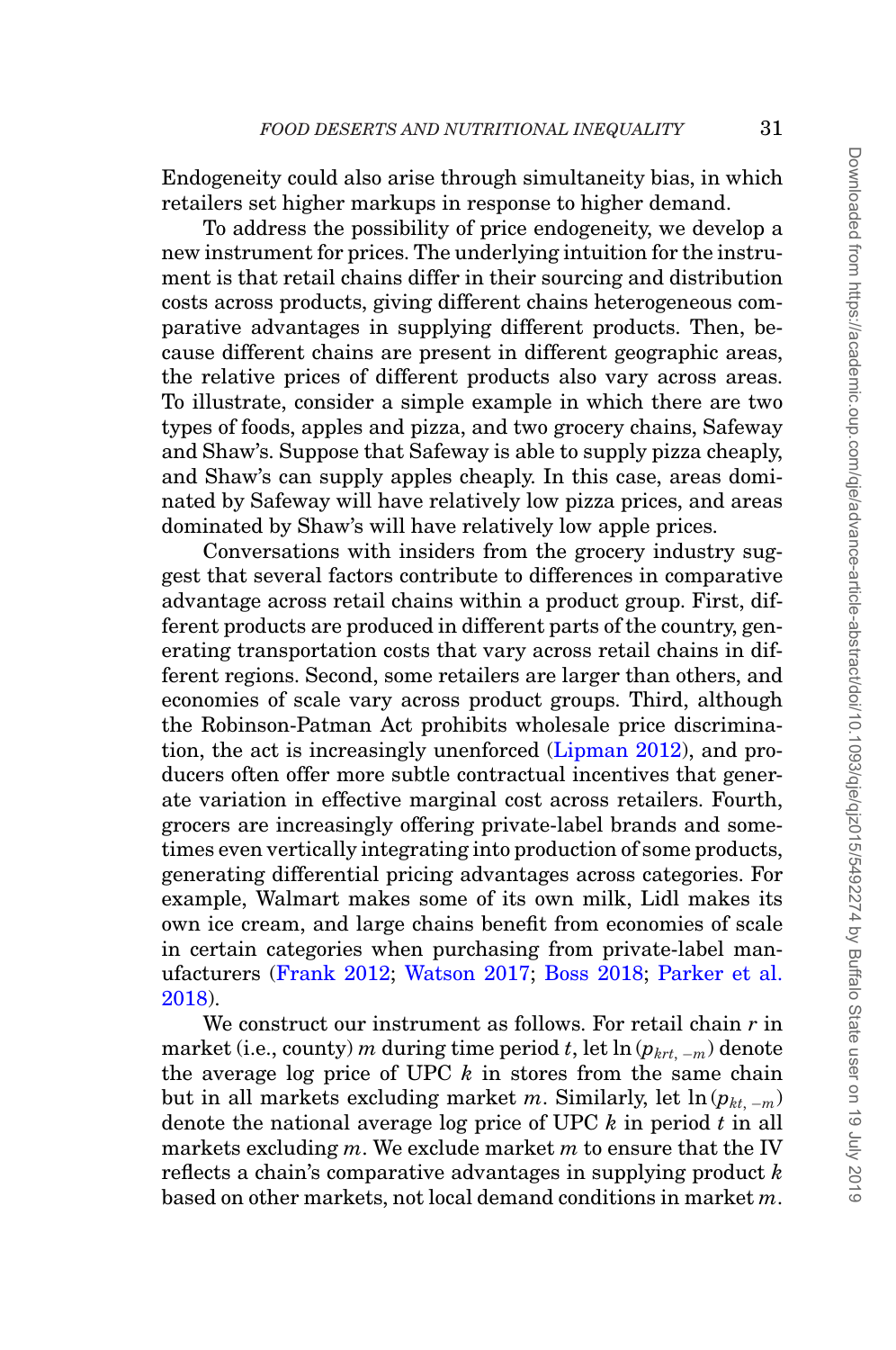Endogeneity could also arise through simultaneity bias, in which retailers set higher markups in response to higher demand.

To address the possibility of price endogeneity, we develop a new instrument for prices. The underlying intuition for the instrument is that retail chains differ in their sourcing and distribution costs across products, giving different chains heterogeneous comparative advantages in supplying different products. Then, because different chains are present in different geographic areas, the relative prices of different products also vary across areas. To illustrate, consider a simple example in which there are two types of foods, apples and pizza, and two grocery chains, Safeway and Shaw's. Suppose that Safeway is able to supply pizza cheaply, and Shaw's can supply apples cheaply. In this case, areas dominated by Safeway will have relatively low pizza prices, and areas dominated by Shaw's will have relatively low apple prices.

Conversations with insiders from the grocery industry suggest that several factors contribute to differences in comparative advantage across retail chains within a product group. First, different products are produced in different parts of the country, generating transportation costs that vary across retail chains in different regions. Second, some retailers are larger than others, and economies of scale vary across product groups. Third, although the Robinson-Patman Act prohibits wholesale price discrimination, the act is increasingly unenforced (Lipman 2012), and producers often offer more subtle contractual incentives that generate variation in effective marginal cost across retailers. Fourth, grocers are increasingly offering private-label brands and sometimes even vertically integrating into production of some products, generating differential pricing advantages across categories. For example, Walmart makes some of its own milk, Lidl makes its own ice cream, and large chains benefit from economies of scale in certain categories when purchasing from private-label manufacturers (Frank 2012; Watson 2017; Boss 2018; Parker et al. 2018).

We construct our instrument as follows. For retail chain $r$ in market (i.e., county) $m$ during time period $t$, let $\ln(p_{krt,-m})$ denote the average log price of UPC $k$ in stores from the same chain but in all markets excluding market $m$. Similarly, let $\ln(p_{kt,-m})$ denote the national average log price of UPC $k$ in period $t$ in all markets excluding $m$. We exclude market $m$ to ensure that the IV reflects a chain's comparative advantages in supplying product $k$ based on other markets, not local demand conditions in market $m$.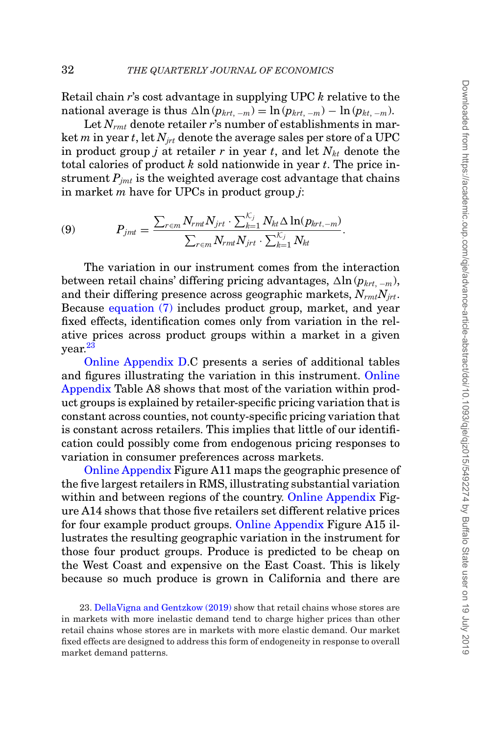Retail chain $r$'s cost advantage in supplying UPC $k$ relative to the national average is thus $\Delta \ln(p_{krt,-m}) = \ln(p_{krt,-m}) - \ln(p_{kt,-m})$.

Let $N_{rmt}$ denote retailer $r$'s number of establishments in market $m$ in year $t$, let $N_{jrt}$ denote the average sales per store of a UPC in product group $j$ at retailer $r$ in year $t$, and let $N_{kt}$ denote the total calories of product $k$ sold nationwide in year $t$. The price instrument $P_{jmt}$ is the weighted average cost advantage that chains in market $m$ have for UPCs in product group $j$:

$$P_{jmt} = \frac{\sum_{r \in m} N_{rmt} N_{jrt} \cdot \sum_{k=1}^{\mathcal{K}_j} N_{kt} \Delta \ln(p_{krt,-m})}{\sum_{r \in m} N_{rmt} N_{jrt} \cdot \sum_{k=1}^{\mathcal{K}_j} N_{kt}}. \tag{9}$$

The variation in our instrument comes from the interaction between retail chains' differing pricing advantages, $\Delta \ln(p_{krt,-m})$, and their differing presence across geographic markets, $N_{rmt} N_{jrt}$. Because equation (7) includes product group, market, and year fixed effects, identification comes only from variation in the relative prices across product groups within a market in a given year.[23]

Online Appendix D.C presents a series of additional tables and figures illustrating the variation in this instrument. Online Appendix Table A8 shows that most of the variation within product groups is explained by retailer-specific pricing variation that is constant across counties, not county-specific pricing variation that is constant across retailers. This implies that little of our identification could possibly come from endogenous pricing responses to variation in consumer preferences across markets.

Online Appendix Figure A11 maps the geographic presence of the five largest retailers in RMS, illustrating substantial variation within and between regions of the country. Online Appendix Figure A14 shows that those five retailers set different relative prices for four example product groups. Online Appendix Figure A15 illustrates the resulting geographic variation in the instrument for those four product groups. Produce is predicted to be cheap on the West Coast and expensive on the East Coast. This is likely because so much produce is grown in California and there are

23. DellaVigna and Gentzkow (2019) show that retail chains whose stores are in markets with more inelastic demand tend to charge higher prices than other retail chains whose stores are in markets with more elastic demand. Our market fixed effects are designed to address this form of endogeneity in response to overall market demand patterns.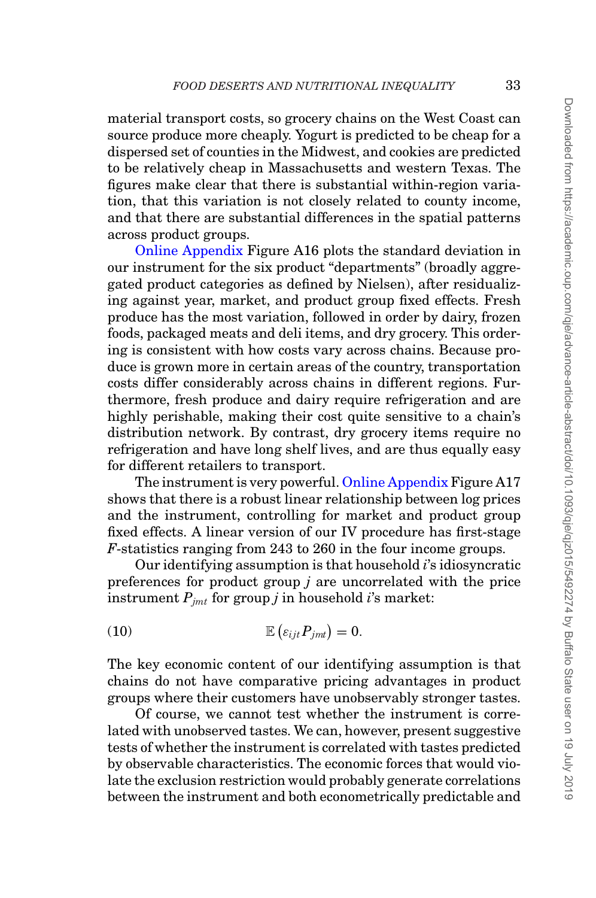material transport costs, so grocery chains on the West Coast can source produce more cheaply. Yogurt is predicted to be cheap for a dispersed set of counties in the Midwest, and cookies are predicted to be relatively cheap in Massachusetts and western Texas. The figures make clear that there is substantial within-region variation, that this variation is not closely related to county income, and that there are substantial differences in the spatial patterns across product groups.

Online Appendix Figure A16 plots the standard deviation in our instrument for the six product "departments" (broadly aggregated product categories as defined by Nielsen), after residualizing against year, market, and product group fixed effects. Fresh produce has the most variation, followed in order by dairy, frozen foods, packaged meats and deli items, and dry grocery. This ordering is consistent with how costs vary across chains. Because produce is grown more in certain areas of the country, transportation costs differ considerably across chains in different regions. Furthermore, fresh produce and dairy require refrigeration and are highly perishable, making their cost quite sensitive to a chain's distribution network. By contrast, dry grocery items require no refrigeration and have long shelf lives, and are thus equally easy for different retailers to transport.

The instrument is very powerful. Online Appendix Figure A17 shows that there is a robust linear relationship between log prices and the instrument, controlling for market and product group fixed effects. A linear version of our IV procedure has first-stage $F$-statistics ranging from 243 to 260 in the four income groups.

Our identifying assumption is that household $i$'s idiosyncratic preferences for product group $j$ are uncorrelated with the price instrument $P_{jmt}$ for group $j$ in household $i$'s market:

$$\mathbb{E}\left(\varepsilon_{ijt} P_{jmt}\right) = 0. \tag{10}$$

The key economic content of our identifying assumption is that chains do not have comparative pricing advantages in product groups where their customers have unobservably stronger tastes.

Of course, we cannot test whether the instrument is correlated with unobserved tastes. We can, however, present suggestive tests of whether the instrument is correlated with tastes predicted by observable characteristics. The economic forces that would violate the exclusion restriction would probably generate correlations between the instrument and both econometrically predictable and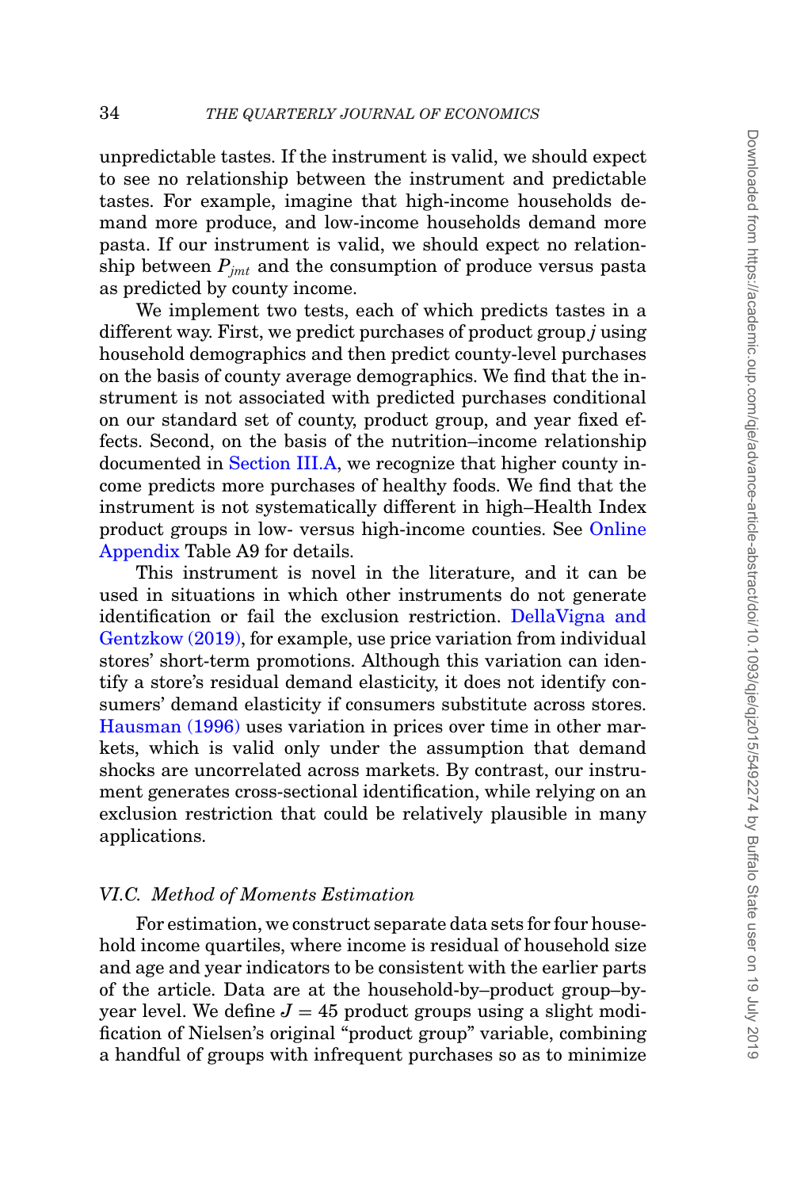unpredictable tastes. If the instrument is valid, we should expect to see no relationship between the instrument and predictable tastes. For example, imagine that high-income households demand more produce, and low-income households demand more pasta. If our instrument is valid, we should expect no relationship between $P_{jmt}$ and the consumption of produce versus pasta as predicted by county income.

We implement two tests, each of which predicts tastes in a different way. First, we predict purchases of product group $j$ using household demographics and then predict county-level purchases on the basis of county average demographics. We find that the instrument is not associated with predicted purchases conditional on our standard set of county, product group, and year fixed effects. Second, on the basis of the nutrition–income relationship documented in Section III.A, we recognize that higher county income predicts more purchases of healthy foods. We find that the instrument is not systematically different in high–Health Index product groups in low- versus high-income counties. See Online Appendix Table A9 for details.

This instrument is novel in the literature, and it can be used in situations in which other instruments do not generate identification or fail the exclusion restriction. DellaVigna and Gentzkow (2019), for example, use price variation from individual stores' short-term promotions. Although this variation can identify a store's residual demand elasticity, it does not identify consumers' demand elasticity if consumers substitute across stores. Hausman (1996) uses variation in prices over time in other markets, which is valid only under the assumption that demand shocks are uncorrelated across markets. By contrast, our instrument generates cross-sectional identification, while relying on an exclusion restriction that could be relatively plausible in many applications.

### *VI.C. Method of Moments Estimation*

For estimation, we construct separate data sets for four household income quartiles, where income is residual of household size and age and year indicators to be consistent with the earlier parts of the article. Data are at the household-by–product group–by-year level. We define $J = 45$ product groups using a slight modification of Nielsen's original "product group" variable, combining a handful of groups with infrequent purchases so as to minimize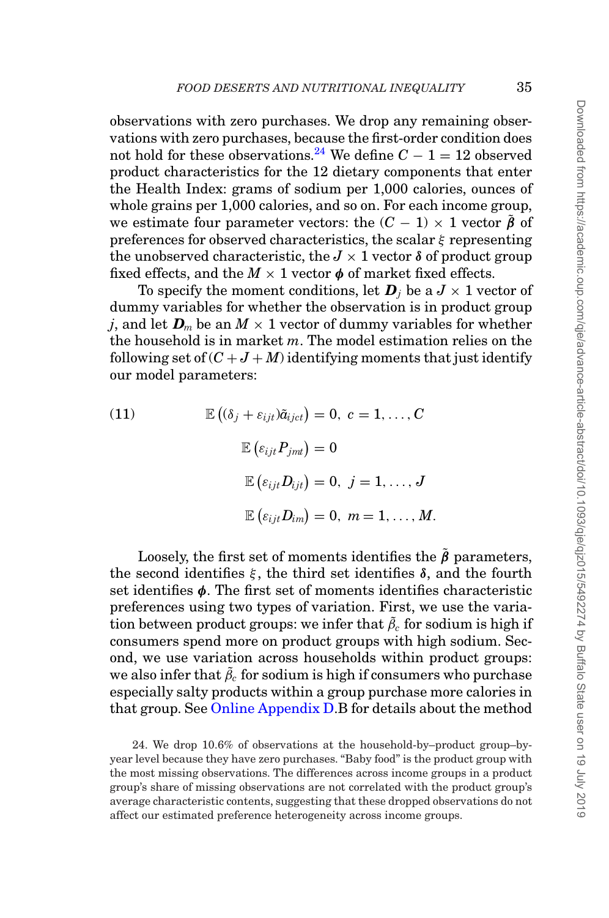observations with zero purchases. We drop any remaining observations with zero purchases, because the first-order condition does not hold for these observations.[24] We define $C - 1 = 12$ observed product characteristics for the 12 dietary components that enter the Health Index: grams of sodium per 1,000 calories, ounces of whole grains per 1,000 calories, and so on. For each income group, we estimate four parameter vectors: the $(C-1) \times 1$ vector $\tilde{\boldsymbol{\beta}}$ of preferences for observed characteristics, the scalar $\xi$ representing the unobserved characteristic, the $J \times 1$ vector $\boldsymbol{\delta}$ of product group fixed effects, and the $M \times 1$ vector $\boldsymbol{\phi}$ of market fixed effects.

To specify the moment conditions, let $\boldsymbol{D}_j$ be a $J \times 1$ vector of dummy variables for whether the observation is in product group $j$, and let $\boldsymbol{D}_m$ be an $M \times 1$ vector of dummy variables for whether the household is in market $m$. The model estimation relies on the following set of $(C + J + M)$ identifying moments that just identify our model parameters:

$$
\begin{aligned}
(11) \qquad \mathbb{E}\left((\delta_j + \varepsilon_{ijt})\tilde{a}_{ijct}\right) &= 0,\ c = 1, \ldots, C \\
\mathbb{E}\left(\varepsilon_{ijt} P_{jmt}\right) &= 0 \\
\mathbb{E}\left(\varepsilon_{ijt} D_{ijt}\right) &= 0,\ j = 1, \ldots, J \\
\mathbb{E}\left(\varepsilon_{ijt} D_{im}\right) &= 0,\ m = 1, \ldots, M.
\end{aligned}
$$

Loosely, the first set of moments identifies the $\tilde{\boldsymbol{\beta}}$ parameters, the second identifies $\xi$, the third set identifies $\boldsymbol{\delta}$, and the fourth set identifies $\boldsymbol{\phi}$. The first set of moments identifies characteristic preferences using two types of variation. First, we use the variation between product groups: we infer that $\tilde{\beta}_c$ for sodium is high if consumers spend more on product groups with high sodium. Second, we use variation across households within product groups: we also infer that $\tilde{\beta}_c$ for sodium is high if consumers who purchase especially salty products within a group purchase more calories in that group. See Online Appendix D.B for details about the method

24. We drop 10.6% of observations at the household-by–product group–by-year level because they have zero purchases. "Baby food" is the product group with the most missing observations. The differences across income groups in a product group's share of missing observations are not correlated with the product group's average characteristic contents, suggesting that these dropped observations do not affect our estimated preference heterogeneity across income groups.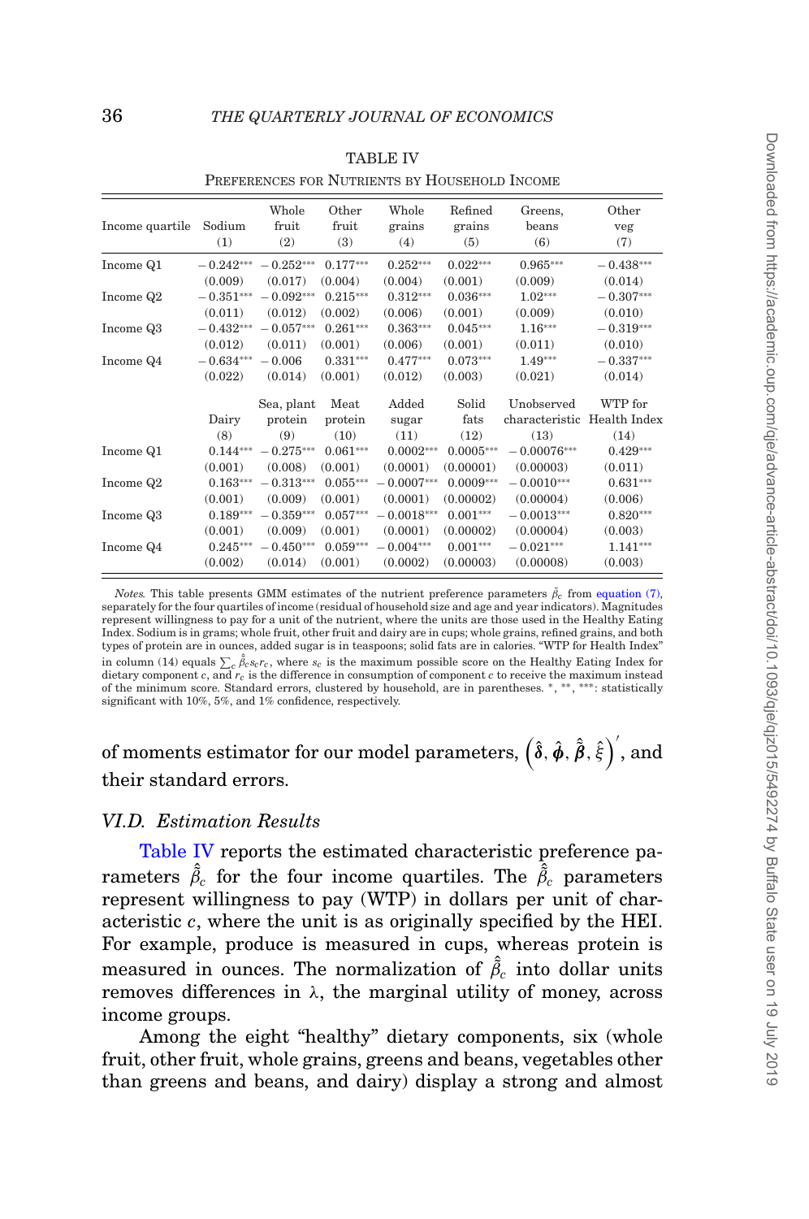TABLE IV

PREFERENCES FOR NUTRIENTS BY HOUSEHOLD INCOME

| Income quartile | Sodium (1) | Whole fruit (2) | Other fruit (3) | Whole grains (4) | Refined grains (5) | Greens, beans (6) | Other veg (7) |
|---|---|---|---|---|---|---|---|
| Income Q1 | −0.242*** | −0.252*** | 0.177*** | 0.252*** | 0.022*** | 0.965*** | −0.438*** |
| | (0.009) | (0.017) | (0.004) | (0.004) | (0.001) | (0.009) | (0.014) |
| Income Q2 | −0.351*** | −0.092*** | 0.215*** | 0.312*** | 0.036*** | 1.02*** | −0.307*** |
| | (0.011) | (0.012) | (0.002) | (0.006) | (0.001) | (0.009) | (0.010) |
| Income Q3 | −0.432*** | −0.057*** | 0.261*** | 0.363*** | 0.045*** | 1.16*** | −0.319*** |
| | (0.012) | (0.011) | (0.001) | (0.006) | (0.001) | (0.011) | (0.010) |
| Income Q4 | −0.634*** | −0.006 | 0.331*** | 0.477*** | 0.073*** | 1.49*** | −0.337*** |
| | (0.022) | (0.014) | (0.001) | (0.012) | (0.003) | (0.021) | (0.014) |

| | Dairy (8) | Sea, plant protein (9) | Meat protein (10) | Added sugar (11) | Solid fats (12) | Unobserved characteristic (13) | WTP for Health Index (14) |
|---|---|---|---|---|---|---|---|
| Income Q1 | 0.144*** | −0.275*** | 0.061*** | 0.0002*** | 0.0005*** | −0.00076*** | 0.429*** |
| | (0.001) | (0.008) | (0.001) | (0.0001) | (0.00001) | (0.00003) | (0.011) |
| Income Q2 | 0.163*** | −0.313*** | 0.055*** | −0.0007*** | 0.0009*** | −0.0010*** | 0.631*** |
| | (0.001) | (0.009) | (0.001) | (0.0001) | (0.00002) | (0.00004) | (0.006) |
| Income Q3 | 0.189*** | −0.359*** | 0.057*** | −0.0018*** | 0.001*** | −0.0013*** | 0.820*** |
| | (0.001) | (0.009) | (0.001) | (0.0001) | (0.00002) | (0.00004) | (0.003) |
| Income Q4 | 0.245*** | −0.450*** | 0.059*** | −0.004*** | 0.001*** | −0.021*** | 1.141*** |
| | (0.002) | (0.014) | (0.001) | (0.0002) | (0.00003) | (0.00008) | (0.003) |

*Notes.* This table presents GMM estimates of the nutrient preference parameters $\tilde{\beta}_c$ from equation (7), separately for the four quartiles of income (residual of household size and age and year indicators). Magnitudes represent willingness to pay for a unit of the nutrient, where the units are those used in the Healthy Eating Index. Sodium is in grams; whole fruit, other fruit and dairy are in cups; whole grains, refined grains, and both types of protein are in ounces, added sugar is in teaspoons; solid fats are in calories. "WTP for Health Index" in column (14) equals $\sum_c \hat{\tilde{\beta}}_c s_c r_c$, where $s_c$ is the maximum possible score on the Healthy Eating Index for dietary component $c$, and $r_c$ is the difference in consumption of component $c$ to receive the maximum instead of the minimum score. Standard errors, clustered by household, are in parentheses. *, **, ***: statistically significant with 10%, 5%, and 1% confidence, respectively.

of moments estimator for our model parameters, $\left(\hat{\delta}, \hat{\phi}, \hat{\tilde{\beta}}, \hat{\xi}\right)'$, and their standard errors.

### *VI.D. Estimation Results*

Table IV reports the estimated characteristic preference parameters $\hat{\tilde{\beta}}_c$ for the four income quartiles. The $\hat{\tilde{\beta}}_c$ parameters represent willingness to pay (WTP) in dollars per unit of characteristic $c$, where the unit is as originally specified by the HEI. For example, produce is measured in cups, whereas protein is measured in ounces. The normalization of $\hat{\tilde{\beta}}_c$ into dollar units removes differences in $\lambda$, the marginal utility of money, across income groups.

Among the eight "healthy" dietary components, six (whole fruit, other fruit, whole grains, greens and beans, vegetables other than greens and beans, and dairy) display a strong and almost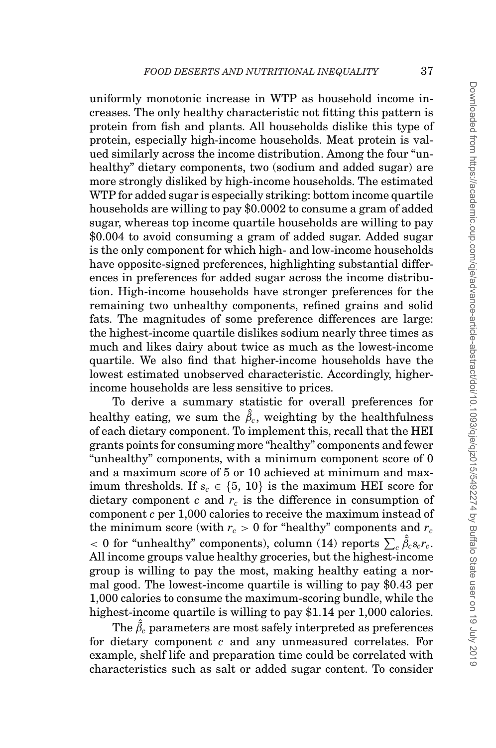uniformly monotonic increase in WTP as household income increases. The only healthy characteristic not fitting this pattern is protein from fish and plants. All households dislike this type of protein, especially high-income households. Meat protein is valued similarly across the income distribution. Among the four "unhealthy" dietary components, two (sodium and added sugar) are more strongly disliked by high-income households. The estimated WTP for added sugar is especially striking: bottom income quartile households are willing to pay \$0.0002 to consume a gram of added sugar, whereas top income quartile households are willing to pay \$0.004 to avoid consuming a gram of added sugar. Added sugar is the only component for which high- and low-income households have opposite-signed preferences, highlighting substantial differences in preferences for added sugar across the income distribution. High-income households have stronger preferences for the remaining two unhealthy components, refined grains and solid fats. The magnitudes of some preference differences are large: the highest-income quartile dislikes sodium nearly three times as much and likes dairy about twice as much as the lowest-income quartile. We also find that higher-income households have the lowest estimated unobserved characteristic. Accordingly, higher-income households are less sensitive to prices.

To derive a summary statistic for overall preferences for healthy eating, we sum the $\hat{\tilde{\beta}}_c$, weighting by the healthfulness of each dietary component. To implement this, recall that the HEI grants points for consuming more "healthy" components and fewer "unhealthy" components, with a minimum component score of 0 and a maximum score of 5 or 10 achieved at minimum and maximum thresholds. If $s_c \in \{5, 10\}$ is the maximum HEI score for dietary component $c$ and $r_c$ is the difference in consumption of component $c$ per 1,000 calories to receive the maximum instead of the minimum score (with $r_c > 0$ for "healthy" components and $r_c < 0$ for "unhealthy" components), column (14) reports $\sum_c \hat{\tilde{\beta}}_c s_c r_c$. All income groups value healthy groceries, but the highest-income group is willing to pay the most, making healthy eating a normal good. The lowest-income quartile is willing to pay \$0.43 per 1,000 calories to consume the maximum-scoring bundle, while the highest-income quartile is willing to pay \$1.14 per 1,000 calories.

The $\hat{\tilde{\beta}}_c$ parameters are most safely interpreted as preferences for dietary component $c$ and any unmeasured correlates. For example, shelf life and preparation time could be correlated with characteristics such as salt or added sugar content. To consider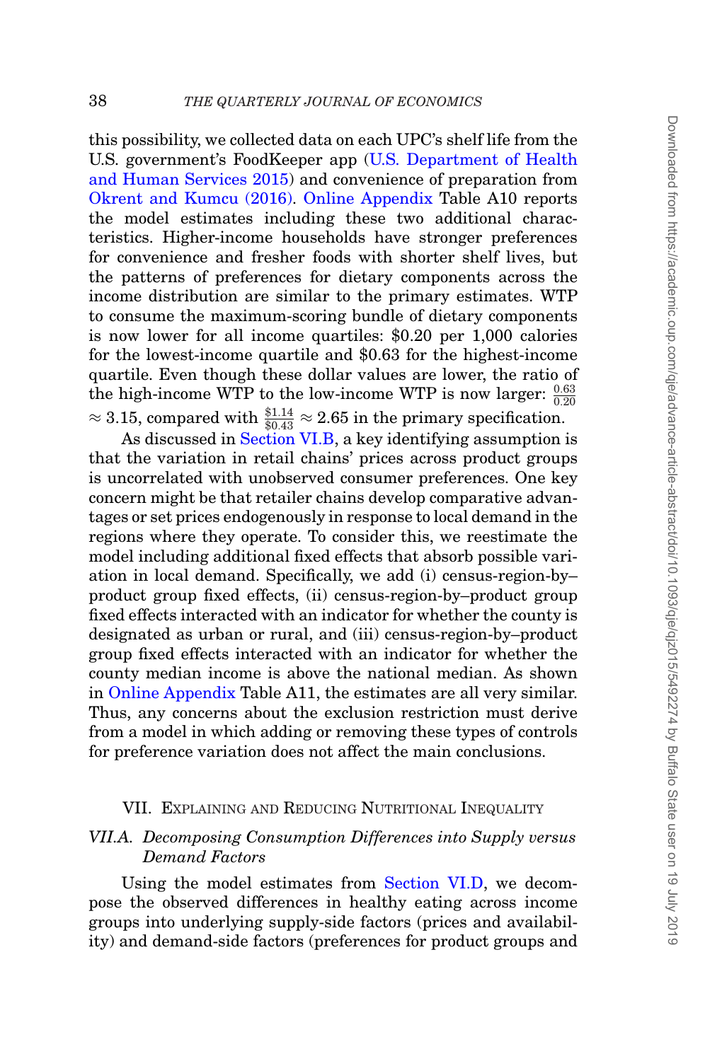this possibility, we collected data on each UPC's shelf life from the U.S. government's FoodKeeper app (U.S. Department of Health and Human Services 2015) and convenience of preparation from Okrent and Kumcu (2016). Online Appendix Table A10 reports the model estimates including these two additional characteristics. Higher-income households have stronger preferences for convenience and fresher foods with shorter shelf lives, but the patterns of preferences for dietary components across the income distribution are similar to the primary estimates. WTP to consume the maximum-scoring bundle of dietary components is now lower for all income quartiles: \$0.20 per 1,000 calories for the lowest-income quartile and \$0.63 for the highest-income quartile. Even though these dollar values are lower, the ratio of the high-income WTP to the low-income WTP is now larger: $\frac{0.63}{0.20} \approx 3.15$, compared with $\frac{\$1.14}{\$0.43} \approx 2.65$ in the primary specification.

As discussed in Section VI.B, a key identifying assumption is that the variation in retail chains' prices across product groups is uncorrelated with unobserved consumer preferences. One key concern might be that retailer chains develop comparative advantages or set prices endogenously in response to local demand in the regions where they operate. To consider this, we reestimate the model including additional fixed effects that absorb possible variation in local demand. Specifically, we add (i) census-region-by–product group fixed effects, (ii) census-region-by–product group fixed effects interacted with an indicator for whether the county is designated as urban or rural, and (iii) census-region-by–product group fixed effects interacted with an indicator for whether the county median income is above the national median. As shown in Online Appendix Table A11, the estimates are all very similar. Thus, any concerns about the exclusion restriction must derive from a model in which adding or removing these types of controls for preference variation does not affect the main conclusions.

## VII. Explaining and Reducing Nutritional Inequality

### VII.A. *Decomposing Consumption Differences into Supply versus Demand Factors*

Using the model estimates from Section VI.D, we decompose the observed differences in healthy eating across income groups into underlying supply-side factors (prices and availability) and demand-side factors (preferences for product groups and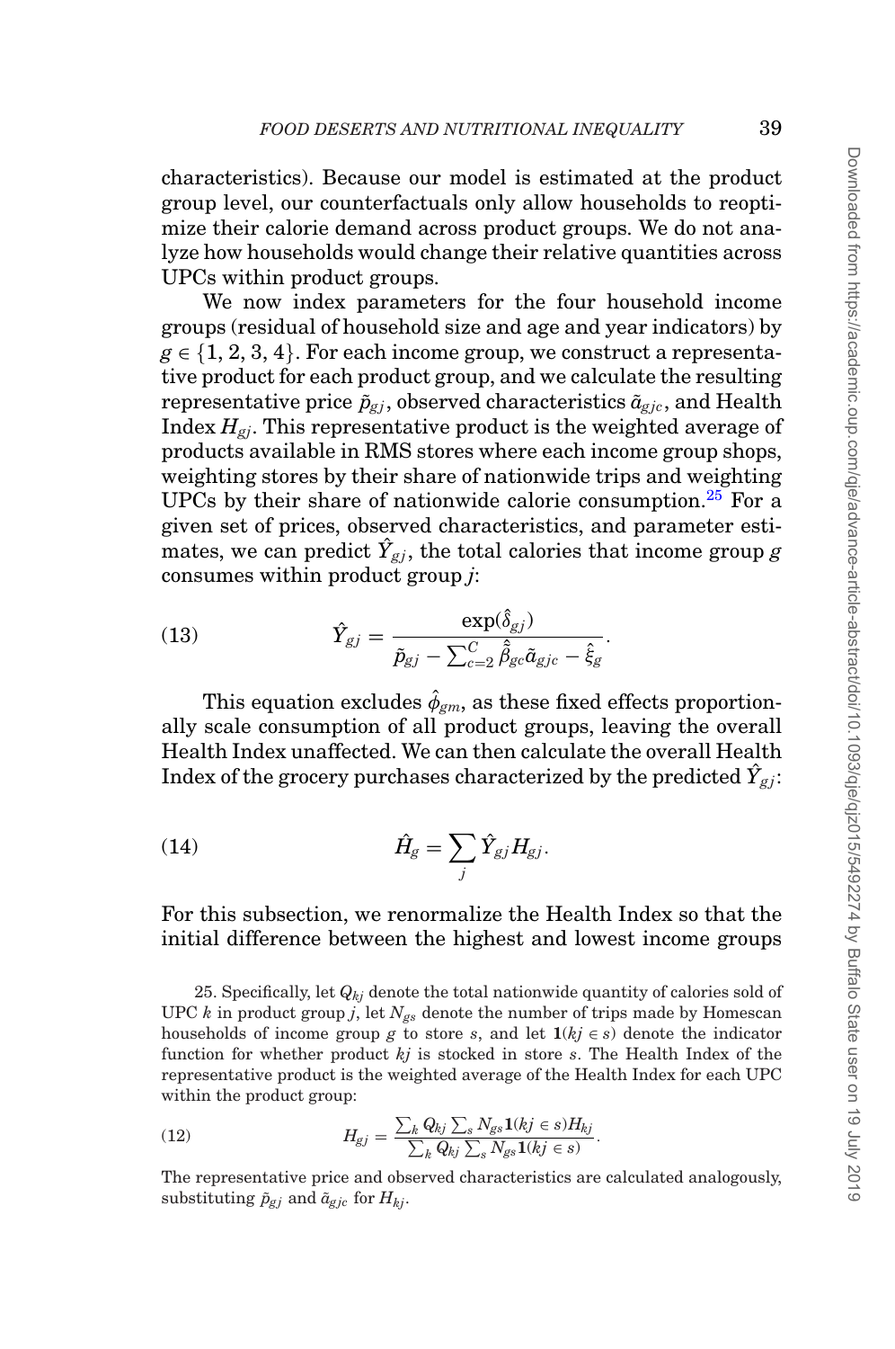characteristics). Because our model is estimated at the product group level, our counterfactuals only allow households to reoptimize their calorie demand across product groups. We do not analyze how households would change their relative quantities across UPCs within product groups.

We now index parameters for the four household income groups (residual of household size and age and year indicators) by $g \in \{1, 2, 3, 4\}$. For each income group, we construct a representative product for each product group, and we calculate the resulting representative price $\tilde{p}_{gj}$, observed characteristics $\tilde{a}_{gjc}$, and Health Index $H_{gj}$. This representative product is the weighted average of products available in RMS stores where each income group shops, weighting stores by their share of nationwide trips and weighting UPCs by their share of nationwide calorie consumption.[25] For a given set of prices, observed characteristics, and parameter estimates, we can predict $\hat{Y}_{gj}$, the total calories that income group $g$ consumes within product group $j$:

$$\hat{Y}_{gj} = \frac{\exp(\hat{\delta}_{gj})}{\tilde{p}_{gj} - \sum_{c=2}^{C} \hat{\tilde{\beta}}_{gc} \tilde{a}_{gjc} - \hat{\xi}_g}. \tag{13}$$

This equation excludes $\hat{\phi}_{gm}$, as these fixed effects proportionally scale consumption of all product groups, leaving the overall Health Index unaffected. We can then calculate the overall Health Index of the grocery purchases characterized by the predicted $\hat{Y}_{gj}$:

$$\hat{H}_g = \sum_j \hat{Y}_{gj} H_{gj}. \tag{14}$$

For this subsection, we renormalize the Health Index so that the initial difference between the highest and lowest income groups

25. Specifically, let $Q_{kj}$ denote the total nationwide quantity of calories sold of UPC $k$ in product group $j$, let $N_{gs}$ denote the number of trips made by Homescan households of income group $g$ to store $s$, and let $\mathbf{1}(kj \in s)$ denote the indicator function for whether product $kj$ is stocked in store $s$. The Health Index of the representative product is the weighted average of the Health Index for each UPC within the product group:

$$H_{gj} = \frac{\sum_k Q_{kj} \sum_s N_{gs} \mathbf{1}(kj \in s) H_{kj}}{\sum_k Q_{kj} \sum_s N_{gs} \mathbf{1}(kj \in s)}. \tag{12}$$

The representative price and observed characteristics are calculated analogously, substituting $\tilde{p}_{gj}$ and $\tilde{a}_{gjc}$ for $H_{kj}$.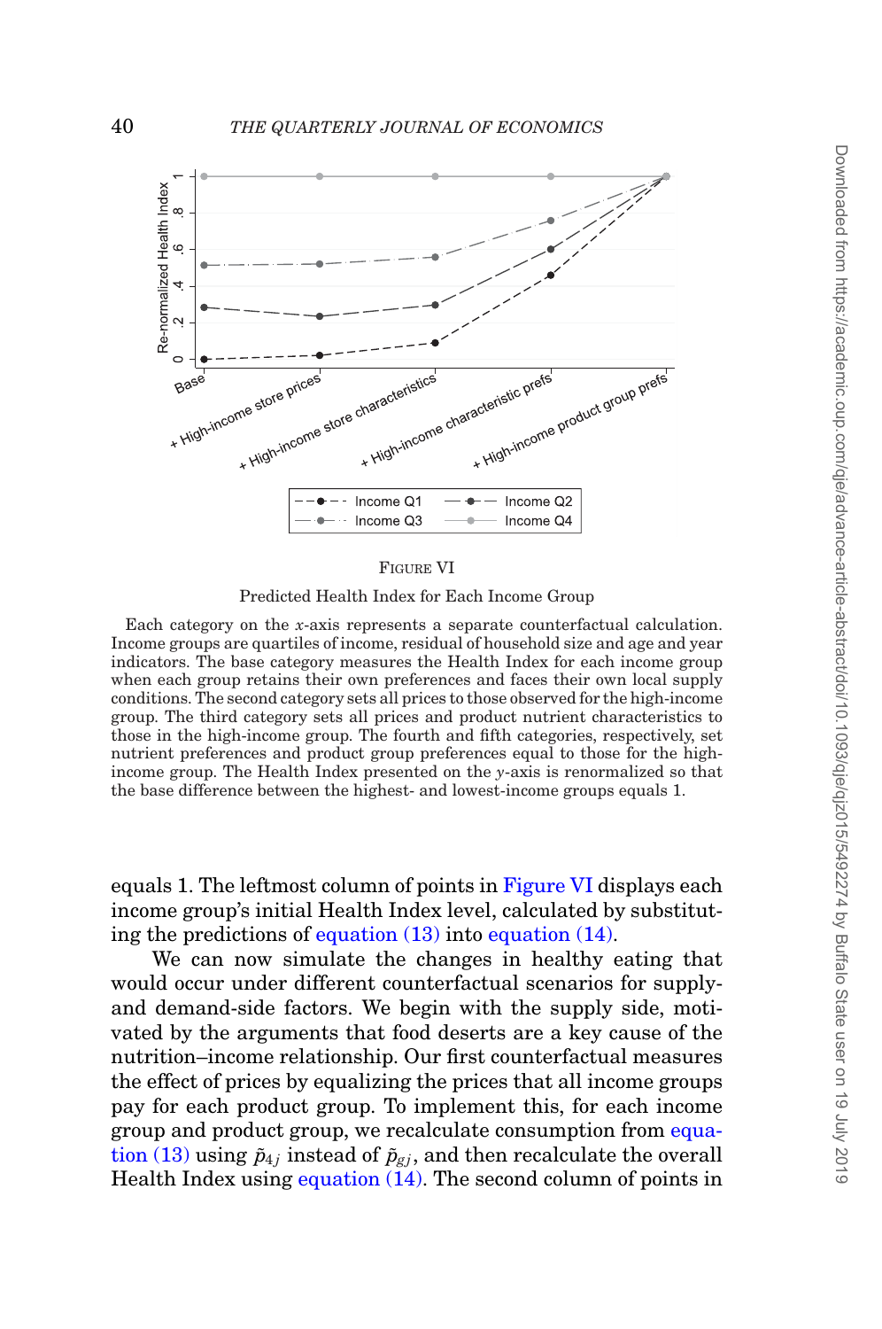FIGURE VI

Predicted Health Index for Each Income Group

Each category on the $x$-axis represents a separate counterfactual calculation. Income groups are quartiles of income, residual of household size and age and year indicators. The base category measures the Health Index for each income group when each group retains their own preferences and faces their own local supply conditions. The second category sets all prices to those observed for the high-income group. The third category sets all prices and product nutrient characteristics to those in the high-income group. The fourth and fifth categories, respectively, set nutrient preferences and product group preferences equal to those for the high-income group. The Health Index presented on the $y$-axis is renormalized so that the base difference between the highest- and lowest-income groups equals 1.

equals 1. The leftmost column of points in Figure VI displays each income group's initial Health Index level, calculated by substituting the predictions of equation (13) into equation (14).

We can now simulate the changes in healthy eating that would occur under different counterfactual scenarios for supply- and demand-side factors. We begin with the supply side, motivated by the arguments that food deserts are a key cause of the nutrition–income relationship. Our first counterfactual measures the effect of prices by equalizing the prices that all income groups pay for each product group. To implement this, for each income group and product group, we recalculate consumption from equation (13) using $\tilde{p}_{4j}$ instead of $\tilde{p}_{gj}$, and then recalculate the overall Health Index using equation (14). The second column of points in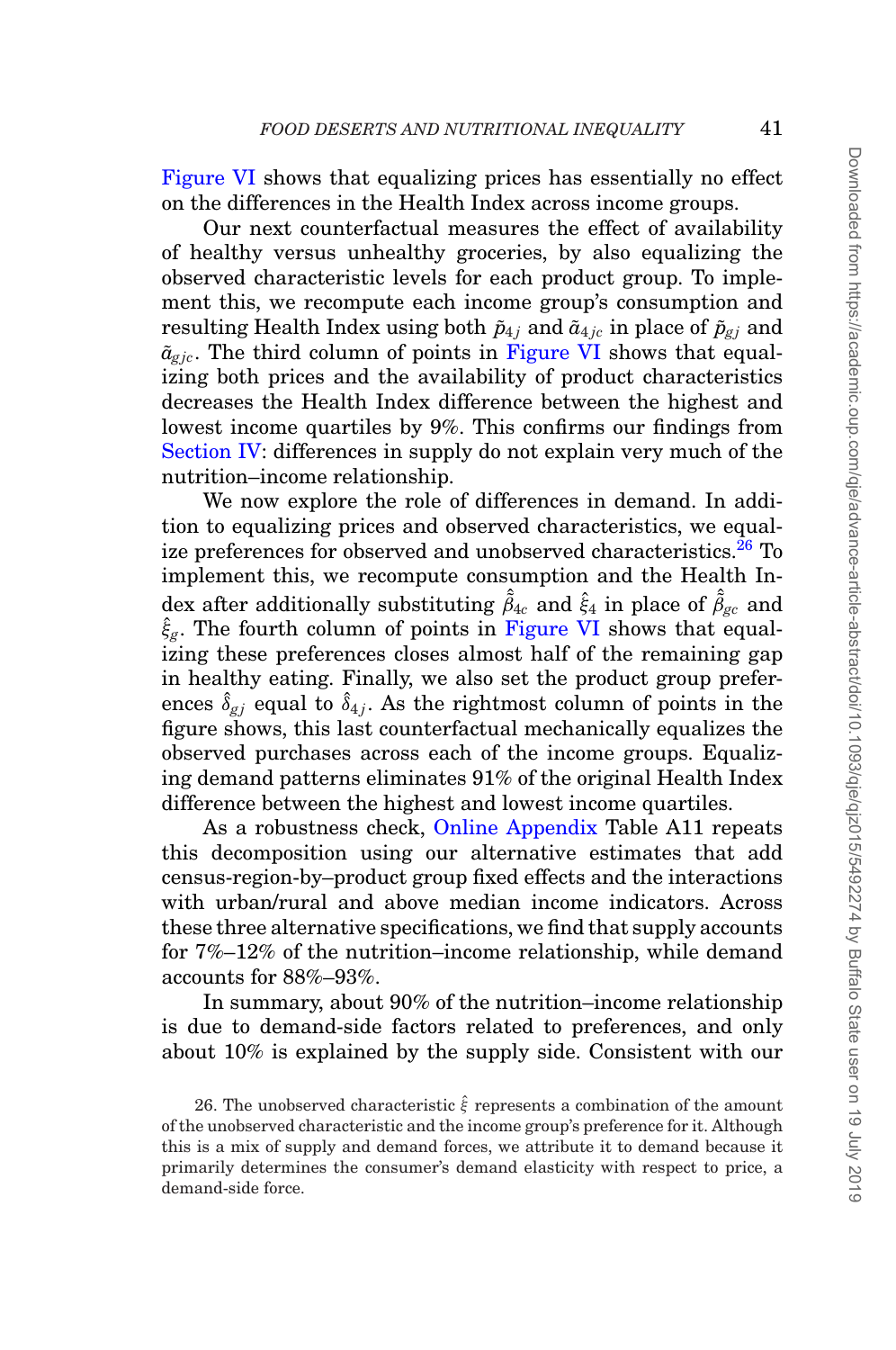Figure VI shows that equalizing prices has essentially no effect on the differences in the Health Index across income groups.

Our next counterfactual measures the effect of availability of healthy versus unhealthy groceries, by also equalizing the observed characteristic levels for each product group. To implement this, we recompute each income group's consumption and resulting Health Index using both $\tilde{p}_{4j}$ and $\tilde{a}_{4jc}$ in place of $\tilde{p}_{gj}$ and $\tilde{a}_{gjc}$. The third column of points in Figure VI shows that equalizing both prices and the availability of product characteristics decreases the Health Index difference between the highest and lowest income quartiles by 9%. This confirms our findings from Section IV: differences in supply do not explain very much of the nutrition–income relationship.

We now explore the role of differences in demand. In addition to equalizing prices and observed characteristics, we equalize preferences for observed and unobserved characteristics.[26] To implement this, we recompute consumption and the Health Index after additionally substituting $\hat{\hat{\beta}}_{4c}$ and $\hat{\xi}_4$ in place of $\hat{\hat{\beta}}_{gc}$ and $\hat{\xi}_g$. The fourth column of points in Figure VI shows that equalizing these preferences closes almost half of the remaining gap in healthy eating. Finally, we also set the product group preferences $\hat{\delta}_{gj}$ equal to $\hat{\delta}_{4j}$. As the rightmost column of points in the figure shows, this last counterfactual mechanically equalizes the observed purchases across each of the income groups. Equalizing demand patterns eliminates 91% of the original Health Index difference between the highest and lowest income quartiles.

As a robustness check, Online Appendix Table A11 repeats this decomposition using our alternative estimates that add census-region-by–product group fixed effects and the interactions with urban/rural and above median income indicators. Across these three alternative specifications, we find that supply accounts for 7%–12% of the nutrition–income relationship, while demand accounts for 88%–93%.

In summary, about 90% of the nutrition–income relationship is due to demand-side factors related to preferences, and only about 10% is explained by the supply side. Consistent with our

26. The unobserved characteristic $\hat{\xi}$ represents a combination of the amount of the unobserved characteristic and the income group's preference for it. Although this is a mix of supply and demand forces, we attribute it to demand because it primarily determines the consumer's demand elasticity with respect to price, a demand-side force.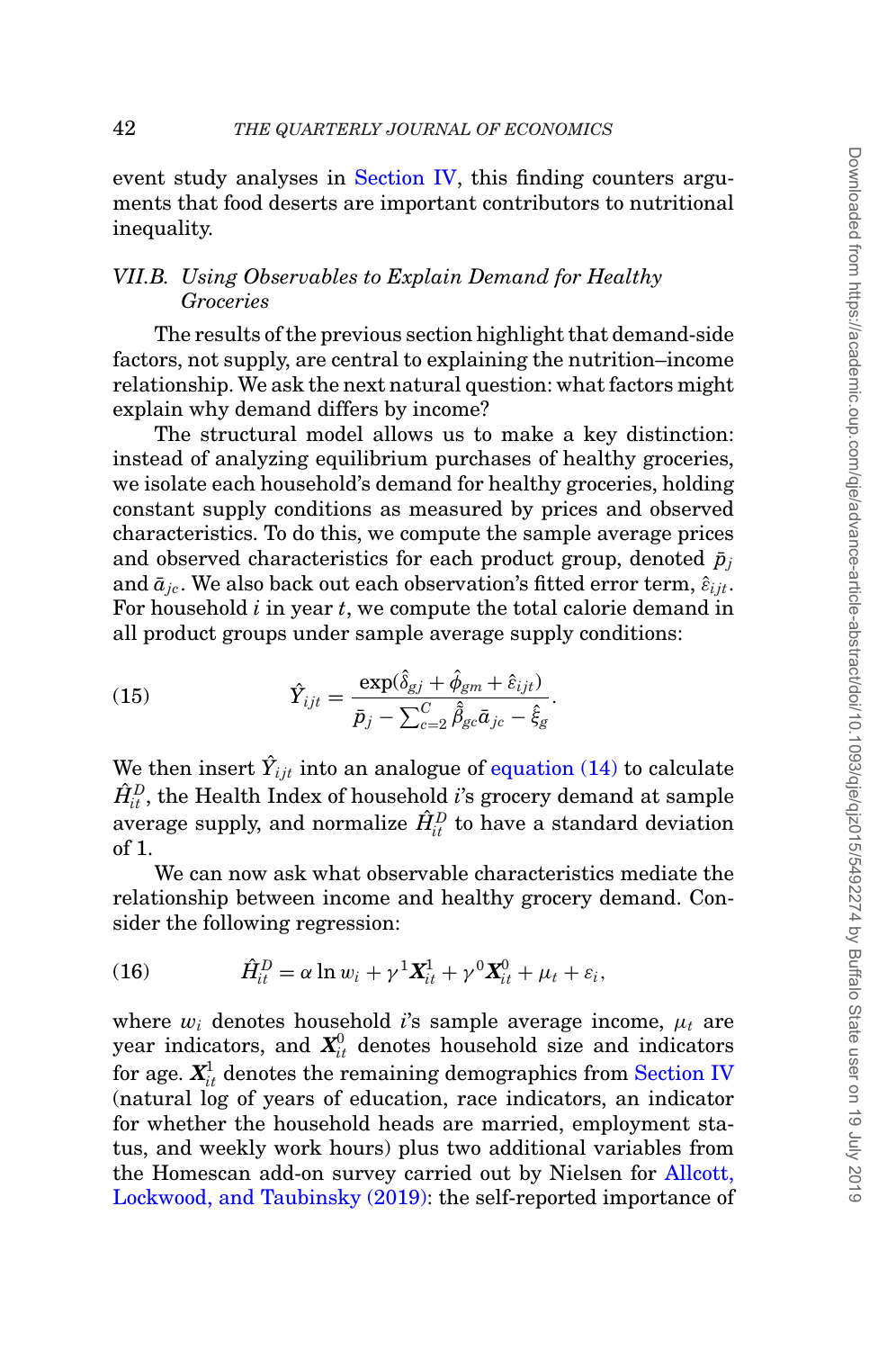event study analyses in Section IV, this finding counters arguments that food deserts are important contributors to nutritional inequality.

### VII.B. Using Observables to Explain Demand for Healthy Groceries

The results of the previous section highlight that demand-side factors, not supply, are central to explaining the nutrition–income relationship. We ask the next natural question: what factors might explain why demand differs by income?

The structural model allows us to make a key distinction: instead of analyzing equilibrium purchases of healthy groceries, we isolate each household's demand for healthy groceries, holding constant supply conditions as measured by prices and observed characteristics. To do this, we compute the sample average prices and observed characteristics for each product group, denoted $\bar{p}_j$ and $\bar{a}_{jc}$. We also back out each observation's fitted error term, $\hat{\varepsilon}_{ijt}$. For household $i$ in year $t$, we compute the total calorie demand in all product groups under sample average supply conditions:

$$\hat{Y}_{ijt} = \frac{\exp(\hat{\delta}_{gj} + \hat{\phi}_{gm} + \hat{\varepsilon}_{ijt})}{\bar{p}_j - \sum_{c=2}^{C} \hat{\beta}_{gc}\bar{a}_{jc} - \hat{\xi}_g}. \tag{15}$$

We then insert $\hat{Y}_{ijt}$ into an analogue of equation (14) to calculate $\hat{H}_{it}^D$, the Health Index of household $i$'s grocery demand at sample average supply, and normalize $\hat{H}_{it}^D$ to have a standard deviation of 1.

We can now ask what observable characteristics mediate the relationship between income and healthy grocery demand. Consider the following regression:

$$\hat{H}_{it}^D = \alpha \ln w_i + \gamma^1 \boldsymbol{X}_{it}^1 + \gamma^0 \boldsymbol{X}_{it}^0 + \mu_t + \varepsilon_i, \tag{16}$$

where $w_i$ denotes household $i$'s sample average income, $\mu_t$ are year indicators, and $\boldsymbol{X}_{it}^0$ denotes household size and indicators for age. $\boldsymbol{X}_{it}^1$ denotes the remaining demographics from Section IV (natural log of years of education, race indicators, an indicator for whether the household heads are married, employment status, and weekly work hours) plus two additional variables from the Homescan add-on survey carried out by Nielsen for Allcott, Lockwood, and Taubinsky (2019): the self-reported importance of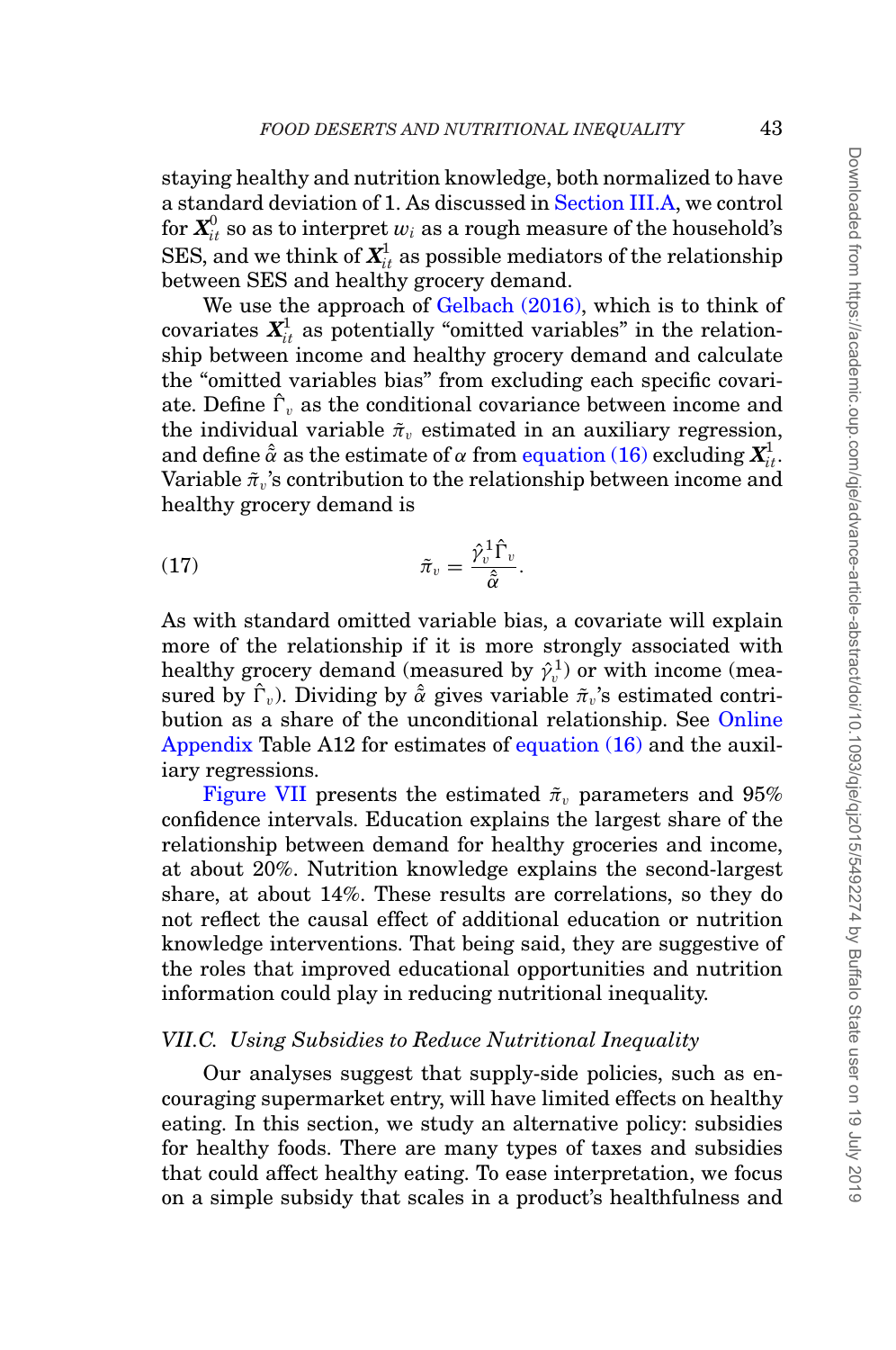staying healthy and nutrition knowledge, both normalized to have a standard deviation of 1. As discussed in Section III.A, we control for $\boldsymbol{X}_{it}^0$ so as to interpret $w_i$ as a rough measure of the household's SES, and we think of $\boldsymbol{X}_{it}^1$ as possible mediators of the relationship between SES and healthy grocery demand.

We use the approach of Gelbach (2016), which is to think of covariates $\boldsymbol{X}_{it}^1$ as potentially "omitted variables" in the relationship between income and healthy grocery demand and calculate the "omitted variables bias" from excluding each specific covariate. Define $\hat{\Gamma}_v$ as the conditional covariance between income and the individual variable $\tilde{\pi}_v$ estimated in an auxiliary regression, and define $\hat{\tilde{\alpha}}$ as the estimate of $\alpha$ from equation (16) excluding $\boldsymbol{X}_{it}^1$. Variable $\tilde{\pi}_v$'s contribution to the relationship between income and healthy grocery demand is

$$\tilde{\pi}_v = \frac{\hat{\gamma}_v^1 \hat{\Gamma}_v}{\hat{\tilde{\alpha}}}. \tag{17}$$

As with standard omitted variable bias, a covariate will explain more of the relationship if it is more strongly associated with healthy grocery demand (measured by $\hat{\gamma}_v^1$) or with income (measured by $\hat{\Gamma}_v$). Dividing by $\hat{\tilde{\alpha}}$ gives variable $\tilde{\pi}_v$'s estimated contribution as a share of the unconditional relationship. See Online Appendix Table A12 for estimates of equation (16) and the auxiliary regressions.

Figure VII presents the estimated $\tilde{\pi}_v$ parameters and 95% confidence intervals. Education explains the largest share of the relationship between demand for healthy groceries and income, at about 20%. Nutrition knowledge explains the second-largest share, at about 14%. These results are correlations, so they do not reflect the causal effect of additional education or nutrition knowledge interventions. That being said, they are suggestive of the roles that improved educational opportunities and nutrition information could play in reducing nutritional inequality.

### *VII.C. Using Subsidies to Reduce Nutritional Inequality*

Our analyses suggest that supply-side policies, such as encouraging supermarket entry, will have limited effects on healthy eating. In this section, we study an alternative policy: subsidies for healthy foods. There are many types of taxes and subsidies that could affect healthy eating. To ease interpretation, we focus on a simple subsidy that scales in a product's healthfulness and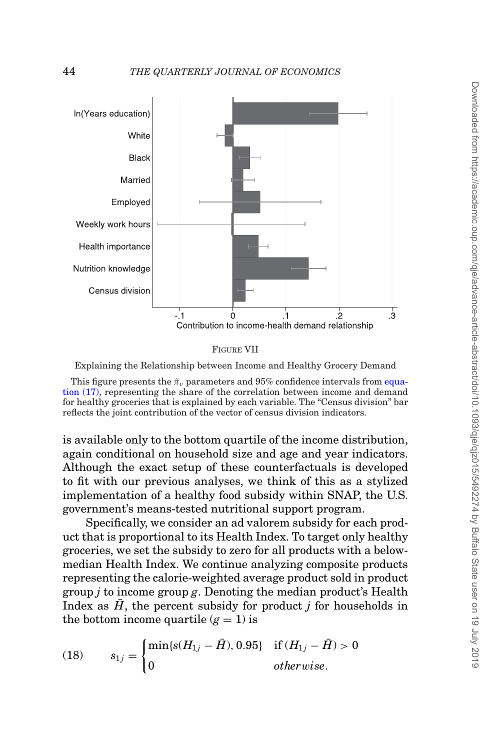FIGURE VII

Explaining the Relationship between Income and Healthy Grocery Demand

This figure presents the $\tilde{\pi}_v$ parameters and 95% confidence intervals from equation (17), representing the share of the correlation between income and demand for healthy groceries that is explained by each variable. The "Census division" bar reflects the joint contribution of the vector of census division indicators.

is available only to the bottom quartile of the income distribution, again conditional on household size and age and year indicators. Although the exact setup of these counterfactuals is developed to fit with our previous analyses, we think of this as a stylized implementation of a healthy food subsidy within SNAP, the U.S. government's means-tested nutritional support program.

Specifically, we consider an ad valorem subsidy for each product that is proportional to its Health Index. To target only healthy groceries, we set the subsidy to zero for all products with a below-median Health Index. We continue analyzing composite products representing the calorie-weighted average product sold in product group $j$ to income group $g$. Denoting the median product's Health Index as $\bar{H}$, the percent subsidy for product $j$ for households in the bottom income quartile ($g = 1$) is

$$s_{1j} = \begin{cases} \min\{s(H_{1j} - \bar{H}), 0.95\} & \text{if } (H_{1j} - \bar{H}) > 0 \\ 0 & \textit{otherwise}. \end{cases} \tag{18}$$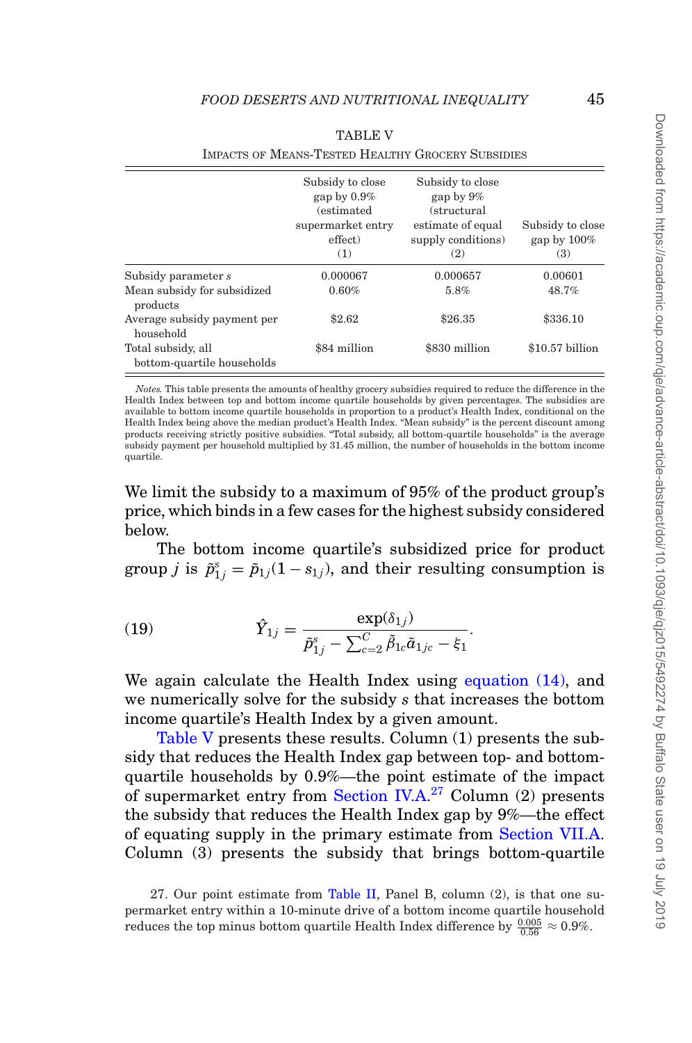TABLE V

IMPACTS OF MEANS-TESTED HEALTHY GROCERY SUBSIDIES

| | Subsidy to close gap by 0.9% (estimated supermarket entry effect) (1) | Subsidy to close gap by 9% (structural estimate of equal supply conditions) (2) | Subsidy to close gap by 100% (3) |
|---|---|---|---|
| Subsidy parameter $s$ | 0.000067 | 0.000657 | 0.00601 |
| Mean subsidy for subsidized products | 0.60% | 5.8% | 48.7% |
| Average subsidy payment per household | $2.62 | $26.35 | $336.10 |
| Total subsidy, all bottom-quartile households | $84 million | $830 million | $10.57 billion |

*Notes.* This table presents the amounts of healthy grocery subsidies required to reduce the difference in the Health Index between top and bottom income quartile households by given percentages. The subsidies are available to bottom income quartile households in proportion to a product's Health Index, conditional on the Health Index being above the median product's Health Index. "Mean subsidy" is the percent discount among products receiving strictly positive subsidies. "Total subsidy, all bottom-quartile households" is the average subsidy payment per household multiplied by 31.45 million, the number of households in the bottom income quartile.

We limit the subsidy to a maximum of 95% of the product group's price, which binds in a few cases for the highest subsidy considered below.

The bottom income quartile's subsidized price for product group $j$ is $\tilde{p}^s_{1j} = \tilde{p}_{1j}(1 - s_{1j})$, and their resulting consumption is

$$\hat{Y}_{1j} = \frac{\exp(\delta_{1j})}{\tilde{p}^s_{1j} - \sum_{c=2}^{C} \tilde{\beta}_{1c}\tilde{\alpha}_{1jc} - \xi_1}. \tag{19}$$

We again calculate the Health Index using equation (14), and we numerically solve for the subsidy $s$ that increases the bottom income quartile's Health Index by a given amount.

Table V presents these results. Column (1) presents the subsidy that reduces the Health Index gap between top- and bottom-quartile households by 0.9%—the point estimate of the impact of supermarket entry from Section IV.A.[27] Column (2) presents the subsidy that reduces the Health Index gap by 9%—the effect of equating supply in the primary estimate from Section VII.A. Column (3) presents the subsidy that brings bottom-quartile

27. Our point estimate from Table II, Panel B, column (2), is that one supermarket entry within a 10-minute drive of a bottom income quartile household reduces the top minus bottom quartile Health Index difference by $\frac{0.005}{0.56} \approx 0.9\%$.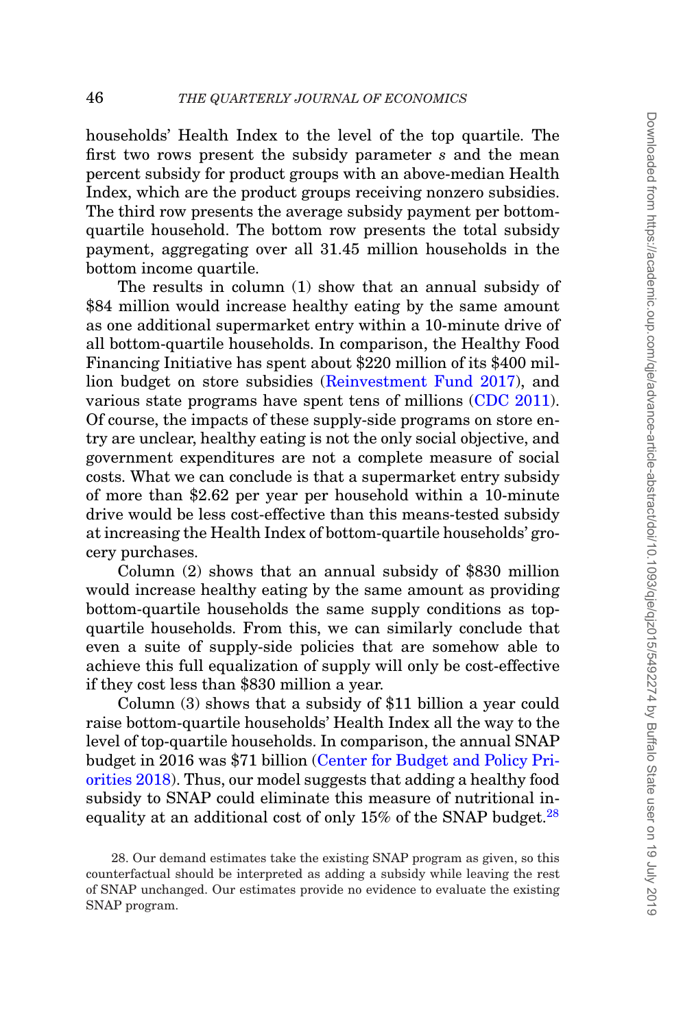households' Health Index to the level of the top quartile. The first two rows present the subsidy parameter $s$ and the mean percent subsidy for product groups with an above-median Health Index, which are the product groups receiving nonzero subsidies. The third row presents the average subsidy payment per bottom-quartile household. The bottom row presents the total subsidy payment, aggregating over all 31.45 million households in the bottom income quartile.

The results in column (1) show that an annual subsidy of \$84 million would increase healthy eating by the same amount as one additional supermarket entry within a 10-minute drive of all bottom-quartile households. In comparison, the Healthy Food Financing Initiative has spent about \$220 million of its \$400 million budget on store subsidies (Reinvestment Fund 2017), and various state programs have spent tens of millions (CDC 2011). Of course, the impacts of these supply-side programs on store entry are unclear, healthy eating is not the only social objective, and government expenditures are not a complete measure of social costs. What we can conclude is that a supermarket entry subsidy of more than \$2.62 per year per household within a 10-minute drive would be less cost-effective than this means-tested subsidy at increasing the Health Index of bottom-quartile households' grocery purchases.

Column (2) shows that an annual subsidy of \$830 million would increase healthy eating by the same amount as providing bottom-quartile households the same supply conditions as top-quartile households. From this, we can similarly conclude that even a suite of supply-side policies that are somehow able to achieve this full equalization of supply will only be cost-effective if they cost less than \$830 million a year.

Column (3) shows that a subsidy of \$11 billion a year could raise bottom-quartile households' Health Index all the way to the level of top-quartile households. In comparison, the annual SNAP budget in 2016 was \$71 billion (Center for Budget and Policy Priorities 2018). Thus, our model suggests that adding a healthy food subsidy to SNAP could eliminate this measure of nutritional inequality at an additional cost of only 15% of the SNAP budget.[28]

28. Our demand estimates take the existing SNAP program as given, so this counterfactual should be interpreted as adding a subsidy while leaving the rest of SNAP unchanged. Our estimates provide no evidence to evaluate the existing SNAP program.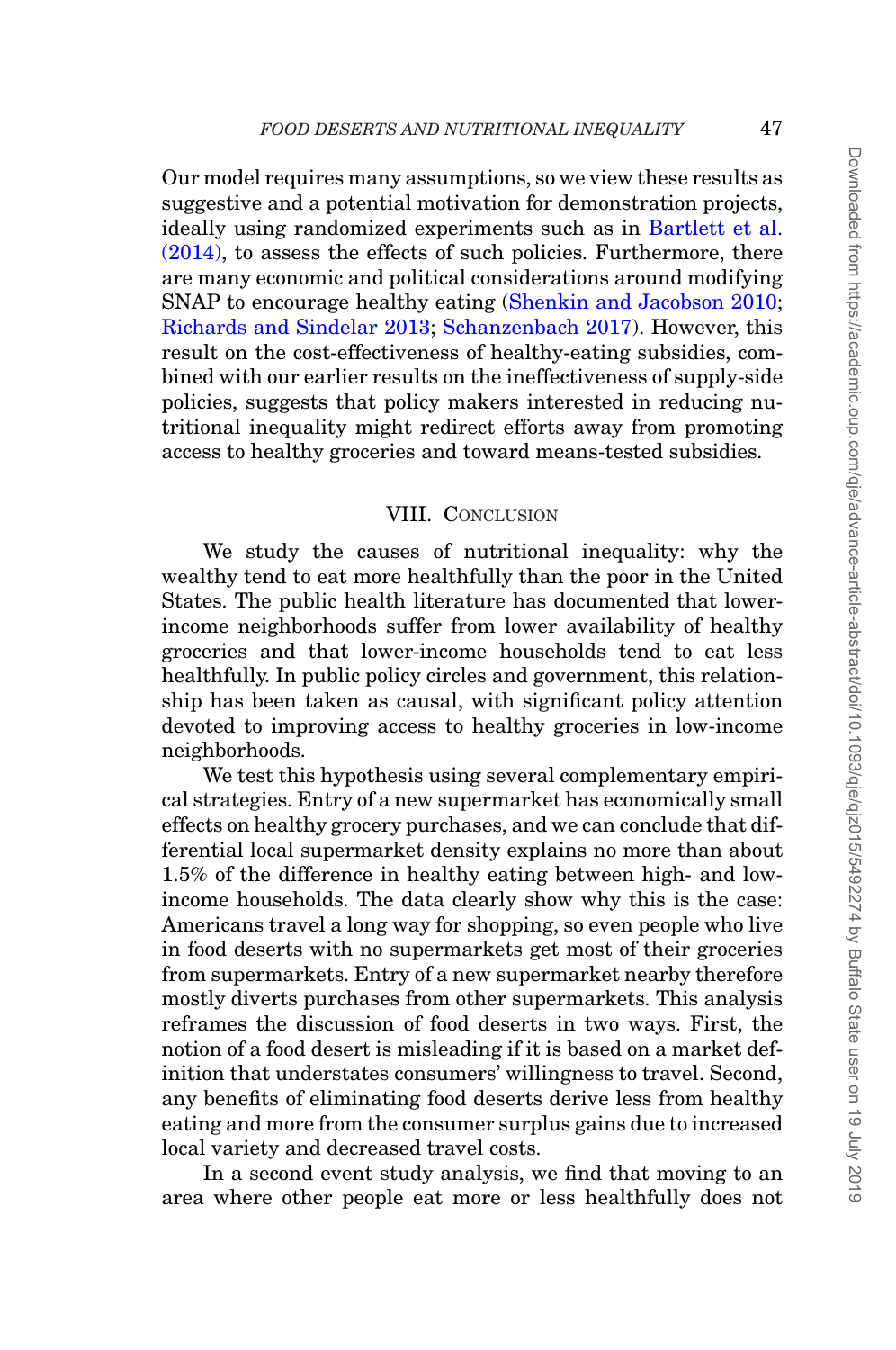Our model requires many assumptions, so we view these results as suggestive and a potential motivation for demonstration projects, ideally using randomized experiments such as in Bartlett et al. (2014), to assess the effects of such policies. Furthermore, there are many economic and political considerations around modifying SNAP to encourage healthy eating (Shenkin and Jacobson 2010; Richards and Sindelar 2013; Schanzenbach 2017). However, this result on the cost-effectiveness of healthy-eating subsidies, combined with our earlier results on the ineffectiveness of supply-side policies, suggests that policy makers interested in reducing nutritional inequality might redirect efforts away from promoting access to healthy groceries and toward means-tested subsidies.

## VIII. Conclusion

We study the causes of nutritional inequality: why the wealthy tend to eat more healthfully than the poor in the United States. The public health literature has documented that lower-income neighborhoods suffer from lower availability of healthy groceries and that lower-income households tend to eat less healthfully. In public policy circles and government, this relationship has been taken as causal, with significant policy attention devoted to improving access to healthy groceries in low-income neighborhoods.

We test this hypothesis using several complementary empirical strategies. Entry of a new supermarket has economically small effects on healthy grocery purchases, and we can conclude that differential local supermarket density explains no more than about 1.5% of the difference in healthy eating between high- and low-income households. The data clearly show why this is the case: Americans travel a long way for shopping, so even people who live in food deserts with no supermarkets get most of their groceries from supermarkets. Entry of a new supermarket nearby therefore mostly diverts purchases from other supermarkets. This analysis reframes the discussion of food deserts in two ways. First, the notion of a food desert is misleading if it is based on a market definition that understates consumers' willingness to travel. Second, any benefits of eliminating food deserts derive less from healthy eating and more from the consumer surplus gains due to increased local variety and decreased travel costs.

In a second event study analysis, we find that moving to an area where other people eat more or less healthfully does not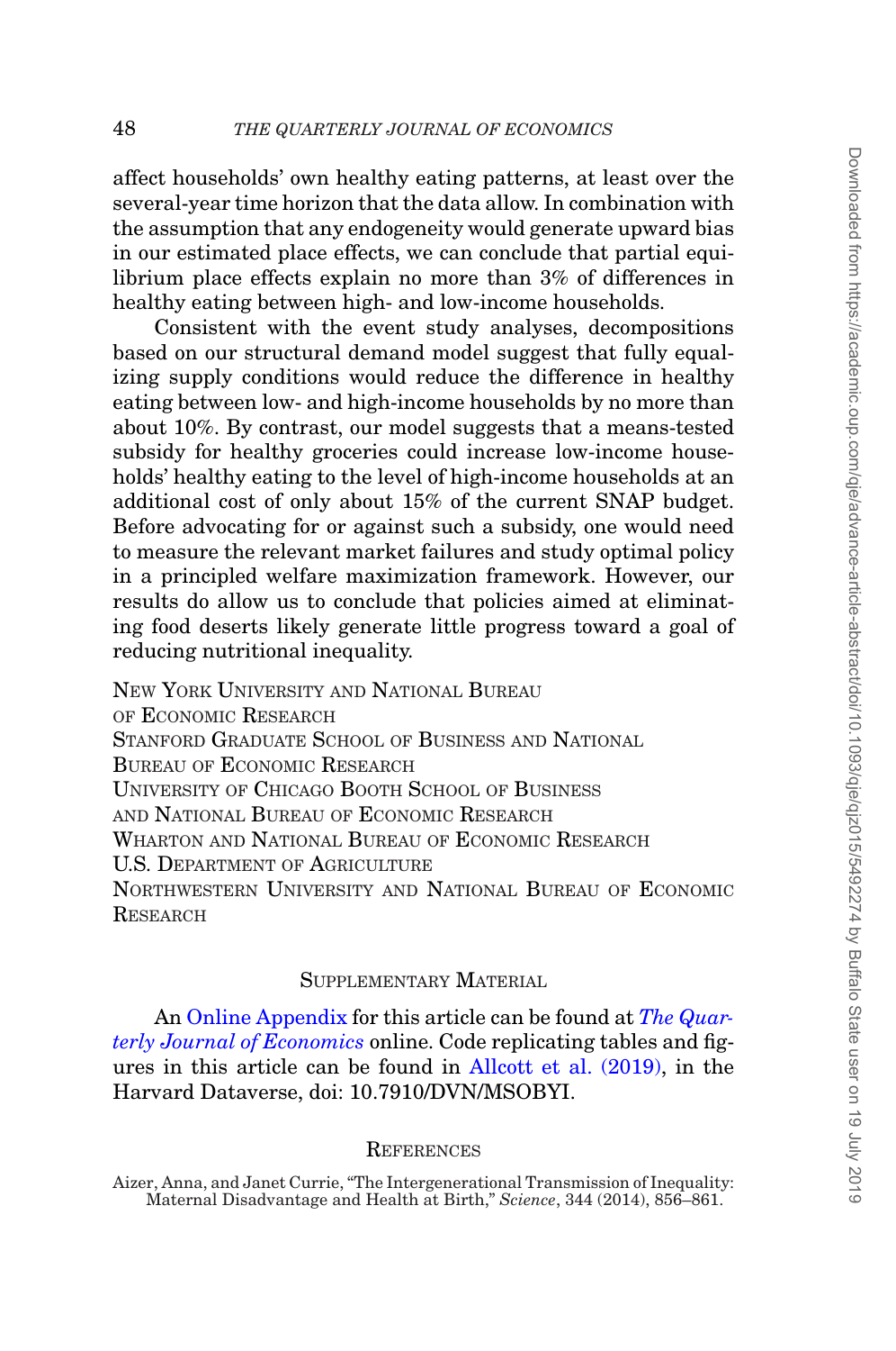affect households' own healthy eating patterns, at least over the several-year time horizon that the data allow. In combination with the assumption that any endogeneity would generate upward bias in our estimated place effects, we can conclude that partial equilibrium place effects explain no more than 3% of differences in healthy eating between high- and low-income households.

Consistent with the event study analyses, decompositions based on our structural demand model suggest that fully equalizing supply conditions would reduce the difference in healthy eating between low- and high-income households by no more than about 10%. By contrast, our model suggests that a means-tested subsidy for healthy groceries could increase low-income households' healthy eating to the level of high-income households at an additional cost of only about 15% of the current SNAP budget. Before advocating for or against such a subsidy, one would need to measure the relevant market failures and study optimal policy in a principled welfare maximization framework. However, our results do allow us to conclude that policies aimed at eliminating food deserts likely generate little progress toward a goal of reducing nutritional inequality.

New York University and National Bureau of Economic Research
Stanford Graduate School of Business and National Bureau of Economic Research
University of Chicago Booth School of Business and National Bureau of Economic Research
Wharton and National Bureau of Economic Research
U.S. Department of Agriculture
Northwestern University and National Bureau of Economic Research

## Supplementary Material

An Online Appendix for this article can be found at *The Quarterly Journal of Economics* online. Code replicating tables and figures in this article can be found in Allcott et al. (2019), in the Harvard Dataverse, doi: 10.7910/DVN/MSOBYI.

## References

Aizer, Anna, and Janet Currie, "The Intergenerational Transmission of Inequality: Maternal Disadvantage and Health at Birth," *Science*, 344 (2014), 856–861.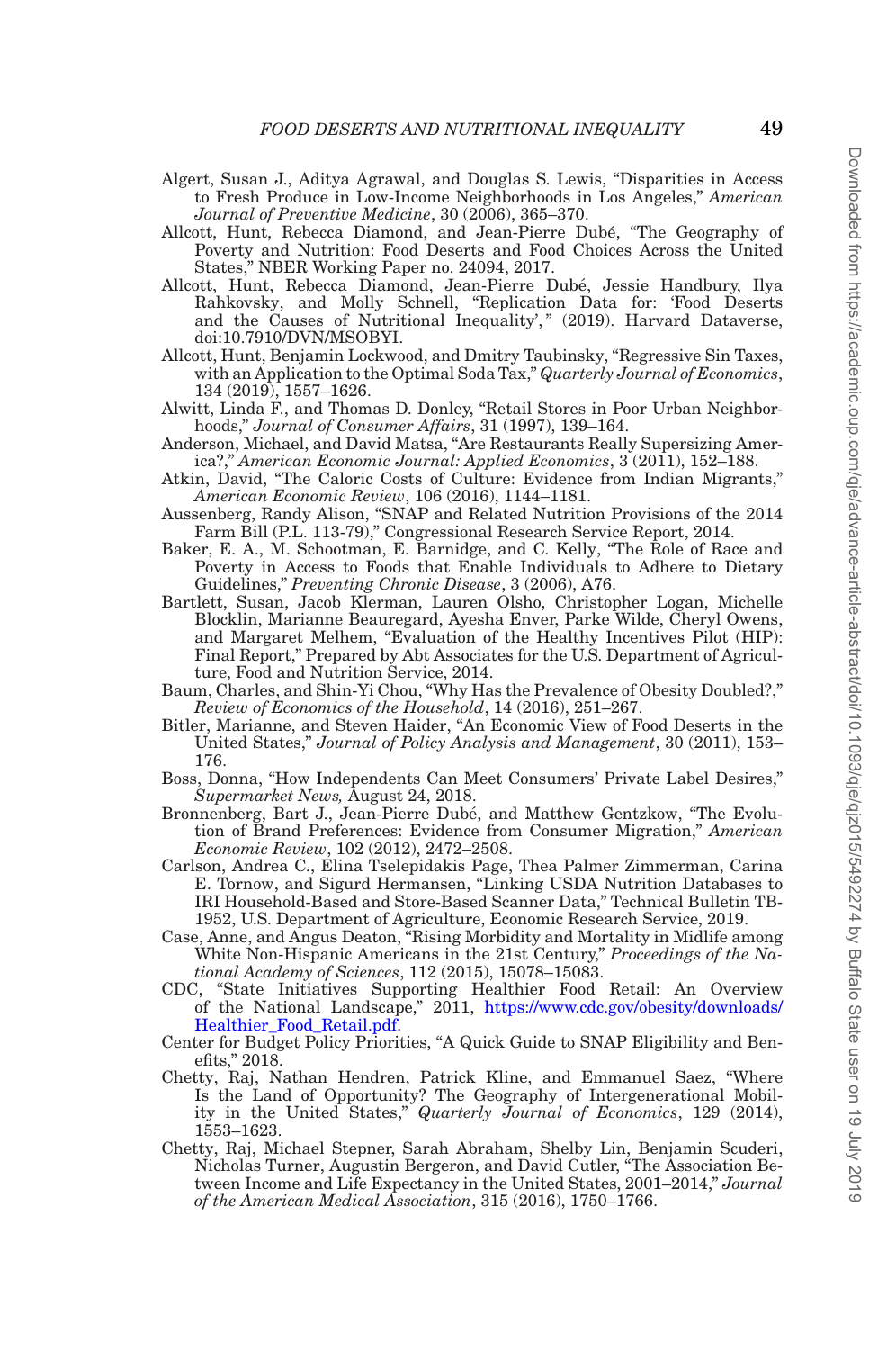Algert, Susan J., Aditya Agrawal, and Douglas S. Lewis, "Disparities in Access to Fresh Produce in Low-Income Neighborhoods in Los Angeles," *American Journal of Preventive Medicine*, 30 (2006), 365–370.

Allcott, Hunt, Rebecca Diamond, and Jean-Pierre Dubé, "The Geography of Poverty and Nutrition: Food Deserts and Food Choices Across the United States," NBER Working Paper no. 24094, 2017.

Allcott, Hunt, Rebecca Diamond, Jean-Pierre Dubé, Jessie Handbury, Ilya Rahkovsky, and Molly Schnell, "Replication Data for: 'Food Deserts and the Causes of Nutritional Inequality'," (2019). Harvard Dataverse, doi:10.7910/DVN/MSOBYI.

Allcott, Hunt, Benjamin Lockwood, and Dmitry Taubinsky, "Regressive Sin Taxes, with an Application to the Optimal Soda Tax," *Quarterly Journal of Economics*, 134 (2019), 1557–1626.

Alwitt, Linda F., and Thomas D. Donley, "Retail Stores in Poor Urban Neighborhoods," *Journal of Consumer Affairs*, 31 (1997), 139–164.

Anderson, Michael, and David Matsa, "Are Restaurants Really Supersizing America?," *American Economic Journal: Applied Economics*, 3 (2011), 152–188.

Atkin, David, "The Caloric Costs of Culture: Evidence from Indian Migrants," *American Economic Review*, 106 (2016), 1144–1181.

Aussenberg, Randy Alison, "SNAP and Related Nutrition Provisions of the 2014 Farm Bill (P.L. 113-79)," Congressional Research Service Report, 2014.

Baker, E. A., M. Schootman, E. Barnidge, and C. Kelly, "The Role of Race and Poverty in Access to Foods that Enable Individuals to Adhere to Dietary Guidelines," *Preventing Chronic Disease*, 3 (2006), A76.

Bartlett, Susan, Jacob Klerman, Lauren Olsho, Christopher Logan, Michelle Blocklin, Marianne Beauregard, Ayesha Enver, Parke Wilde, Cheryl Owens, and Margaret Melhem, "Evaluation of the Healthy Incentives Pilot (HIP): Final Report," Prepared by Abt Associates for the U.S. Department of Agriculture, Food and Nutrition Service, 2014.

Baum, Charles, and Shin-Yi Chou, "Why Has the Prevalence of Obesity Doubled?," *Review of Economics of the Household*, 14 (2016), 251–267.

Bitler, Marianne, and Steven Haider, "An Economic View of Food Deserts in the United States," *Journal of Policy Analysis and Management*, 30 (2011), 153–176.

Boss, Donna, "How Independents Can Meet Consumers' Private Label Desires," *Supermarket News,* August 24, 2018.

Bronnenberg, Bart J., Jean-Pierre Dubé, and Matthew Gentzkow, "The Evolution of Brand Preferences: Evidence from Consumer Migration," *American Economic Review*, 102 (2012), 2472–2508.

Carlson, Andrea C., Elina Tselepidakis Page, Thea Palmer Zimmerman, Carina E. Tornow, and Sigurd Hermansen, "Linking USDA Nutrition Databases to IRI Household-Based and Store-Based Scanner Data," Technical Bulletin TB-1952, U.S. Department of Agriculture, Economic Research Service, 2019.

Case, Anne, and Angus Deaton, "Rising Morbidity and Mortality in Midlife among White Non-Hispanic Americans in the 21st Century," *Proceedings of the National Academy of Sciences*, 112 (2015), 15078–15083.

CDC, "State Initiatives Supporting Healthier Food Retail: An Overview of the National Landscape," 2011, https://www.cdc.gov/obesity/downloads/Healthier_Food_Retail.pdf.

Center for Budget Policy Priorities, "A Quick Guide to SNAP Eligibility and Benefits," 2018.

Chetty, Raj, Nathan Hendren, Patrick Kline, and Emmanuel Saez, "Where Is the Land of Opportunity? The Geography of Intergenerational Mobility in the United States," *Quarterly Journal of Economics*, 129 (2014), 1553–1623.

Chetty, Raj, Michael Stepner, Sarah Abraham, Shelby Lin, Benjamin Scuderi, Nicholas Turner, Augustin Bergeron, and David Cutler, "The Association Between Income and Life Expectancy in the United States, 2001–2014," *Journal of the American Medical Association*, 315 (2016), 1750–1766.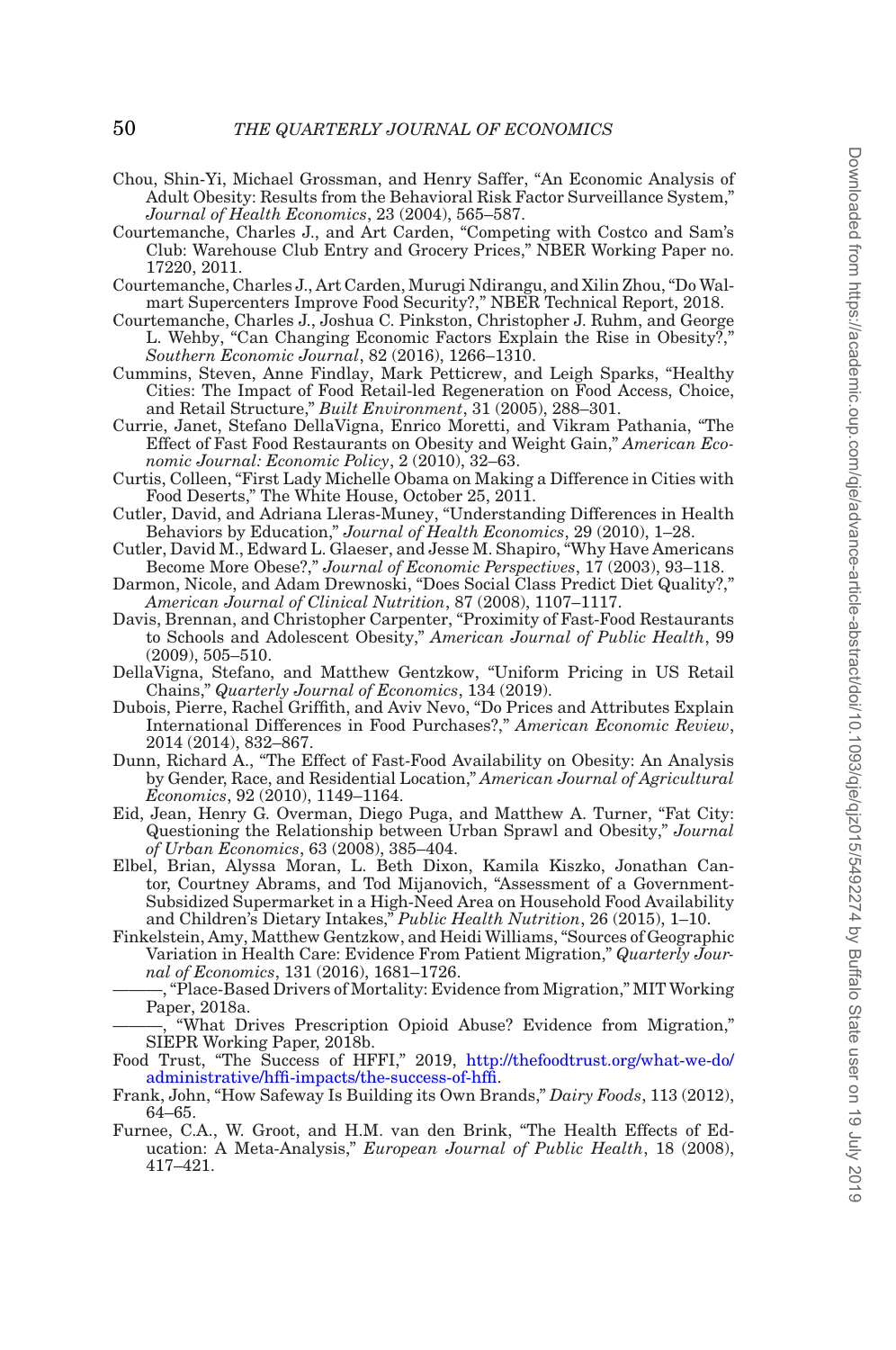Chou, Shin-Yi, Michael Grossman, and Henry Saffer, "An Economic Analysis of Adult Obesity: Results from the Behavioral Risk Factor Surveillance System," *Journal of Health Economics*, 23 (2004), 565–587.

Courtemanche, Charles J., and Art Carden, "Competing with Costco and Sam's Club: Warehouse Club Entry and Grocery Prices," NBER Working Paper no. 17220, 2011.

Courtemanche, Charles J., Art Carden, Murugi Ndirangu, and Xilin Zhou, "Do Walmart Supercenters Improve Food Security?," NBER Technical Report, 2018.

Courtemanche, Charles J., Joshua C. Pinkston, Christopher J. Ruhm, and George L. Wehby, "Can Changing Economic Factors Explain the Rise in Obesity?," *Southern Economic Journal*, 82 (2016), 1266–1310.

Cummins, Steven, Anne Findlay, Mark Petticrew, and Leigh Sparks, "Healthy Cities: The Impact of Food Retail-led Regeneration on Food Access, Choice, and Retail Structure," *Built Environment*, 31 (2005), 288–301.

Currie, Janet, Stefano DellaVigna, Enrico Moretti, and Vikram Pathania, "The Effect of Fast Food Restaurants on Obesity and Weight Gain," *American Economic Journal: Economic Policy*, 2 (2010), 32–63.

Curtis, Colleen, "First Lady Michelle Obama on Making a Difference in Cities with Food Deserts," The White House, October 25, 2011.

Cutler, David, and Adriana Lleras-Muney, "Understanding Differences in Health Behaviors by Education," *Journal of Health Economics*, 29 (2010), 1–28.

Cutler, David M., Edward L. Glaeser, and Jesse M. Shapiro, "Why Have Americans Become More Obese?," *Journal of Economic Perspectives*, 17 (2003), 93–118.

Darmon, Nicole, and Adam Drewnoski, "Does Social Class Predict Diet Quality?," *American Journal of Clinical Nutrition*, 87 (2008), 1107–1117.

Davis, Brennan, and Christopher Carpenter, "Proximity of Fast-Food Restaurants to Schools and Adolescent Obesity," *American Journal of Public Health*, 99 (2009), 505–510.

DellaVigna, Stefano, and Matthew Gentzkow, "Uniform Pricing in US Retail Chains," *Quarterly Journal of Economics*, 134 (2019).

Dubois, Pierre, Rachel Griffith, and Aviv Nevo, "Do Prices and Attributes Explain International Differences in Food Purchases?," *American Economic Review*, 2014 (2014), 832–867.

Dunn, Richard A., "The Effect of Fast-Food Availability on Obesity: An Analysis by Gender, Race, and Residential Location," *American Journal of Agricultural Economics*, 92 (2010), 1149–1164.

Eid, Jean, Henry G. Overman, Diego Puga, and Matthew A. Turner, "Fat City: Questioning the Relationship between Urban Sprawl and Obesity," *Journal of Urban Economics*, 63 (2008), 385–404.

Elbel, Brian, Alyssa Moran, L. Beth Dixon, Kamila Kiszko, Jonathan Cantor, Courtney Abrams, and Tod Mijanovich, "Assessment of a Government-Subsidized Supermarket in a High-Need Area on Household Food Availability and Children's Dietary Intakes," *Public Health Nutrition*, 26 (2015), 1–10.

Finkelstein, Amy, Matthew Gentzkow, and Heidi Williams, "Sources of Geographic Variation in Health Care: Evidence From Patient Migration," *Quarterly Journal of Economics*, 131 (2016), 1681–1726.

———, "Place-Based Drivers of Mortality: Evidence from Migration," MIT Working Paper, 2018a.

———, "What Drives Prescription Opioid Abuse? Evidence from Migration," SIEPR Working Paper, 2018b.

Food Trust, "The Success of HFFI," 2019, http://thefoodtrust.org/what-we-do/administrative/hffi-impacts/the-success-of-hffi.

Frank, John, "How Safeway Is Building its Own Brands," *Dairy Foods*, 113 (2012), 64–65.

Furnee, C.A., W. Groot, and H.M. van den Brink, "The Health Effects of Education: A Meta-Analysis," *European Journal of Public Health*, 18 (2008), 417–421.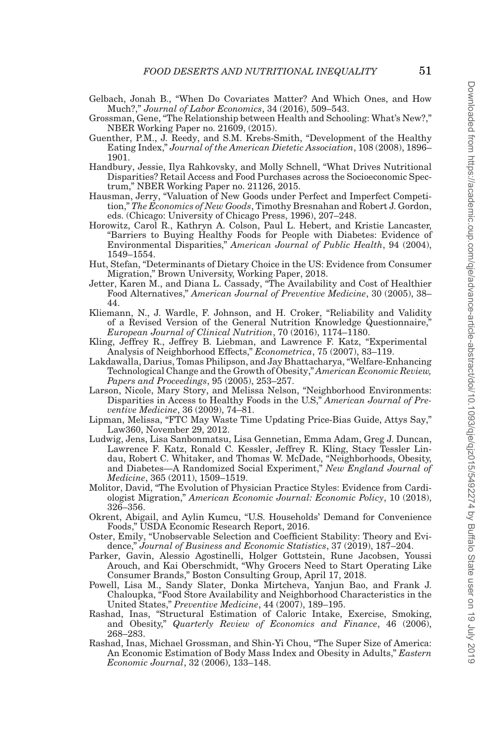Gelbach, Jonah B., "When Do Covariates Matter? And Which Ones, and How Much?," *Journal of Labor Economics*, 34 (2016), 509–543.

Grossman, Gene, "The Relationship between Health and Schooling: What's New?," NBER Working Paper no. 21609, (2015).

Guenther, P.M., J. Reedy, and S.M. Krebs-Smith, "Development of the Healthy Eating Index," *Journal of the American Dietetic Association*, 108 (2008), 1896–1901.

Handbury, Jessie, Ilya Rahkovsky, and Molly Schnell, "What Drives Nutritional Disparities? Retail Access and Food Purchases across the Socioeconomic Spectrum," NBER Working Paper no. 21126, 2015.

Hausman, Jerry, "Valuation of New Goods under Perfect and Imperfect Competition," *The Economics of New Goods*, Timothy Bresnahan and Robert J. Gordon, eds. (Chicago: University of Chicago Press, 1996), 207–248.

Horowitz, Carol R., Kathryn A. Colson, Paul L. Hebert, and Kristie Lancaster, "Barriers to Buying Healthy Foods for People with Diabetes: Evidence of Environmental Disparities," *American Journal of Public Health*, 94 (2004), 1549–1554.

Hut, Stefan, "Determinants of Dietary Choice in the US: Evidence from Consumer Migration," Brown University, Working Paper, 2018.

Jetter, Karen M., and Diana L. Cassady, "The Availability and Cost of Healthier Food Alternatives," *American Journal of Preventive Medicine*, 30 (2005), 38–44.

Kliemann, N., J. Wardle, F. Johnson, and H. Croker, "Reliability and Validity of a Revised Version of the General Nutrition Knowledge Questionnaire," *European Journal of Clinical Nutrition*, 70 (2016), 1174–1180.

Kling, Jeffrey R., Jeffrey B. Liebman, and Lawrence F. Katz, "Experimental Analysis of Neighborhood Effects," *Econometrica*, 75 (2007), 83–119.

Lakdawalla, Darius, Tomas Philipson, and Jay Bhattacharya, "Welfare-Enhancing Technological Change and the Growth of Obesity," *American Economic Review, Papers and Proceedings*, 95 (2005), 253–257.

Larson, Nicole, Mary Story, and Melissa Nelson, "Neighborhood Environments: Disparities in Access to Healthy Foods in the U.S," *American Journal of Preventive Medicine*, 36 (2009), 74–81.

Lipman, Melissa, "FTC May Waste Time Updating Price-Bias Guide, Attys Say," Law360, November 29, 2012.

Ludwig, Jens, Lisa Sanbonmatsu, Lisa Gennetian, Emma Adam, Greg J. Duncan, Lawrence F. Katz, Ronald C. Kessler, Jeffrey R. Kling, Stacy Tessler Lindau, Robert C. Whitaker, and Thomas W. McDade, "Neighborhoods, Obesity, and Diabetes—A Randomized Social Experiment," *New England Journal of Medicine*, 365 (2011), 1509–1519.

Molitor, David, "The Evolution of Physician Practice Styles: Evidence from Cardiologist Migration," *American Economic Journal: Economic Policy*, 10 (2018), 326–356.

Okrent, Abigail, and Aylin Kumcu, "U.S. Households' Demand for Convenience Foods," USDA Economic Research Report, 2016.

Oster, Emily, "Unobservable Selection and Coefficient Stability: Theory and Evidence," *Journal of Business and Economic Statistics*, 37 (2019), 187–204.

Parker, Gavin, Alessio Agostinelli, Holger Gottstein, Rune Jacobsen, Youssi Arouch, and Kai Oberschmidt, "Why Grocers Need to Start Operating Like Consumer Brands," Boston Consulting Group, April 17, 2018.

Powell, Lisa M., Sandy Slater, Donka Mirtcheva, Yanjun Bao, and Frank J. Chaloupka, "Food Store Availability and Neighborhood Characteristics in the United States," *Preventive Medicine*, 44 (2007), 189–195.

Rashad, Inas, "Structural Estimation of Caloric Intake, Exercise, Smoking, and Obesity," *Quarterly Review of Economics and Finance*, 46 (2006), 268–283.

Rashad, Inas, Michael Grossman, and Shin-Yi Chou, "The Super Size of America: An Economic Estimation of Body Mass Index and Obesity in Adults," *Eastern Economic Journal*, 32 (2006), 133–148.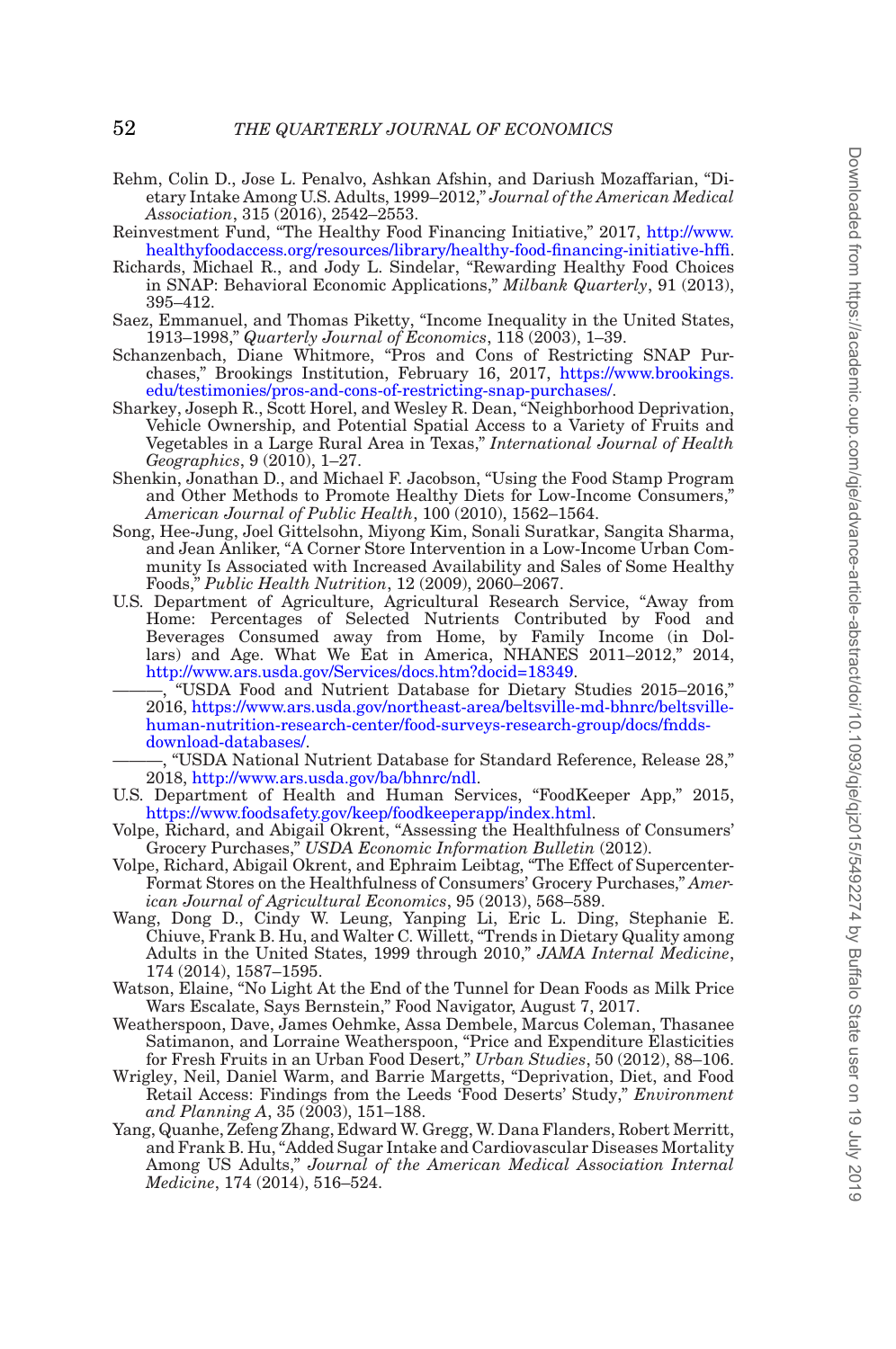Rehm, Colin D., Jose L. Penalvo, Ashkan Afshin, and Dariush Mozaffarian, "Dietary Intake Among U.S. Adults, 1999–2012," *Journal of the American Medical Association*, 315 (2016), 2542–2553.

Reinvestment Fund, "The Healthy Food Financing Initiative," 2017, http://www.healthyfoodaccess.org/resources/library/healthy-food-financing-initiative-hffi.

Richards, Michael R., and Jody L. Sindelar, "Rewarding Healthy Food Choices in SNAP: Behavioral Economic Applications," *Milbank Quarterly*, 91 (2013), 395–412.

Saez, Emmanuel, and Thomas Piketty, "Income Inequality in the United States, 1913–1998," *Quarterly Journal of Economics*, 118 (2003), 1–39.

Schanzenbach, Diane Whitmore, "Pros and Cons of Restricting SNAP Purchases," Brookings Institution, February 16, 2017, https://www.brookings.edu/testimonies/pros-and-cons-of-restricting-snap-purchases/.

Sharkey, Joseph R., Scott Horel, and Wesley R. Dean, "Neighborhood Deprivation, Vehicle Ownership, and Potential Spatial Access to a Variety of Fruits and Vegetables in a Large Rural Area in Texas," *International Journal of Health Geographics*, 9 (2010), 1–27.

Shenkin, Jonathan D., and Michael F. Jacobson, "Using the Food Stamp Program and Other Methods to Promote Healthy Diets for Low-Income Consumers," *American Journal of Public Health*, 100 (2010), 1562–1564.

Song, Hee-Jung, Joel Gittelsohn, Miyong Kim, Sonali Suratkar, Sangita Sharma, and Jean Anliker, "A Corner Store Intervention in a Low-Income Urban Community Is Associated with Increased Availability and Sales of Some Healthy Foods," *Public Health Nutrition*, 12 (2009), 2060–2067.

U.S. Department of Agriculture, Agricultural Research Service, "Away from Home: Percentages of Selected Nutrients Contributed by Food and Beverages Consumed away from Home, by Family Income (in Dollars) and Age. What We Eat in America, NHANES 2011–2012," 2014, http://www.ars.usda.gov/Services/docs.htm?docid=18349.

———, "USDA Food and Nutrient Database for Dietary Studies 2015–2016," 2016, https://www.ars.usda.gov/northeast-area/beltsville-md-bhnrc/beltsville-human-nutrition-research-center/food-surveys-research-group/docs/fndds-download-databases/.

———, "USDA National Nutrient Database for Standard Reference, Release 28," 2018, http://www.ars.usda.gov/ba/bhnrc/ndl.

U.S. Department of Health and Human Services, "FoodKeeper App," 2015, https://www.foodsafety.gov/keep/foodkeeperapp/index.html.

Volpe, Richard, and Abigail Okrent, "Assessing the Healthfulness of Consumers' Grocery Purchases," *USDA Economic Information Bulletin* (2012).

Volpe, Richard, Abigail Okrent, and Ephraim Leibtag, "The Effect of Supercenter-Format Stores on the Healthfulness of Consumers' Grocery Purchases," *American Journal of Agricultural Economics*, 95 (2013), 568–589.

Wang, Dong D., Cindy W. Leung, Yanping Li, Eric L. Ding, Stephanie E. Chiuve, Frank B. Hu, and Walter C. Willett, "Trends in Dietary Quality among Adults in the United States, 1999 through 2010," *JAMA Internal Medicine*, 174 (2014), 1587–1595.

Watson, Elaine, "No Light At the End of the Tunnel for Dean Foods as Milk Price Wars Escalate, Says Bernstein," Food Navigator, August 7, 2017.

Weatherspoon, Dave, James Oehmke, Assa Dembele, Marcus Coleman, Thasanee Satimanon, and Lorraine Weatherspoon, "Price and Expenditure Elasticities for Fresh Fruits in an Urban Food Desert," *Urban Studies*, 50 (2012), 88–106.

Wrigley, Neil, Daniel Warm, and Barrie Margetts, "Deprivation, Diet, and Food Retail Access: Findings from the Leeds 'Food Deserts' Study," *Environment and Planning A*, 35 (2003), 151–188.

Yang, Quanhe, Zefeng Zhang, Edward W. Gregg, W. Dana Flanders, Robert Merritt, and Frank B. Hu, "Added Sugar Intake and Cardiovascular Diseases Mortality Among US Adults," *Journal of the American Medical Association Internal Medicine*, 174 (2014), 516–524.